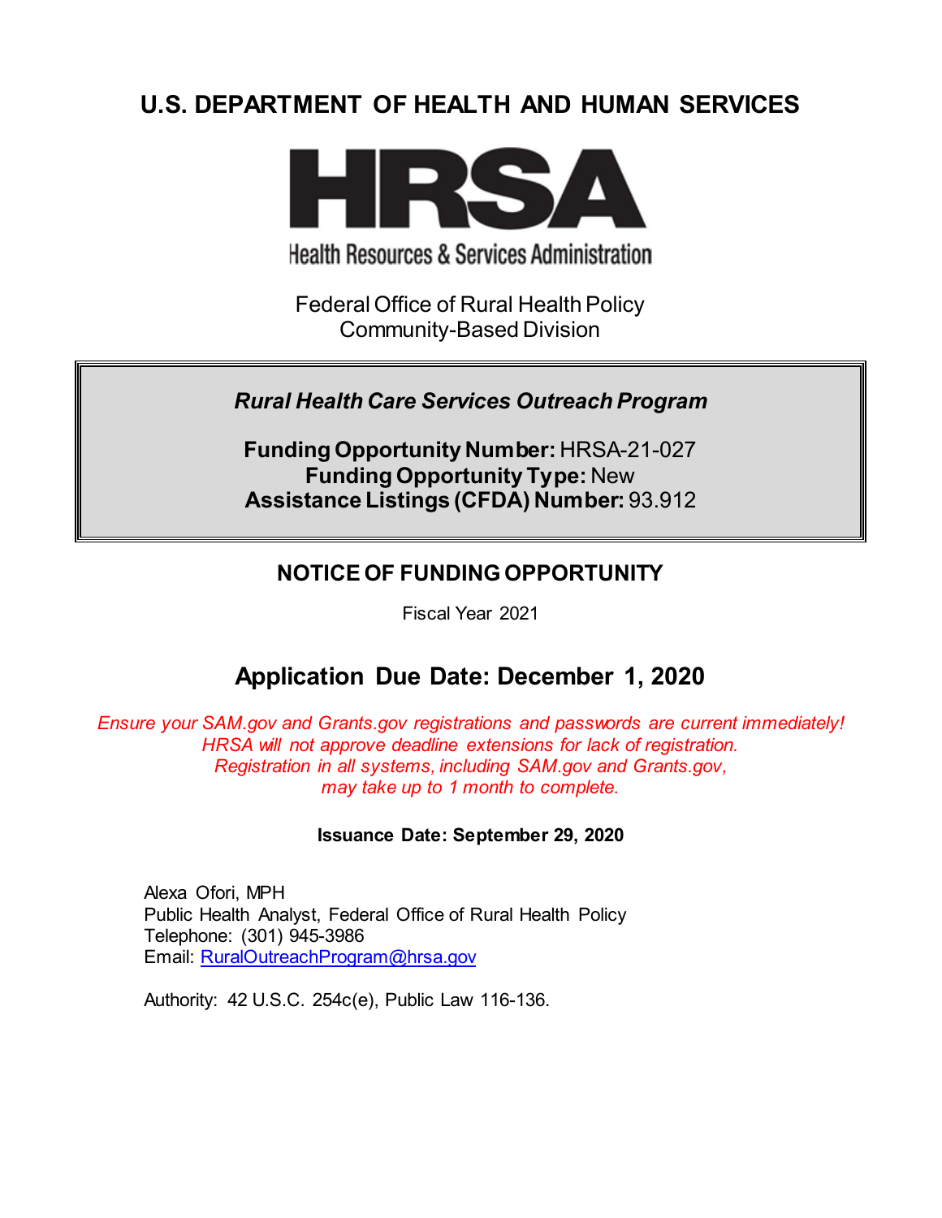# U.S. DEPARTMENT OF HEALTH AND HUMAN SERVICES

**HRSA**

Health Resources & Services Administration

Federal Office of Rural Health Policy
Community-Based Division

***Rural Health Care Services Outreach Program***

**Funding Opportunity Number:** HRSA-21-027
**Funding Opportunity Type:** New
**Assistance Listings (CFDA) Number:** 93.912

## NOTICE OF FUNDING OPPORTUNITY

Fiscal Year 2021

## Application Due Date: December 1, 2020

*Ensure your SAM.gov and Grants.gov registrations and passwords are current immediately! HRSA will not approve deadline extensions for lack of registration. Registration in all systems, including SAM.gov and Grants.gov, may take up to 1 month to complete.*

**Issuance Date: September 29, 2020**

Alexa Ofori, MPH
Public Health Analyst, Federal Office of Rural Health Policy
Telephone: (301) 945-3986
Email: RuralOutreachProgram@hrsa.gov

Authority: 42 U.S.C. 254c(e), Public Law 116-136.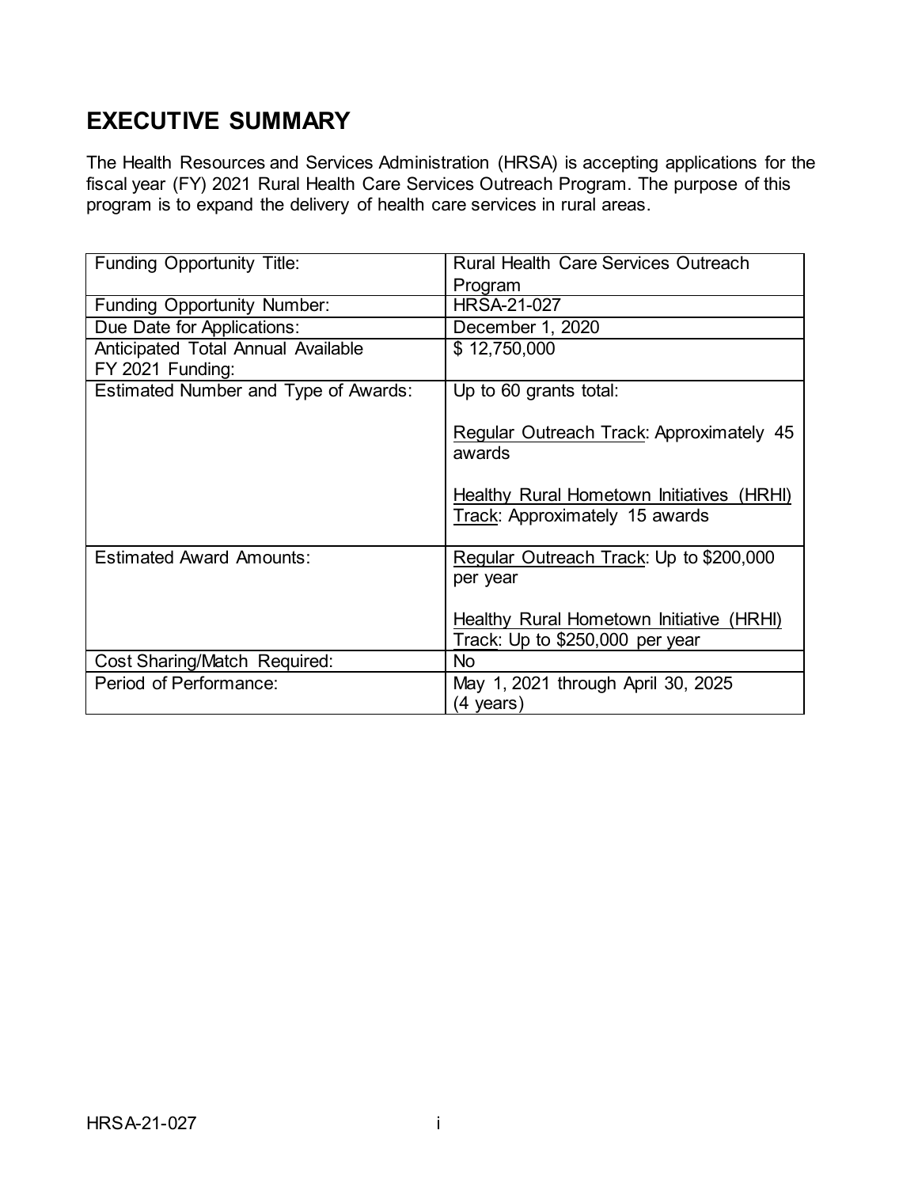# EXECUTIVE SUMMARY

The Health Resources and Services Administration (HRSA) is accepting applications for the fiscal year (FY) 2021 Rural Health Care Services Outreach Program. The purpose of this program is to expand the delivery of health care services in rural areas.

| | |
|---|---|
| Funding Opportunity Title: | Rural Health Care Services Outreach Program |
| Funding Opportunity Number: | HRSA-21-027 |
| Due Date for Applications: | December 1, 2020 |
| Anticipated Total Annual Available FY 2021 Funding: | $ 12,750,000 |
| Estimated Number and Type of Awards: | Up to 60 grants total:<br><br>Regular Outreach Track: Approximately 45 awards<br><br>Healthy Rural Hometown Initiatives (HRHI) Track: Approximately 15 awards |
| Estimated Award Amounts: | Regular Outreach Track: Up to $200,000 per year<br><br>Healthy Rural Hometown Initiative (HRHI) Track: Up to $250,000 per year |
| Cost Sharing/Match Required: | No |
| Period of Performance: | May 1, 2021 through April 30, 2025 (4 years) |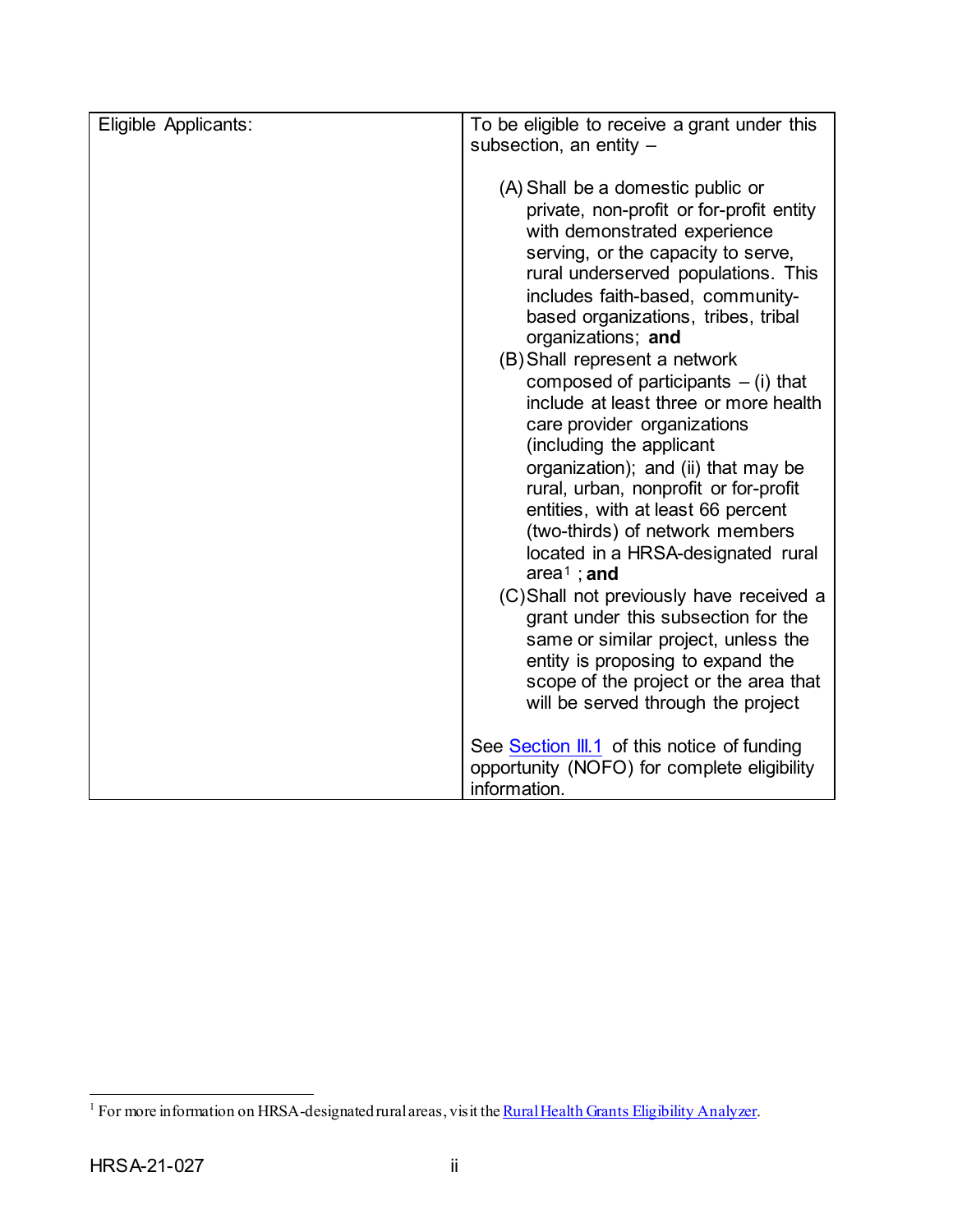| Eligible Applicants: | To be eligible to receive a grant under this subsection, an entity –<br><br>(A) Shall be a domestic public or private, non-profit or for-profit entity with demonstrated experience serving, or the capacity to serve, rural underserved populations. This includes faith-based, community-based organizations, tribes, tribal organizations; **and**<br>(B) Shall represent a network composed of participants – (i) that include at least three or more health care provider organizations (including the applicant organization); and (ii) that may be rural, urban, nonprofit or for-profit entities, with at least 66 percent (two-thirds) of network members located in a HRSA-designated rural area[1] ; **and**<br>(C) Shall not previously have received a grant under this subsection for the same or similar project, unless the entity is proposing to expand the scope of the project or the area that will be served through the project<br><br>See Section III.1 of this notice of funding opportunity (NOFO) for complete eligibility information. |
|---|---|

[1] For more information on HRSA-designated rural areas, visit the Rural Health Grants Eligibility Analyzer.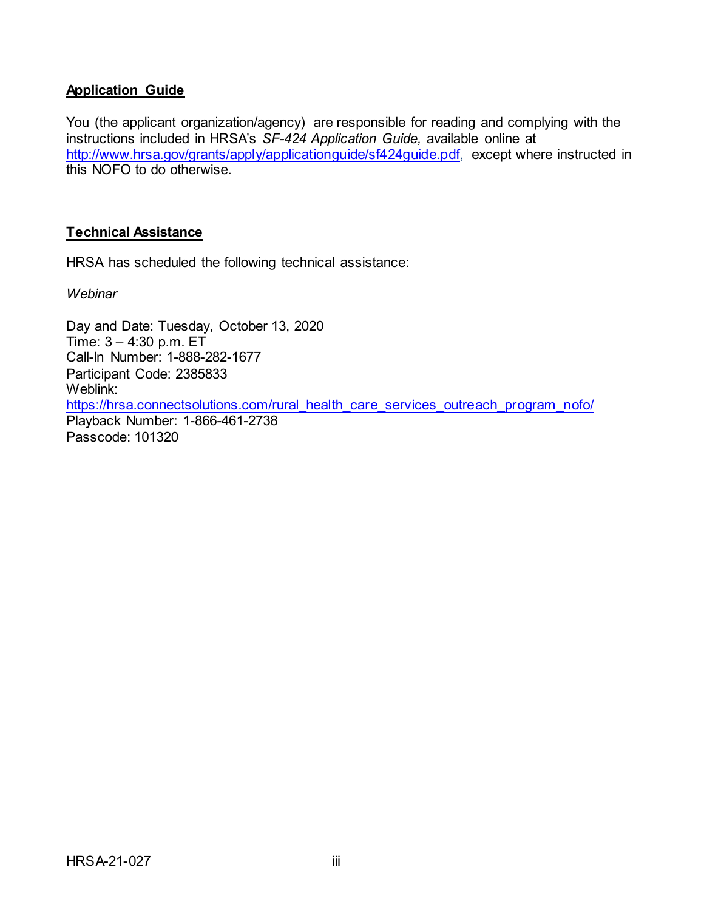## Application Guide

You (the applicant organization/agency) are responsible for reading and complying with the instructions included in HRSA's *SF-424 Application Guide,* available online at http://www.hrsa.gov/grants/apply/applicationguide/sf424guide.pdf, except where instructed in this NOFO to do otherwise.

## Technical Assistance

HRSA has scheduled the following technical assistance:

*Webinar*

Day and Date: Tuesday, October 13, 2020
Time: 3 – 4:30 p.m. ET
Call-In Number: 1-888-282-1677
Participant Code: 2385833
Weblink:
https://hrsa.connectsolutions.com/rural_health_care_services_outreach_program_nofo/
Playback Number: 1-866-461-2738
Passcode: 101320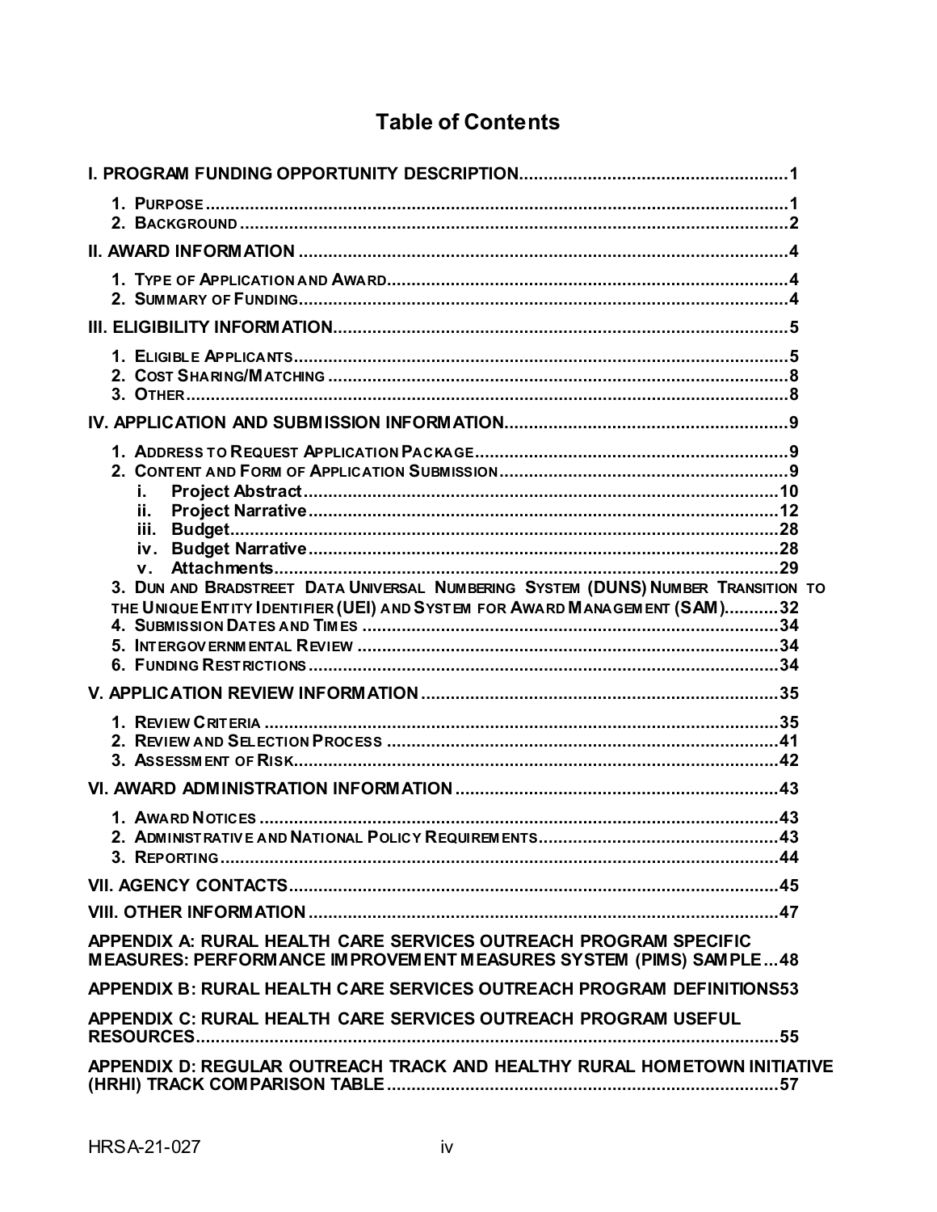# Table of Contents

**I. PROGRAM FUNDING OPPORTUNITY DESCRIPTION** ...................................................... 1

1. PURPOSE ........................................................................................................................ 1
2. BACKGROUND ................................................................................................................ 2

**II. AWARD INFORMATION** ................................................................................................... 4

1. TYPE OF APPLICATION AND AWARD................................................................................. 4
2. SUMMARY OF FUNDING.................................................................................................... 4

**III. ELIGIBILITY INFORMATION**........................................................................................... 5

1. ELIGIBLE APPLICANTS..................................................................................................... 5
2. COST SHARING/MATCHING ............................................................................................. 8
3. OTHER............................................................................................................................ 8

**IV. APPLICATION AND SUBMISSION INFORMATION**......................................................... 9

1. ADDRESS TO REQUEST APPLICATION PACKAGE............................................................... 9
2. CONTENT AND FORM OF APPLICATION SUBMISSION.......................................................... 9
   - i. **Project Abstract**...................................................................................................... 10
   - ii. **Project Narrative**.................................................................................................... 12
   - iii. **Budget**................................................................................................................... 28
   - iv. **Budget Narrative**................................................................................................... 28
   - v. **Attachments**........................................................................................................... 29
3. DUN AND BRADSTREET DATA UNIVERSAL NUMBERING SYSTEM (DUNS) NUMBER TRANSITION TO THE UNIQUE ENTITY IDENTIFIER (UEI) AND SYSTEM FOR AWARD MANAGEMENT (SAM)........... 32
4. SUBMISSION DATES AND TIMES .................................................................................... 34
5. INTERGOVERNMENTAL REVIEW ..................................................................................... 34
6. FUNDING RESTRICTIONS ............................................................................................... 34

**V. APPLICATION REVIEW INFORMATION** ......................................................................... 35

1. REVIEW CRITERIA .......................................................................................................... 35
2. REVIEW AND SELECTION PROCESS ............................................................................... 41
3. ASSESSMENT OF RISK.................................................................................................... 42

**VI. AWARD ADMINISTRATION INFORMATION** .................................................................. 43

1. AWARD NOTICES ........................................................................................................... 43
2. ADMINISTRATIVE AND NATIONAL POLICY REQUIREMENTS................................................ 43
3. REPORTING.................................................................................................................... 44

**VII. AGENCY CONTACTS**.................................................................................................... 45

**VIII. OTHER INFORMATION** ................................................................................................ 47

**APPENDIX A: RURAL HEALTH CARE SERVICES OUTREACH PROGRAM SPECIFIC MEASURES: PERFORMANCE IMPROVEMENT MEASURES SYSTEM (PIMS) SAMPLE** ... 48

**APPENDIX B: RURAL HEALTH CARE SERVICES OUTREACH PROGRAM DEFINITIONS** 53

**APPENDIX C: RURAL HEALTH CARE SERVICES OUTREACH PROGRAM USEFUL RESOURCES**........................................................................................................................ 55

**APPENDIX D: REGULAR OUTREACH TRACK AND HEALTHY RURAL HOMETOWN INITIATIVE (HRHI) TRACK COMPARISON TABLE** ................................................................. 57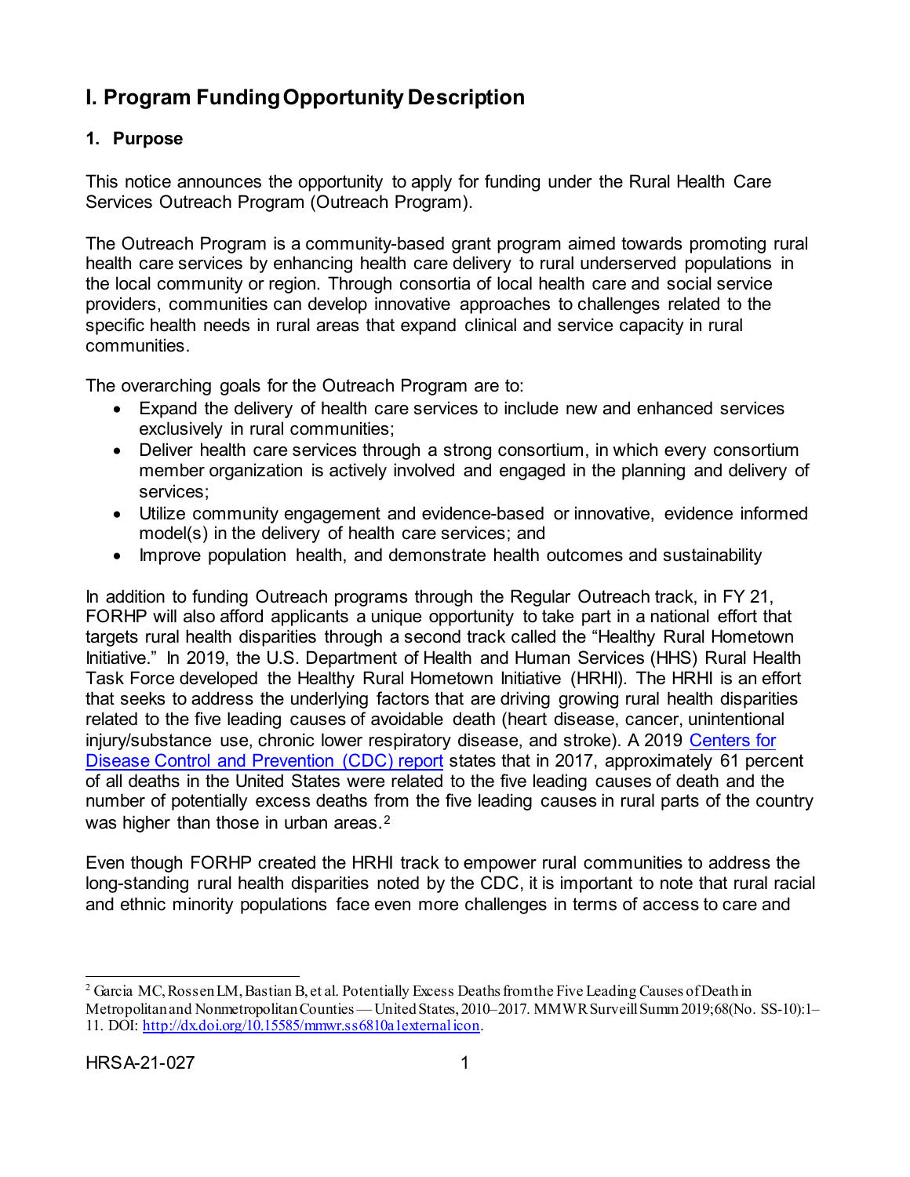# I. Program Funding Opportunity Description

## 1. Purpose

This notice announces the opportunity to apply for funding under the Rural Health Care Services Outreach Program (Outreach Program).

The Outreach Program is a community-based grant program aimed towards promoting rural health care services by enhancing health care delivery to rural underserved populations in the local community or region. Through consortia of local health care and social service providers, communities can develop innovative approaches to challenges related to the specific health needs in rural areas that expand clinical and service capacity in rural communities.

The overarching goals for the Outreach Program are to:

- Expand the delivery of health care services to include new and enhanced services exclusively in rural communities;
- Deliver health care services through a strong consortium, in which every consortium member organization is actively involved and engaged in the planning and delivery of services;
- Utilize community engagement and evidence-based or innovative, evidence informed model(s) in the delivery of health care services; and
- Improve population health, and demonstrate health outcomes and sustainability

In addition to funding Outreach programs through the Regular Outreach track, in FY 21, FORHP will also afford applicants a unique opportunity to take part in a national effort that targets rural health disparities through a second track called the "Healthy Rural Hometown Initiative." In 2019, the U.S. Department of Health and Human Services (HHS) Rural Health Task Force developed the Healthy Rural Hometown Initiative (HRHI). The HRHI is an effort that seeks to address the underlying factors that are driving growing rural health disparities related to the five leading causes of avoidable death (heart disease, cancer, unintentional injury/substance use, chronic lower respiratory disease, and stroke). A 2019 [Centers for Disease Control and Prevention (CDC) report](http://dx.doi.org/10.15585/mmwr.ss6810a1externalicon) states that in 2017, approximately 61 percent of all deaths in the United States were related to the five leading causes of death and the number of potentially excess deaths from the five leading causes in rural parts of the country was higher than those in urban areas.[2]

Even though FORHP created the HRHI track to empower rural communities to address the long-standing rural health disparities noted by the CDC, it is important to note that rural racial and ethnic minority populations face even more challenges in terms of access to care and

---

[2] Garcia MC, Rossen LM, Bastian B, et al. Potentially Excess Deaths from the Five Leading Causes of Death in Metropolitan and Nonmetropolitan Counties — United States, 2010–2017. MMWR Surveill Summ 2019;68(No. SS-10):1–11. DOI: http://dx.doi.org/10.15585/mmwr.ss6810a1external icon.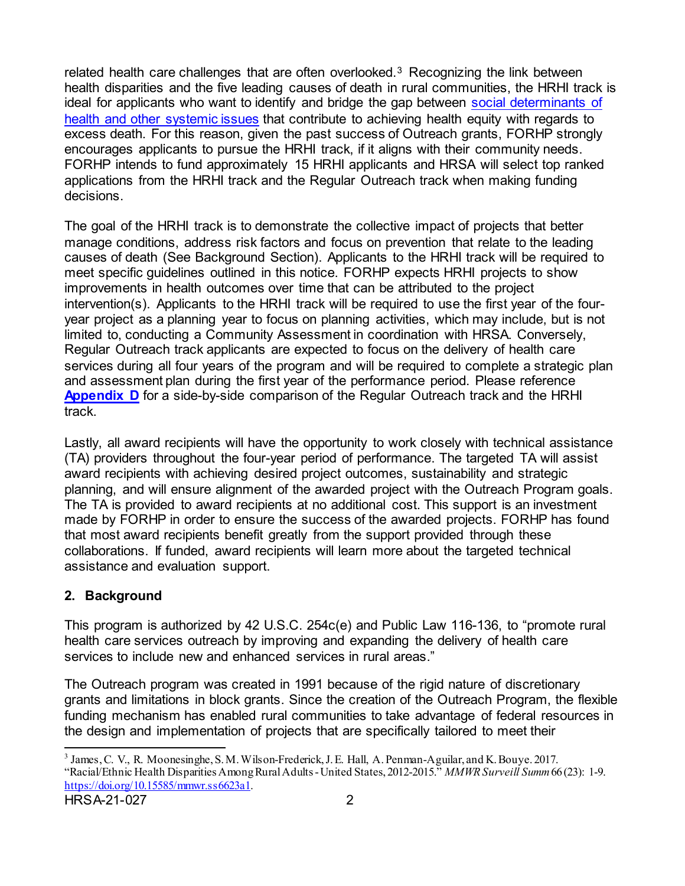related health care challenges that are often overlooked.[3] Recognizing the link between health disparities and the five leading causes of death in rural communities, the HRHI track is ideal for applicants who want to identify and bridge the gap between social determinants of health and other systemic issues that contribute to achieving health equity with regards to excess death. For this reason, given the past success of Outreach grants, FORHP strongly encourages applicants to pursue the HRHI track, if it aligns with their community needs. FORHP intends to fund approximately 15 HRHI applicants and HRSA will select top ranked applications from the HRHI track and the Regular Outreach track when making funding decisions.

The goal of the HRHI track is to demonstrate the collective impact of projects that better manage conditions, address risk factors and focus on prevention that relate to the leading causes of death (See Background Section). Applicants to the HRHI track will be required to meet specific guidelines outlined in this notice. FORHP expects HRHI projects to show improvements in health outcomes over time that can be attributed to the project intervention(s). Applicants to the HRHI track will be required to use the first year of the four-year project as a planning year to focus on planning activities, which may include, but is not limited to, conducting a Community Assessment in coordination with HRSA. Conversely, Regular Outreach track applicants are expected to focus on the delivery of health care services during all four years of the program and will be required to complete a strategic plan and assessment plan during the first year of the performance period. Please reference **Appendix D** for a side-by-side comparison of the Regular Outreach track and the HRHI track.

Lastly, all award recipients will have the opportunity to work closely with technical assistance (TA) providers throughout the four-year period of performance. The targeted TA will assist award recipients with achieving desired project outcomes, sustainability and strategic planning, and will ensure alignment of the awarded project with the Outreach Program goals. The TA is provided to award recipients at no additional cost. This support is an investment made by FORHP in order to ensure the success of the awarded projects. FORHP has found that most award recipients benefit greatly from the support provided through these collaborations. If funded, award recipients will learn more about the targeted technical assistance and evaluation support.

## 2. Background

This program is authorized by 42 U.S.C. 254c(e) and Public Law 116-136, to "promote rural health care services outreach by improving and expanding the delivery of health care services to include new and enhanced services in rural areas."

The Outreach program was created in 1991 because of the rigid nature of discretionary grants and limitations in block grants. Since the creation of the Outreach Program, the flexible funding mechanism has enabled rural communities to take advantage of federal resources in the design and implementation of projects that are specifically tailored to meet their

---

[3] James, C. V., R. Moonesinghe, S. M. Wilson-Frederick, J. E. Hall, A. Penman-Aguilar, and K. Bouye. 2017. "Racial/Ethnic Health Disparities Among Rural Adults - United States, 2012-2015." *MMWR Surveill Summ* 66 (23): 1-9. https://doi.org/10.15585/mmwr.ss6623a1.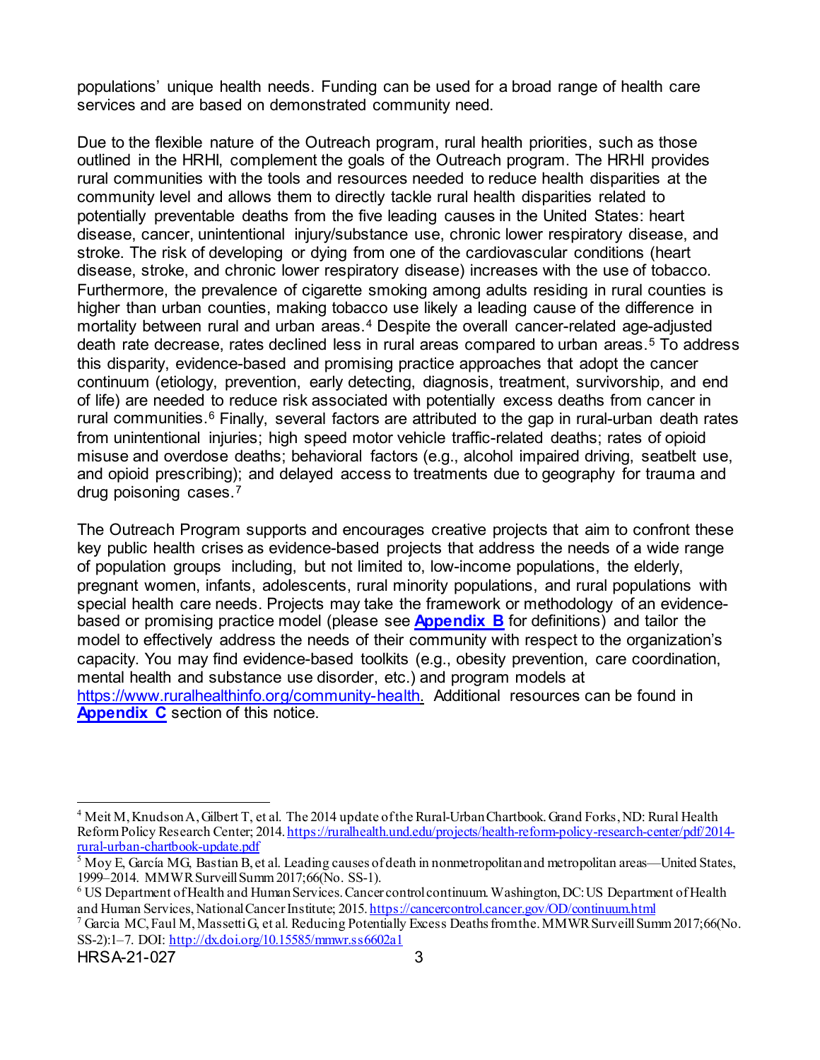populations' unique health needs. Funding can be used for a broad range of health care services and are based on demonstrated community need.

Due to the flexible nature of the Outreach program, rural health priorities, such as those outlined in the HRHI, complement the goals of the Outreach program. The HRHI provides rural communities with the tools and resources needed to reduce health disparities at the community level and allows them to directly tackle rural health disparities related to potentially preventable deaths from the five leading causes in the United States: heart disease, cancer, unintentional injury/substance use, chronic lower respiratory disease, and stroke. The risk of developing or dying from one of the cardiovascular conditions (heart disease, stroke, and chronic lower respiratory disease) increases with the use of tobacco. Furthermore, the prevalence of cigarette smoking among adults residing in rural counties is higher than urban counties, making tobacco use likely a leading cause of the difference in mortality between rural and urban areas.[4] Despite the overall cancer-related age-adjusted death rate decrease, rates declined less in rural areas compared to urban areas.[5] To address this disparity, evidence-based and promising practice approaches that adopt the cancer continuum (etiology, prevention, early detecting, diagnosis, treatment, survivorship, and end of life) are needed to reduce risk associated with potentially excess deaths from cancer in rural communities.[6] Finally, several factors are attributed to the gap in rural-urban death rates from unintentional injuries; high speed motor vehicle traffic-related deaths; rates of opioid misuse and overdose deaths; behavioral factors (e.g., alcohol impaired driving, seatbelt use, and opioid prescribing); and delayed access to treatments due to geography for trauma and drug poisoning cases.[7]

The Outreach Program supports and encourages creative projects that aim to confront these key public health crises as evidence-based projects that address the needs of a wide range of population groups including, but not limited to, low-income populations, the elderly, pregnant women, infants, adolescents, rural minority populations, and rural populations with special health care needs. Projects may take the framework or methodology of an evidence-based or promising practice model (please see **Appendix B** for definitions) and tailor the model to effectively address the needs of their community with respect to the organization's capacity. You may find evidence-based toolkits (e.g., obesity prevention, care coordination, mental health and substance use disorder, etc.) and program models at https://www.ruralhealthinfo.org/community-health. Additional resources can be found in **Appendix C** section of this notice.

---

[4] Meit M, Knudson A, Gilbert T, et al. The 2014 update of the Rural-Urban Chartbook. Grand Forks, ND: Rural Health Reform Policy Research Center; 2014. https://ruralhealth.und.edu/projects/health-reform-policy-research-center/pdf/2014-rural-urban-chartbook-update.pdf

[5] Moy E, García MG, Bastian B, et al. Leading causes of death in nonmetropolitan and metropolitan areas—United States, 1999–2014. MMWR Surveill Summ 2017;66(No. SS-1).

[6] US Department of Health and Human Services. Cancer control continuum. Washington, DC: US Department of Health and Human Services, National Cancer Institute; 2015. https://cancercontrol.cancer.gov/OD/continuum.html

[7] Garcia MC, Faul M, Massetti G, et al. Reducing Potentially Excess Deaths from the. MMWR Surveill Summ 2017;66(No. SS-2):1–7. DOI: http://dx.doi.org/10.15585/mmwr.ss6602a1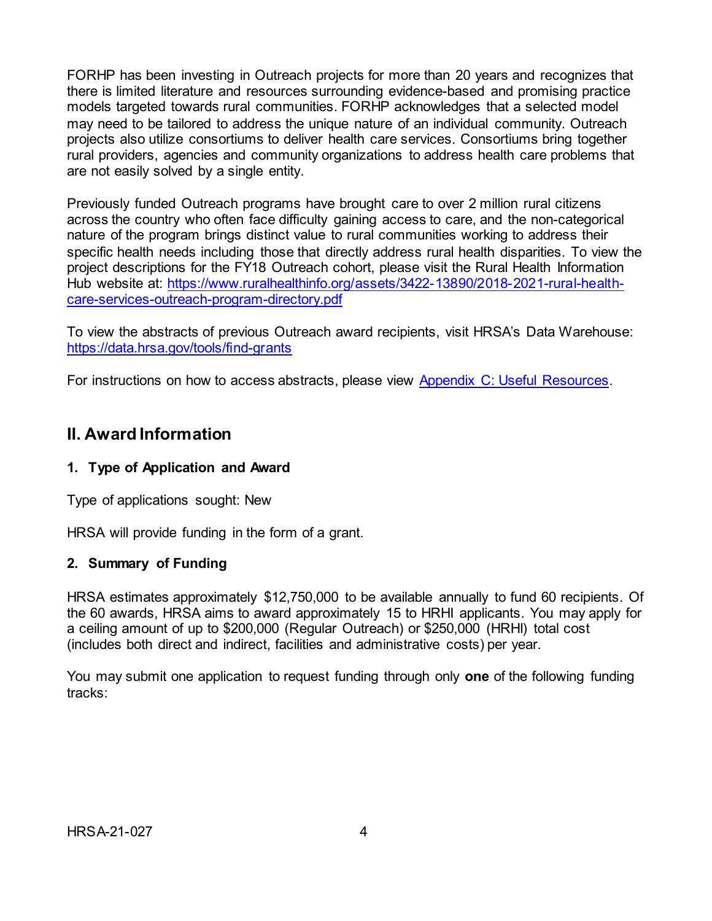FORHP has been investing in Outreach projects for more than 20 years and recognizes that there is limited literature and resources surrounding evidence-based and promising practice models targeted towards rural communities. FORHP acknowledges that a selected model may need to be tailored to address the unique nature of an individual community. Outreach projects also utilize consortiums to deliver health care services. Consortiums bring together rural providers, agencies and community organizations to address health care problems that are not easily solved by a single entity.

Previously funded Outreach programs have brought care to over 2 million rural citizens across the country who often face difficulty gaining access to care, and the non-categorical nature of the program brings distinct value to rural communities working to address their specific health needs including those that directly address rural health disparities. To view the project descriptions for the FY18 Outreach cohort, please visit the Rural Health Information Hub website at: [https://www.ruralhealthinfo.org/assets/3422-13890/2018-2021-rural-health-care-services-outreach-program-directory.pdf](https://www.ruralhealthinfo.org/assets/3422-13890/2018-2021-rural-health-care-services-outreach-program-directory.pdf)

To view the abstracts of previous Outreach award recipients, visit HRSA's Data Warehouse: [https://data.hrsa.gov/tools/find-grants](https://data.hrsa.gov/tools/find-grants)

For instructions on how to access abstracts, please view Appendix C: Useful Resources.

## II. Award Information

### 1. Type of Application and Award

Type of applications sought: New

HRSA will provide funding in the form of a grant.

### 2. Summary of Funding

HRSA estimates approximately $12,750,000 to be available annually to fund 60 recipients. Of the 60 awards, HRSA aims to award approximately 15 to HRHI applicants. You may apply for a ceiling amount of up to $200,000 (Regular Outreach) or $250,000 (HRHI) total cost (includes both direct and indirect, facilities and administrative costs) per year.

You may submit one application to request funding through only **one** of the following funding tracks: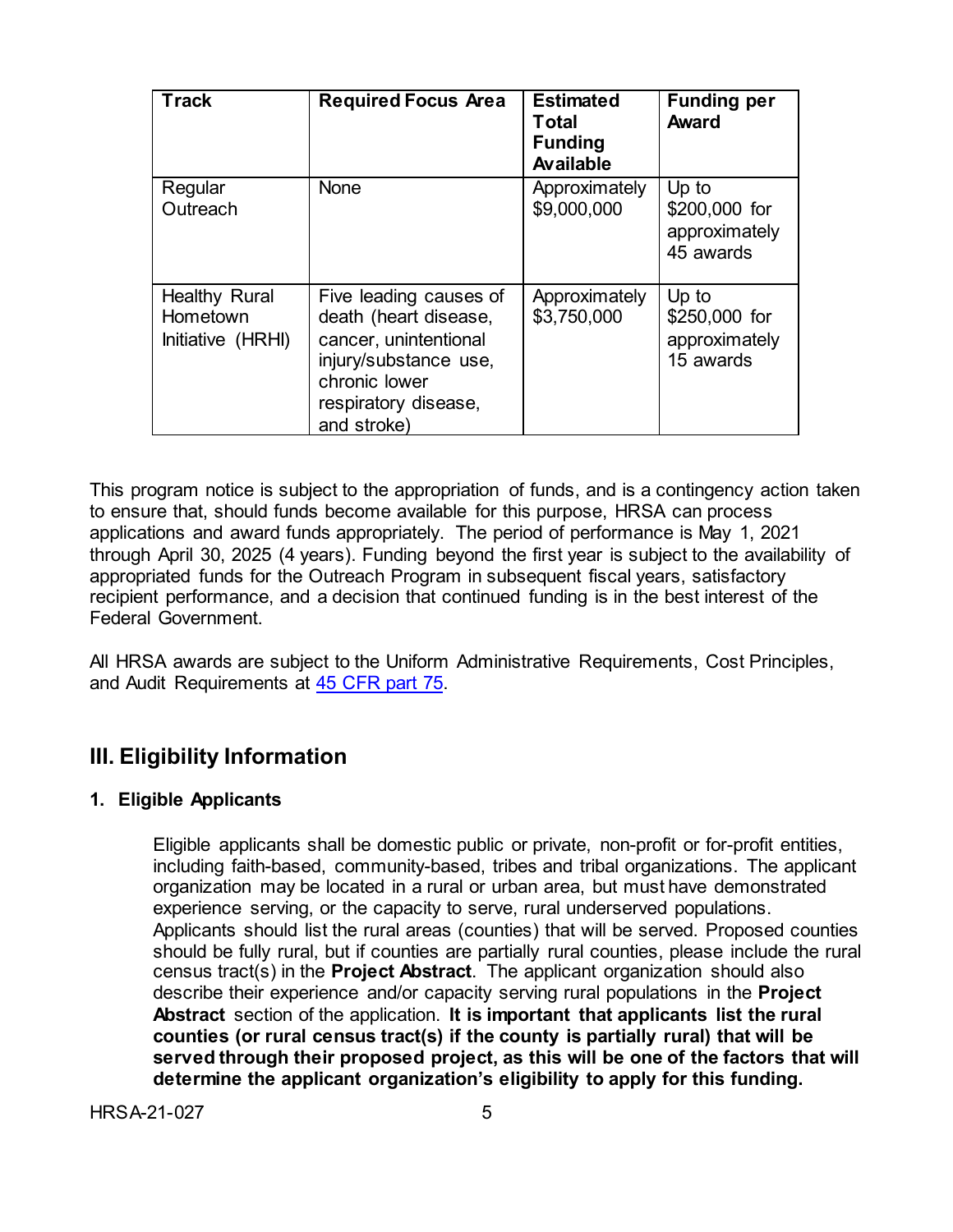| Track | Required Focus Area | Estimated Total Funding Available | Funding per Award |
| --- | --- | --- | --- |
| Regular Outreach | None | Approximately $9,000,000 | Up to $200,000 for approximately 45 awards |
| Healthy Rural Hometown Initiative (HRHI) | Five leading causes of death (heart disease, cancer, unintentional injury/substance use, chronic lower respiratory disease, and stroke) | Approximately $3,750,000 | Up to $250,000 for approximately 15 awards |

This program notice is subject to the appropriation of funds, and is a contingency action taken to ensure that, should funds become available for this purpose, HRSA can process applications and award funds appropriately. The period of performance is May 1, 2021 through April 30, 2025 (4 years). Funding beyond the first year is subject to the availability of appropriated funds for the Outreach Program in subsequent fiscal years, satisfactory recipient performance, and a decision that continued funding is in the best interest of the Federal Government.

All HRSA awards are subject to the Uniform Administrative Requirements, Cost Principles, and Audit Requirements at [45 CFR part 75](45 CFR part 75).

## III. Eligibility Information

### 1. Eligible Applicants

Eligible applicants shall be domestic public or private, non-profit or for-profit entities, including faith-based, community-based, tribes and tribal organizations. The applicant organization may be located in a rural or urban area, but must have demonstrated experience serving, or the capacity to serve, rural underserved populations. Applicants should list the rural areas (counties) that will be served. Proposed counties should be fully rural, but if counties are partially rural counties, please include the rural census tract(s) in the **Project Abstract**. The applicant organization should also describe their experience and/or capacity serving rural populations in the **Project Abstract** section of the application. **It is important that applicants list the rural counties (or rural census tract(s) if the county is partially rural) that will be served through their proposed project, as this will be one of the factors that will determine the applicant organization's eligibility to apply for this funding.**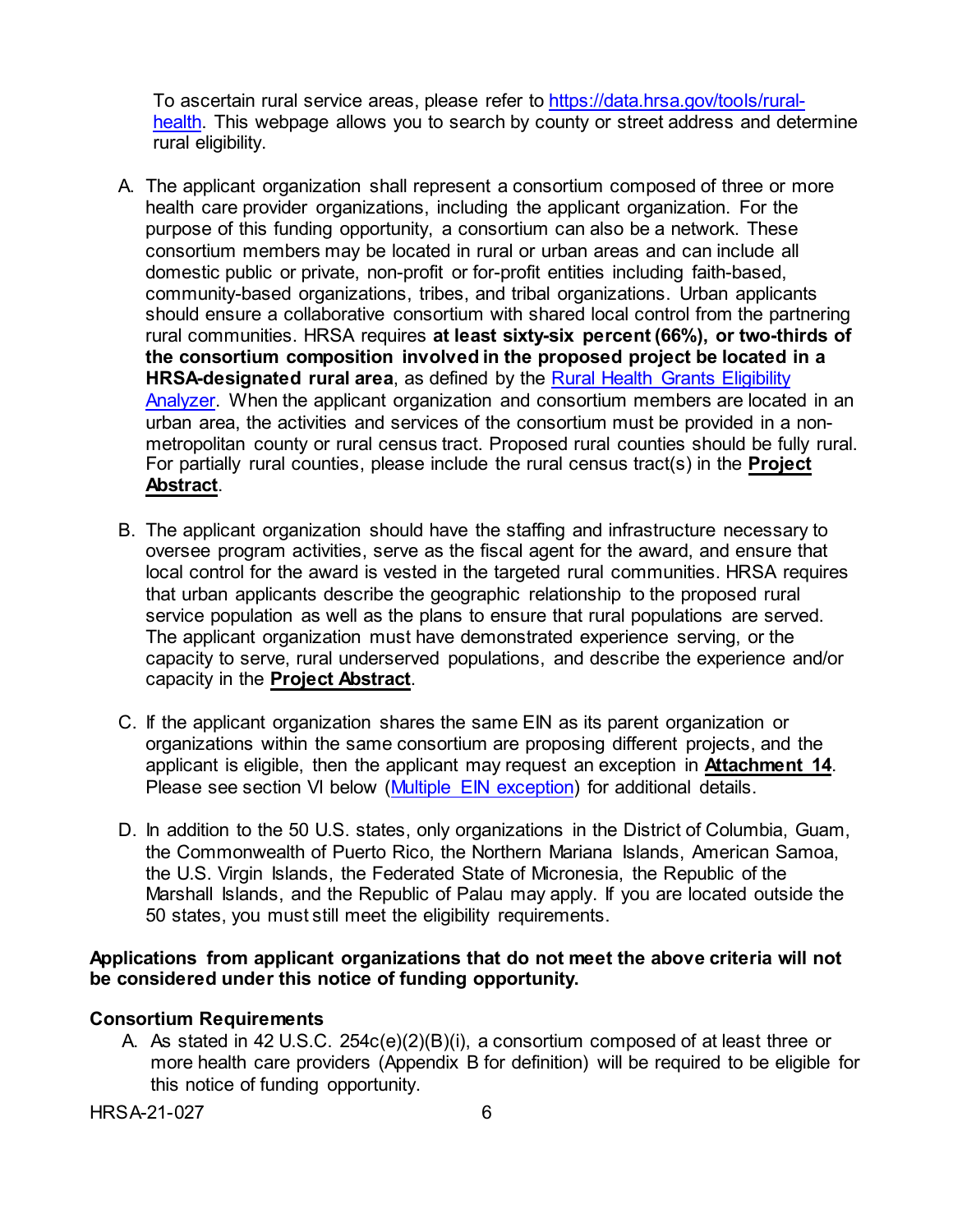To ascertain rural service areas, please refer to [https://data.hrsa.gov/tools/rural-health](https://data.hrsa.gov/tools/rural-health). This webpage allows you to search by county or street address and determine rural eligibility.

A. The applicant organization shall represent a consortium composed of three or more health care provider organizations, including the applicant organization. For the purpose of this funding opportunity, a consortium can also be a network. These consortium members may be located in rural or urban areas and can include all domestic public or private, non-profit or for-profit entities including faith-based, community-based organizations, tribes, and tribal organizations. Urban applicants should ensure a collaborative consortium with shared local control from the partnering rural communities. HRSA requires **at least sixty-six percent (66%), or two-thirds of the consortium composition involved in the proposed project be located in a HRSA-designated rural area**, as defined by the Rural Health Grants Eligibility Analyzer. When the applicant organization and consortium members are located in an urban area, the activities and services of the consortium must be provided in a non-metropolitan county or rural census tract. Proposed rural counties should be fully rural. For partially rural counties, please include the rural census tract(s) in the **Project Abstract**.

B. The applicant organization should have the staffing and infrastructure necessary to oversee program activities, serve as the fiscal agent for the award, and ensure that local control for the award is vested in the targeted rural communities. HRSA requires that urban applicants describe the geographic relationship to the proposed rural service population as well as the plans to ensure that rural populations are served. The applicant organization must have demonstrated experience serving, or the capacity to serve, rural underserved populations, and describe the experience and/or capacity in the **Project Abstract**.

C. If the applicant organization shares the same EIN as its parent organization or organizations within the same consortium are proposing different projects, and the applicant is eligible, then the applicant may request an exception in **Attachment 14**. Please see section VI below (Multiple EIN exception) for additional details.

D. In addition to the 50 U.S. states, only organizations in the District of Columbia, Guam, the Commonwealth of Puerto Rico, the Northern Mariana Islands, American Samoa, the U.S. Virgin Islands, the Federated State of Micronesia, the Republic of the Marshall Islands, and the Republic of Palau may apply. If you are located outside the 50 states, you must still meet the eligibility requirements.

**Applications from applicant organizations that do not meet the above criteria will not be considered under this notice of funding opportunity.**

**Consortium Requirements**

A. As stated in 42 U.S.C. 254c(e)(2)(B)(i), a consortium composed of at least three or more health care providers (Appendix B for definition) will be required to be eligible for this notice of funding opportunity.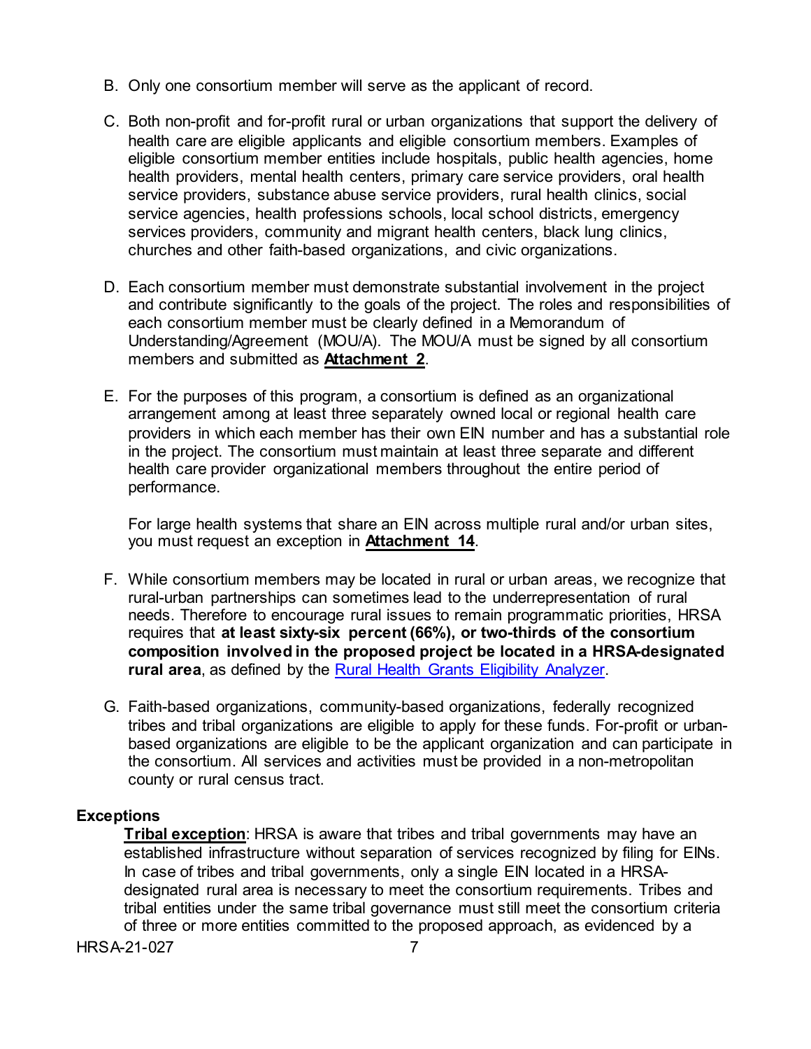B. Only one consortium member will serve as the applicant of record.

C. Both non-profit and for-profit rural or urban organizations that support the delivery of health care are eligible applicants and eligible consortium members. Examples of eligible consortium member entities include hospitals, public health agencies, home health providers, mental health centers, primary care service providers, oral health service providers, substance abuse service providers, rural health clinics, social service agencies, health professions schools, local school districts, emergency services providers, community and migrant health centers, black lung clinics, churches and other faith-based organizations, and civic organizations.

D. Each consortium member must demonstrate substantial involvement in the project and contribute significantly to the goals of the project. The roles and responsibilities of each consortium member must be clearly defined in a Memorandum of Understanding/Agreement (MOU/A). The MOU/A must be signed by all consortium members and submitted as **Attachment 2**.

E. For the purposes of this program, a consortium is defined as an organizational arrangement among at least three separately owned local or regional health care providers in which each member has their own EIN number and has a substantial role in the project. The consortium must maintain at least three separate and different health care provider organizational members throughout the entire period of performance.

   For large health systems that share an EIN across multiple rural and/or urban sites, you must request an exception in **Attachment 14**.

F. While consortium members may be located in rural or urban areas, we recognize that rural-urban partnerships can sometimes lead to the underrepresentation of rural needs. Therefore to encourage rural issues to remain programmatic priorities, HRSA requires that **at least sixty-six percent (66%), or two-thirds of the consortium composition involved in the proposed project be located in a HRSA-designated rural area**, as defined by the [Rural Health Grants Eligibility Analyzer](Rural Health Grants Eligibility Analyzer).

G. Faith-based organizations, community-based organizations, federally recognized tribes and tribal organizations are eligible to apply for these funds. For-profit or urban-based organizations are eligible to be the applicant organization and can participate in the consortium. All services and activities must be provided in a non-metropolitan county or rural census tract.

**Exceptions**

**Tribal exception**: HRSA is aware that tribes and tribal governments may have an established infrastructure without separation of services recognized by filing for EINs. In case of tribes and tribal governments, only a single EIN located in a HRSA-designated rural area is necessary to meet the consortium requirements. Tribes and tribal entities under the same tribal governance must still meet the consortium criteria of three or more entities committed to the proposed approach, as evidenced by a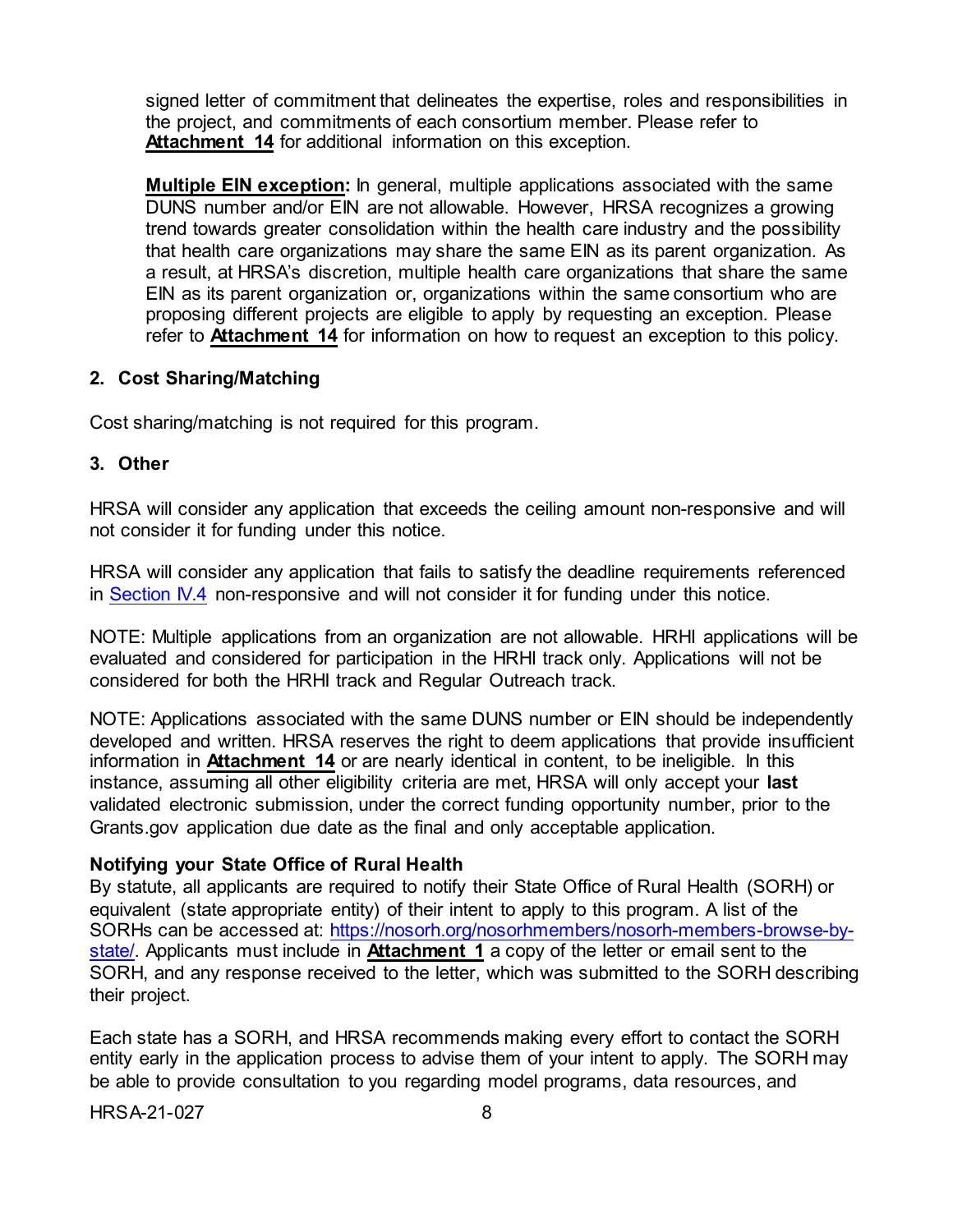signed letter of commitment that delineates the expertise, roles and responsibilities in the project, and commitments of each consortium member. Please refer to **Attachment 14** for additional information on this exception.

**Multiple EIN exception:** In general, multiple applications associated with the same DUNS number and/or EIN are not allowable. However, HRSA recognizes a growing trend towards greater consolidation within the health care industry and the possibility that health care organizations may share the same EIN as its parent organization. As a result, at HRSA's discretion, multiple health care organizations that share the same EIN as its parent organization or, organizations within the same consortium who are proposing different projects are eligible to apply by requesting an exception. Please refer to **Attachment 14** for information on how to request an exception to this policy.

### 2. Cost Sharing/Matching

Cost sharing/matching is not required for this program.

### 3. Other

HRSA will consider any application that exceeds the ceiling amount non-responsive and will not consider it for funding under this notice.

HRSA will consider any application that fails to satisfy the deadline requirements referenced in Section IV.4 non-responsive and will not consider it for funding under this notice.

NOTE: Multiple applications from an organization are not allowable. HRHI applications will be evaluated and considered for participation in the HRHI track only. Applications will not be considered for both the HRHI track and Regular Outreach track.

NOTE: Applications associated with the same DUNS number or EIN should be independently developed and written. HRSA reserves the right to deem applications that provide insufficient information in **Attachment 14** or are nearly identical in content, to be ineligible. In this instance, assuming all other eligibility criteria are met, HRSA will only accept your **last** validated electronic submission, under the correct funding opportunity number, prior to the Grants.gov application due date as the final and only acceptable application.

**Notifying your State Office of Rural Health**

By statute, all applicants are required to notify their State Office of Rural Health (SORH) or equivalent (state appropriate entity) of their intent to apply to this program. A list of the SORHs can be accessed at: https://nosorh.org/nosorhmembers/nosorh-members-browse-by-state/. Applicants must include in **Attachment 1** a copy of the letter or email sent to the SORH, and any response received to the letter, which was submitted to the SORH describing their project.

Each state has a SORH, and HRSA recommends making every effort to contact the SORH entity early in the application process to advise them of your intent to apply. The SORH may be able to provide consultation to you regarding model programs, data resources, and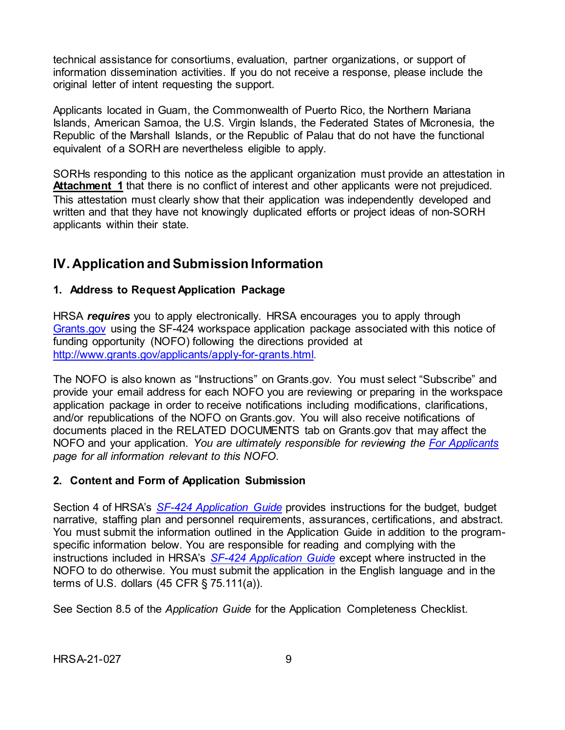technical assistance for consortiums, evaluation, partner organizations, or support of information dissemination activities. If you do not receive a response, please include the original letter of intent requesting the support.

Applicants located in Guam, the Commonwealth of Puerto Rico, the Northern Mariana Islands, American Samoa, the U.S. Virgin Islands, the Federated States of Micronesia, the Republic of the Marshall Islands, or the Republic of Palau that do not have the functional equivalent of a SORH are nevertheless eligible to apply.

SORHs responding to this notice as the applicant organization must provide an attestation in **Attachment 1** that there is no conflict of interest and other applicants were not prejudiced. This attestation must clearly show that their application was independently developed and written and that they have not knowingly duplicated efforts or project ideas of non-SORH applicants within their state.

## IV. Application and Submission Information

### 1. Address to Request Application Package

HRSA ***requires*** you to apply electronically. HRSA encourages you to apply through [Grants.gov](http://www.grants.gov) using the SF-424 workspace application package associated with this notice of funding opportunity (NOFO) following the directions provided at [http://www.grants.gov/applicants/apply-for-grants.html](http://www.grants.gov/applicants/apply-for-grants.html).

The NOFO is also known as "Instructions" on Grants.gov. You must select "Subscribe" and provide your email address for each NOFO you are reviewing or preparing in the workspace application package in order to receive notifications including modifications, clarifications, and/or republications of the NOFO on Grants.gov. You will also receive notifications of documents placed in the RELATED DOCUMENTS tab on Grants.gov that may affect the NOFO and your application. *You are ultimately responsible for reviewing the [For Applicants](https://www.grants.gov/web/grants/applicants.html) page for all information relevant to this NOFO.*

### 2. Content and Form of Application Submission

Section 4 of HRSA's *[SF-424 Application Guide](http://www.hrsa.gov/grants/apply/applicationguide/sf424guide.pdf)* provides instructions for the budget, budget narrative, staffing plan and personnel requirements, assurances, certifications, and abstract. You must submit the information outlined in the Application Guide in addition to the program-specific information below. You are responsible for reading and complying with the instructions included in HRSA's *[SF-424 Application Guide](http://www.hrsa.gov/grants/apply/applicationguide/sf424guide.pdf)* except where instructed in the NOFO to do otherwise. You must submit the application in the English language and in the terms of U.S. dollars (45 CFR § 75.111(a)).

See Section 8.5 of the *Application Guide* for the Application Completeness Checklist.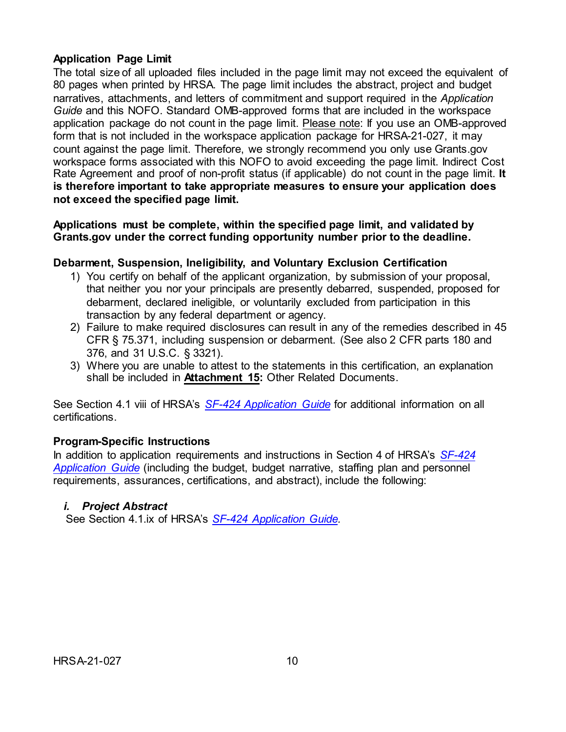**Application Page Limit**

The total size of all uploaded files included in the page limit may not exceed the equivalent of 80 pages when printed by HRSA. The page limit includes the abstract, project and budget narratives, attachments, and letters of commitment and support required in the *Application Guide* and this NOFO. Standard OMB-approved forms that are included in the workspace application package do not count in the page limit. Please note: If you use an OMB-approved form that is not included in the workspace application package for HRSA-21-027, it may count against the page limit. Therefore, we strongly recommend you only use Grants.gov workspace forms associated with this NOFO to avoid exceeding the page limit. Indirect Cost Rate Agreement and proof of non-profit status (if applicable) do not count in the page limit. **It is therefore important to take appropriate measures to ensure your application does not exceed the specified page limit.**

**Applications must be complete, within the specified page limit, and validated by Grants.gov under the correct funding opportunity number prior to the deadline.**

**Debarment, Suspension, Ineligibility, and Voluntary Exclusion Certification**

1) You certify on behalf of the applicant organization, by submission of your proposal, that neither you nor your principals are presently debarred, suspended, proposed for debarment, declared ineligible, or voluntarily excluded from participation in this transaction by any federal department or agency.
2) Failure to make required disclosures can result in any of the remedies described in 45 CFR § 75.371, including suspension or debarment. (See also 2 CFR parts 180 and 376, and 31 U.S.C. § 3321).
3) Where you are unable to attest to the statements in this certification, an explanation shall be included in **Attachment 15:** Other Related Documents.

See Section 4.1 viii of HRSA's *SF-424 Application Guide* for additional information on all certifications.

**Program-Specific Instructions**

In addition to application requirements and instructions in Section 4 of HRSA's *SF-424 Application Guide* (including the budget, budget narrative, staffing plan and personnel requirements, assurances, certifications, and abstract), include the following:

***i. Project Abstract***

See Section 4.1.ix of HRSA's *SF-424 Application Guide.*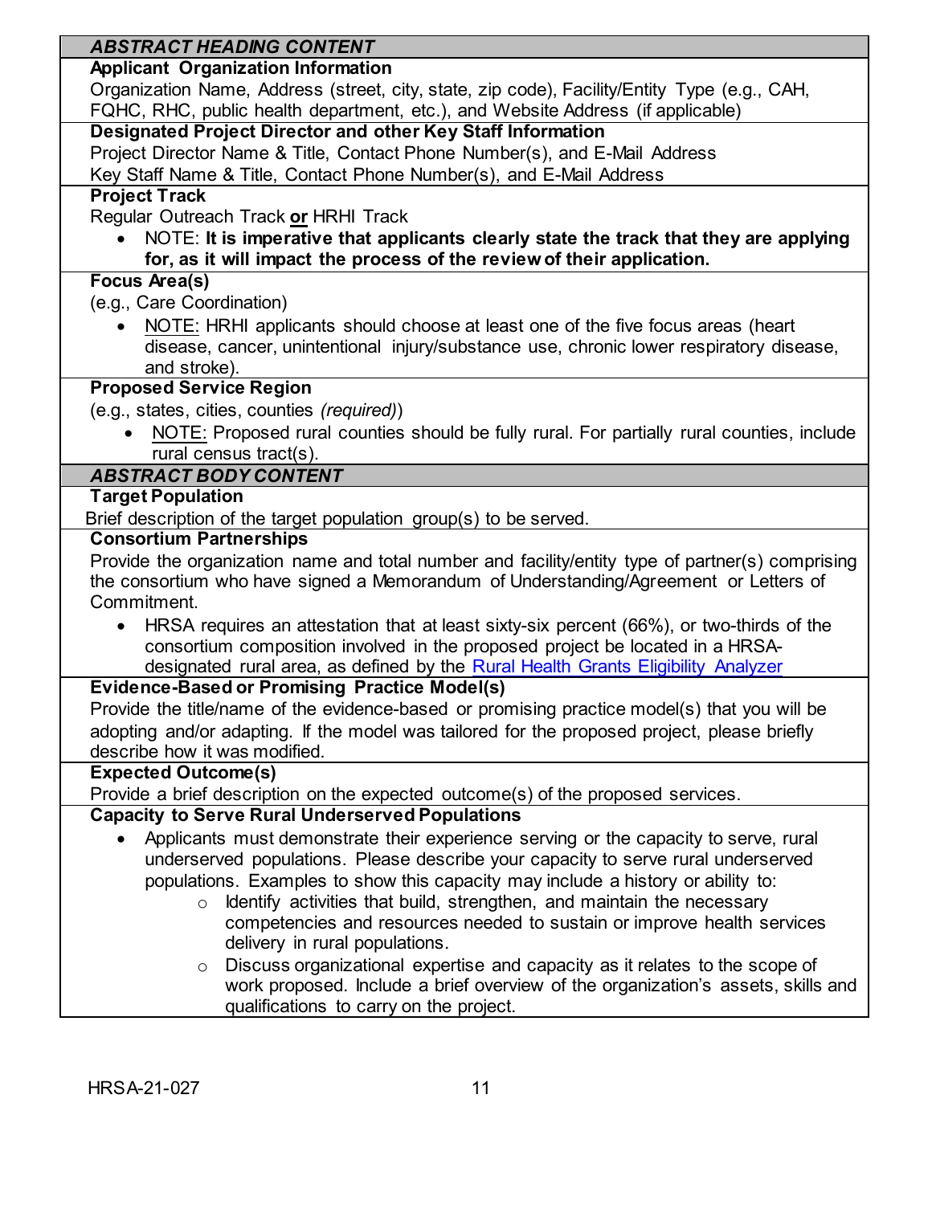| *ABSTRACT HEADING CONTENT* |
|---|
| **Applicant Organization Information**<br>Organization Name, Address (street, city, state, zip code), Facility/Entity Type (e.g., CAH, FQHC, RHC, public health department, etc.), and Website Address (if applicable) |
| **Designated Project Director and other Key Staff Information**<br>Project Director Name & Title, Contact Phone Number(s), and E-Mail Address<br>Key Staff Name & Title, Contact Phone Number(s), and E-Mail Address |
| **Project Track**<br>Regular Outreach Track **or** HRHI Track<br>• NOTE: **It is imperative that applicants clearly state the track that they are applying for, as it will impact the process of the review of their application.** |
| **Focus Area(s)**<br>(e.g., Care Coordination)<br>• NOTE: HRHI applicants should choose at least one of the five focus areas (heart disease, cancer, unintentional injury/substance use, chronic lower respiratory disease, and stroke). |
| **Proposed Service Region**<br>(e.g., states, cities, counties *(required)*)<br>• NOTE: Proposed rural counties should be fully rural. For partially rural counties, include rural census tract(s). |
| *ABSTRACT BODY CONTENT* |
| **Target Population**<br>Brief description of the target population group(s) to be served. |
| **Consortium Partnerships**<br>Provide the organization name and total number and facility/entity type of partner(s) comprising the consortium who have signed a Memorandum of Understanding/Agreement or Letters of Commitment.<br>• HRSA requires an attestation that at least sixty-six percent (66%), or two-thirds of the consortium composition involved in the proposed project be located in a HRSA-designated rural area, as defined by the Rural Health Grants Eligibility Analyzer |
| **Evidence-Based or Promising Practice Model(s)**<br>Provide the title/name of the evidence-based or promising practice model(s) that you will be adopting and/or adapting. If the model was tailored for the proposed project, please briefly describe how it was modified. |
| **Expected Outcome(s)**<br>Provide a brief description on the expected outcome(s) of the proposed services. |
| **Capacity to Serve Rural Underserved Populations**<br>• Applicants must demonstrate their experience serving or the capacity to serve, rural underserved populations. Please describe your capacity to serve rural underserved populations. Examples to show this capacity may include a history or ability to:<br>  ○ Identify activities that build, strengthen, and maintain the necessary competencies and resources needed to sustain or improve health services delivery in rural populations.<br>  ○ Discuss organizational expertise and capacity as it relates to the scope of work proposed. Include a brief overview of the organization's assets, skills and qualifications to carry on the project. |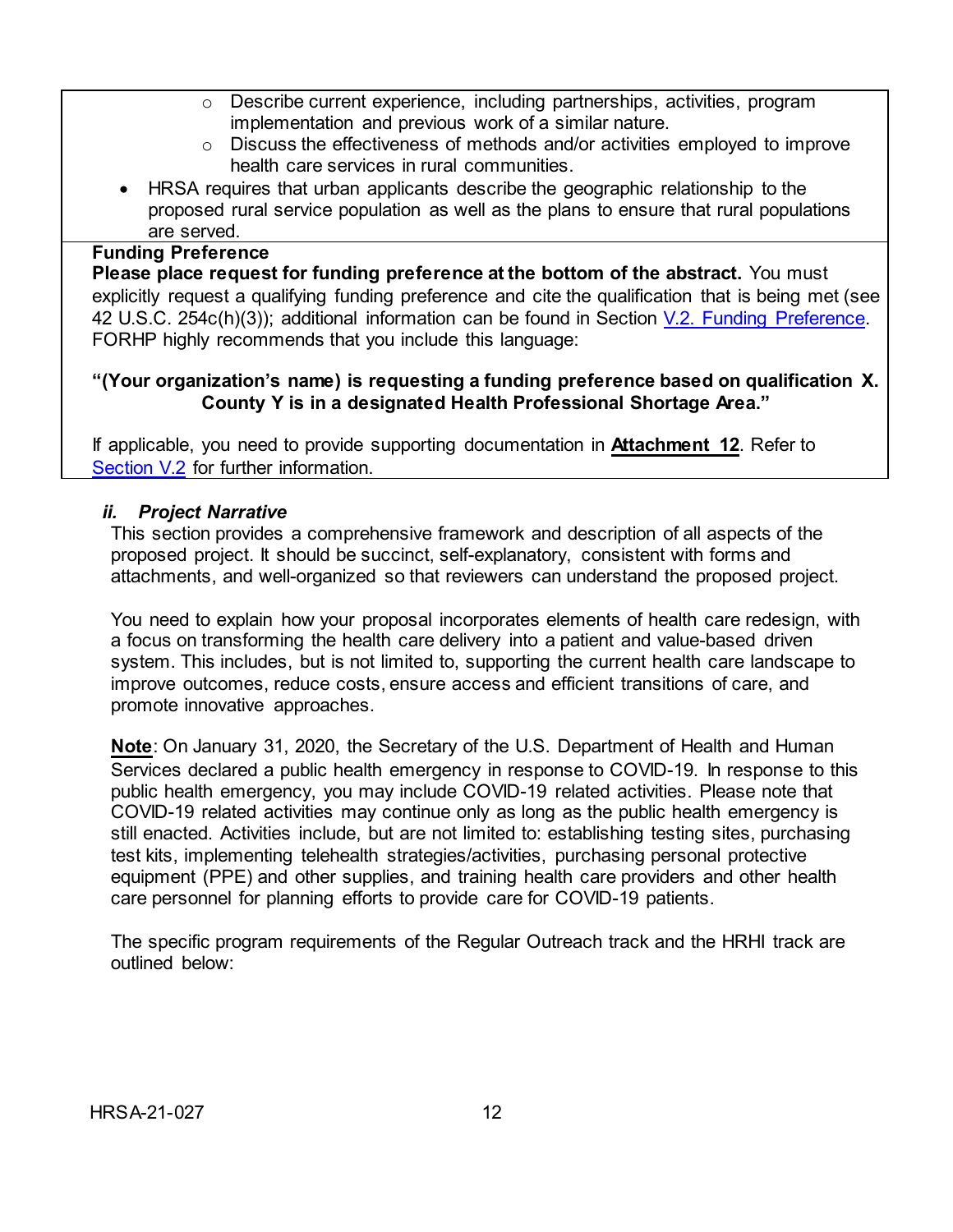- Describe current experience, including partnerships, activities, program implementation and previous work of a similar nature.
    - Discuss the effectiveness of methods and/or activities employed to improve health care services in rural communities.
- HRSA requires that urban applicants describe the geographic relationship to the proposed rural service population as well as the plans to ensure that rural populations are served.

**Funding Preference**

**Please place request for funding preference at the bottom of the abstract.** You must explicitly request a qualifying funding preference and cite the qualification that is being met (see 42 U.S.C. 254c(h)(3)); additional information can be found in Section V.2. Funding Preference. FORHP highly recommends that you include this language:

**"(Your organization's name) is requesting a funding preference based on qualification X. County Y is in a designated Health Professional Shortage Area."**

If applicable, you need to provide supporting documentation in **Attachment 12**. Refer to Section V.2 for further information.

### *ii. Project Narrative*

This section provides a comprehensive framework and description of all aspects of the proposed project. It should be succinct, self-explanatory, consistent with forms and attachments, and well-organized so that reviewers can understand the proposed project.

You need to explain how your proposal incorporates elements of health care redesign, with a focus on transforming the health care delivery into a patient and value-based driven system. This includes, but is not limited to, supporting the current health care landscape to improve outcomes, reduce costs, ensure access and efficient transitions of care, and promote innovative approaches.

**Note**: On January 31, 2020, the Secretary of the U.S. Department of Health and Human Services declared a public health emergency in response to COVID-19. In response to this public health emergency, you may include COVID-19 related activities. Please note that COVID-19 related activities may continue only as long as the public health emergency is still enacted. Activities include, but are not limited to: establishing testing sites, purchasing test kits, implementing telehealth strategies/activities, purchasing personal protective equipment (PPE) and other supplies, and training health care providers and other health care personnel for planning efforts to provide care for COVID-19 patients.

The specific program requirements of the Regular Outreach track and the HRHI track are outlined below: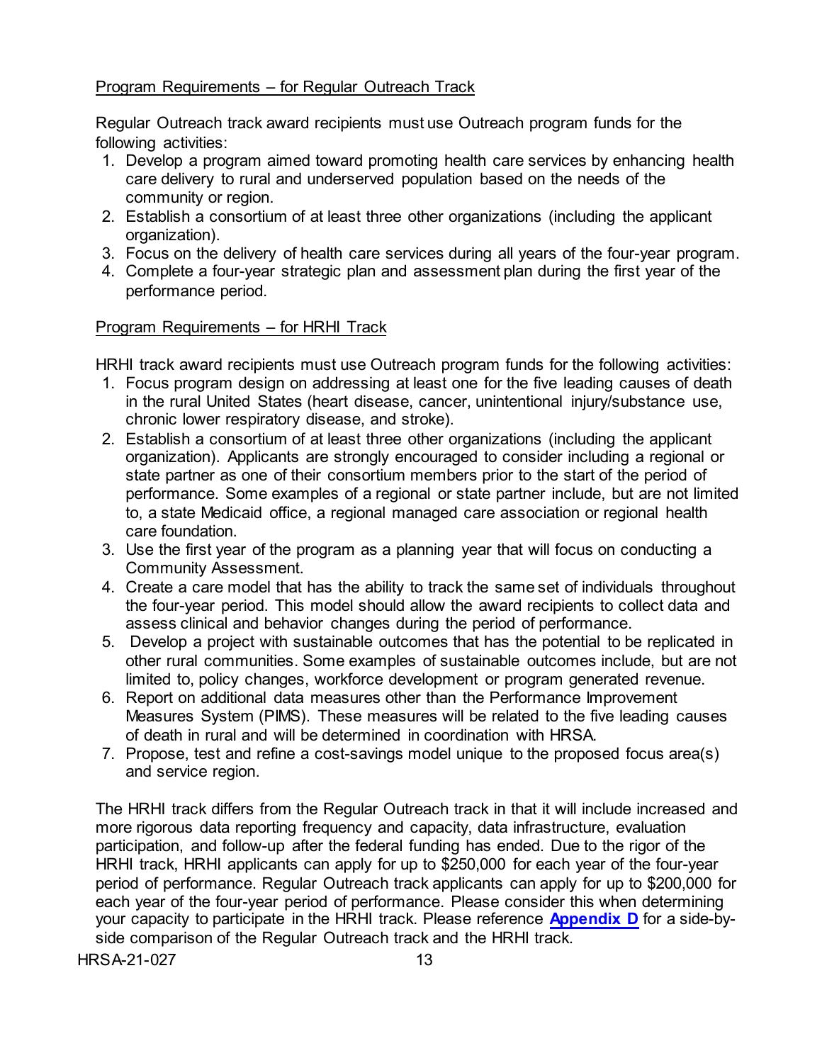Program Requirements – for Regular Outreach Track

Regular Outreach track award recipients must use Outreach program funds for the following activities:

1. Develop a program aimed toward promoting health care services by enhancing health care delivery to rural and underserved population based on the needs of the community or region.
2. Establish a consortium of at least three other organizations (including the applicant organization).
3. Focus on the delivery of health care services during all years of the four-year program.
4. Complete a four-year strategic plan and assessment plan during the first year of the performance period.

Program Requirements – for HRHI Track

HRHI track award recipients must use Outreach program funds for the following activities:

1. Focus program design on addressing at least one for the five leading causes of death in the rural United States (heart disease, cancer, unintentional injury/substance use, chronic lower respiratory disease, and stroke).
2. Establish a consortium of at least three other organizations (including the applicant organization). Applicants are strongly encouraged to consider including a regional or state partner as one of their consortium members prior to the start of the period of performance. Some examples of a regional or state partner include, but are not limited to, a state Medicaid office, a regional managed care association or regional health care foundation.
3. Use the first year of the program as a planning year that will focus on conducting a Community Assessment.
4. Create a care model that has the ability to track the same set of individuals throughout the four-year period. This model should allow the award recipients to collect data and assess clinical and behavior changes during the period of performance.
5. Develop a project with sustainable outcomes that has the potential to be replicated in other rural communities. Some examples of sustainable outcomes include, but are not limited to, policy changes, workforce development or program generated revenue.
6. Report on additional data measures other than the Performance Improvement Measures System (PIMS). These measures will be related to the five leading causes of death in rural and will be determined in coordination with HRSA.
7. Propose, test and refine a cost-savings model unique to the proposed focus area(s) and service region.

The HRHI track differs from the Regular Outreach track in that it will include increased and more rigorous data reporting frequency and capacity, data infrastructure, evaluation participation, and follow-up after the federal funding has ended. Due to the rigor of the HRHI track, HRHI applicants can apply for up to $250,000 for each year of the four-year period of performance. Regular Outreach track applicants can apply for up to $200,000 for each year of the four-year period of performance. Please consider this when determining your capacity to participate in the HRHI track. Please reference **Appendix D** for a side-by-side comparison of the Regular Outreach track and the HRHI track.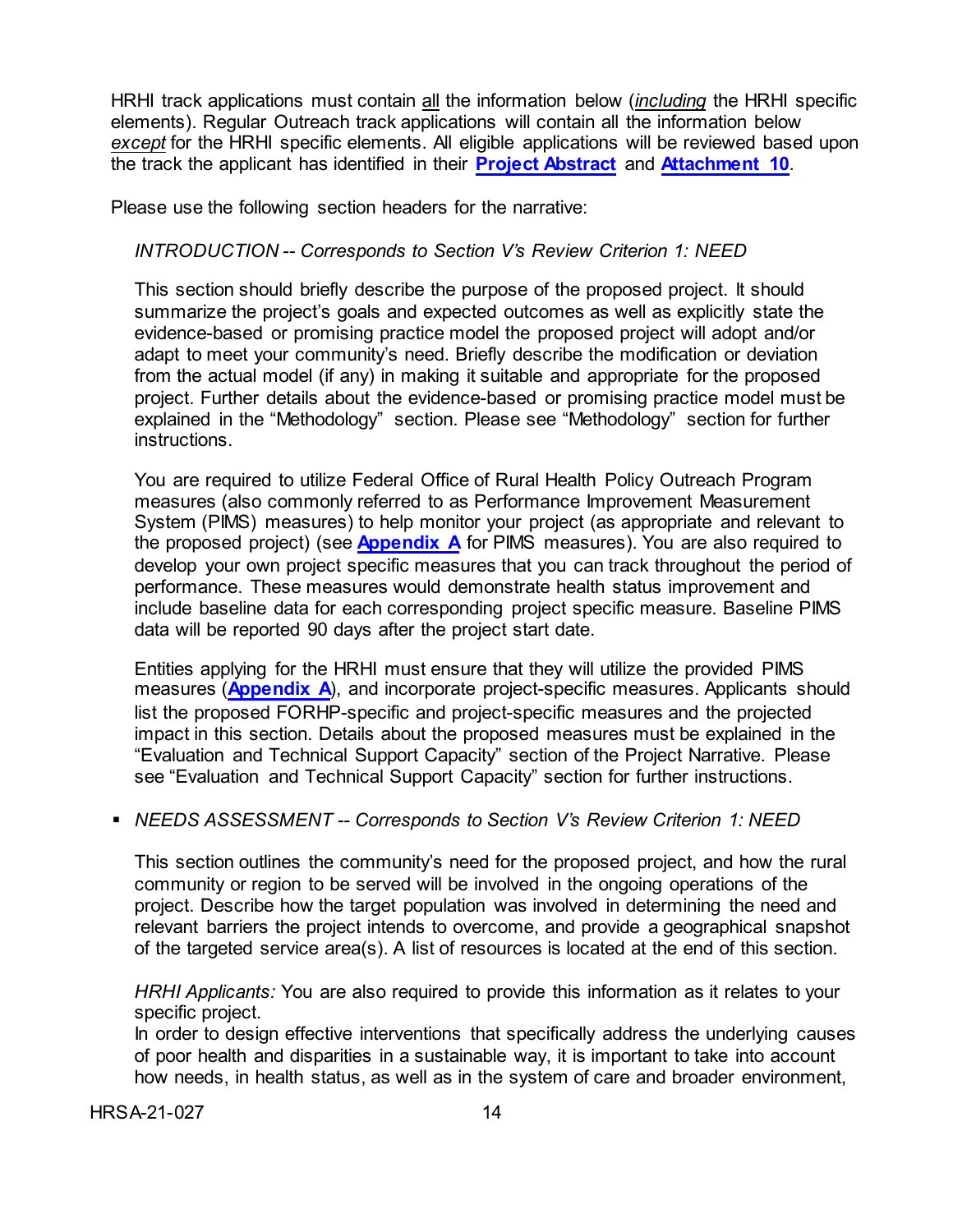HRHI track applications must contain all the information below (*including* the HRHI specific elements). Regular Outreach track applications will contain all the information below *except* for the HRHI specific elements. All eligible applications will be reviewed based upon the track the applicant has identified in their **Project Abstract** and **Attachment 10**.

Please use the following section headers for the narrative:

*INTRODUCTION -- Corresponds to Section V's Review Criterion 1: NEED*

This section should briefly describe the purpose of the proposed project. It should summarize the project's goals and expected outcomes as well as explicitly state the evidence-based or promising practice model the proposed project will adopt and/or adapt to meet your community's need. Briefly describe the modification or deviation from the actual model (if any) in making it suitable and appropriate for the proposed project. Further details about the evidence-based or promising practice model must be explained in the "Methodology" section. Please see "Methodology" section for further instructions.

You are required to utilize Federal Office of Rural Health Policy Outreach Program measures (also commonly referred to as Performance Improvement Measurement System (PIMS) measures) to help monitor your project (as appropriate and relevant to the proposed project) (see **Appendix A** for PIMS measures). You are also required to develop your own project specific measures that you can track throughout the period of performance. These measures would demonstrate health status improvement and include baseline data for each corresponding project specific measure. Baseline PIMS data will be reported 90 days after the project start date.

Entities applying for the HRHI must ensure that they will utilize the provided PIMS measures (**Appendix A**), and incorporate project-specific measures. Applicants should list the proposed FORHP-specific and project-specific measures and the projected impact in this section. Details about the proposed measures must be explained in the "Evaluation and Technical Support Capacity" section of the Project Narrative. Please see "Evaluation and Technical Support Capacity" section for further instructions.

- *NEEDS ASSESSMENT -- Corresponds to Section V's Review Criterion 1: NEED*

  This section outlines the community's need for the proposed project, and how the rural community or region to be served will be involved in the ongoing operations of the project. Describe how the target population was involved in determining the need and relevant barriers the project intends to overcome, and provide a geographical snapshot of the targeted service area(s). A list of resources is located at the end of this section.

  *HRHI Applicants:* You are also required to provide this information as it relates to your specific project.
  In order to design effective interventions that specifically address the underlying causes of poor health and disparities in a sustainable way, it is important to take into account how needs, in health status, as well as in the system of care and broader environment,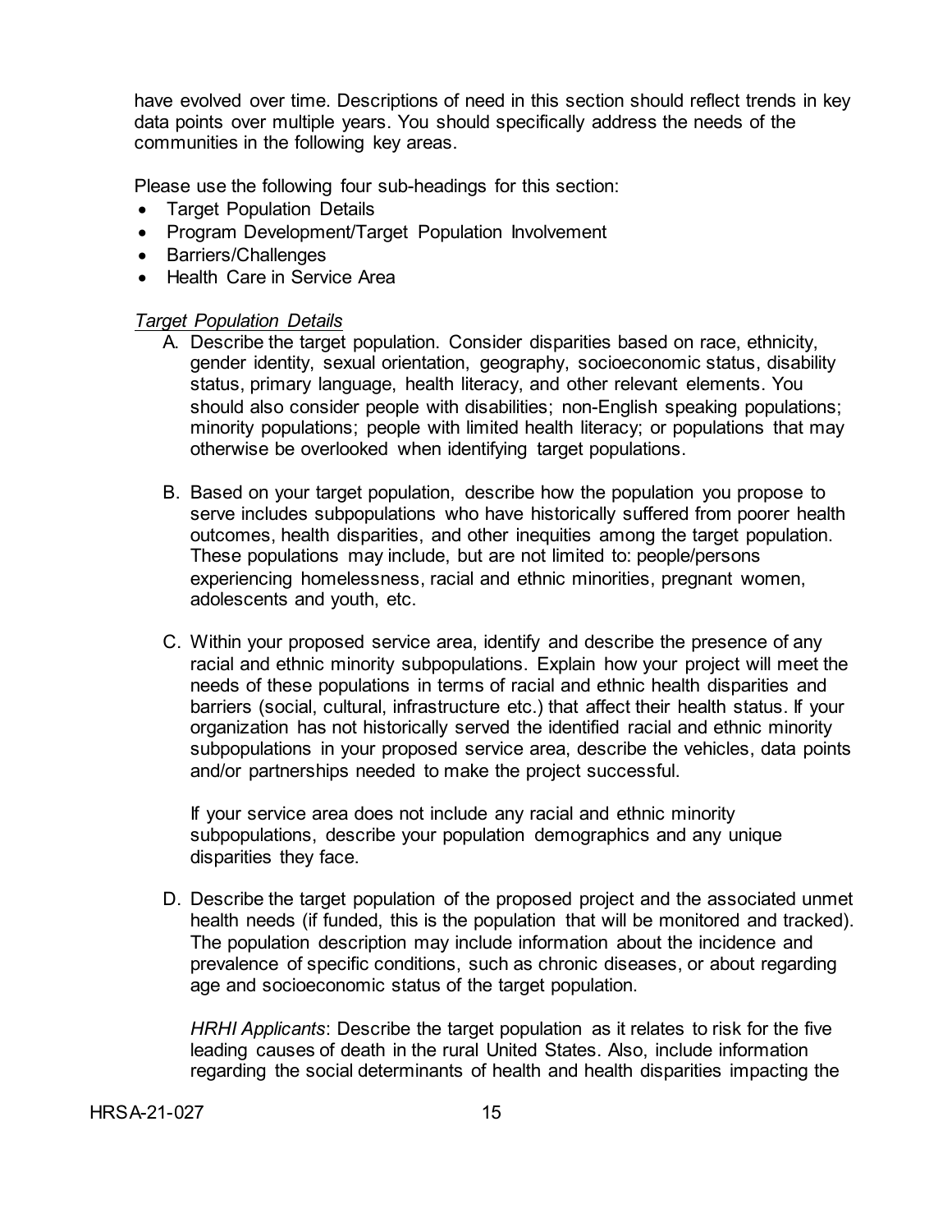have evolved over time. Descriptions of need in this section should reflect trends in key data points over multiple years. You should specifically address the needs of the communities in the following key areas.

Please use the following four sub-headings for this section:

- Target Population Details
- Program Development/Target Population Involvement
- Barriers/Challenges
- Health Care in Service Area

*Target Population Details*

A. Describe the target population. Consider disparities based on race, ethnicity, gender identity, sexual orientation, geography, socioeconomic status, disability status, primary language, health literacy, and other relevant elements. You should also consider people with disabilities; non-English speaking populations; minority populations; people with limited health literacy; or populations that may otherwise be overlooked when identifying target populations.

B. Based on your target population, describe how the population you propose to serve includes subpopulations who have historically suffered from poorer health outcomes, health disparities, and other inequities among the target population. These populations may include, but are not limited to: people/persons experiencing homelessness, racial and ethnic minorities, pregnant women, adolescents and youth, etc.

C. Within your proposed service area, identify and describe the presence of any racial and ethnic minority subpopulations. Explain how your project will meet the needs of these populations in terms of racial and ethnic health disparities and barriers (social, cultural, infrastructure etc.) that affect their health status. If your organization has not historically served the identified racial and ethnic minority subpopulations in your proposed service area, describe the vehicles, data points and/or partnerships needed to make the project successful.

   If your service area does not include any racial and ethnic minority subpopulations, describe your population demographics and any unique disparities they face.

D. Describe the target population of the proposed project and the associated unmet health needs (if funded, this is the population that will be monitored and tracked). The population description may include information about the incidence and prevalence of specific conditions, such as chronic diseases, or about regarding age and socioeconomic status of the target population.

   *HRHI Applicants*: Describe the target population as it relates to risk for the five leading causes of death in the rural United States. Also, include information regarding the social determinants of health and health disparities impacting the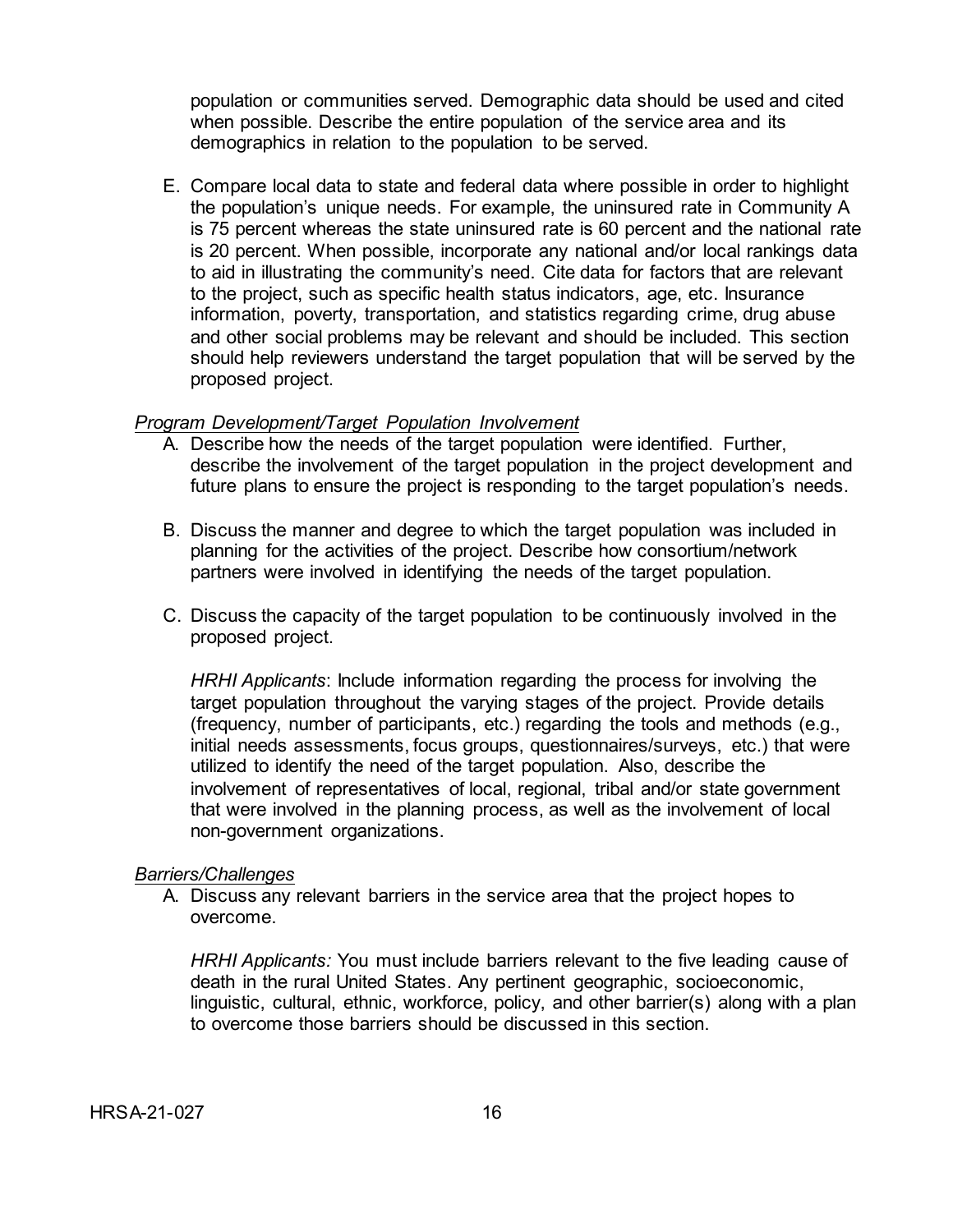population or communities served. Demographic data should be used and cited when possible. Describe the entire population of the service area and its demographics in relation to the population to be served.

E. Compare local data to state and federal data where possible in order to highlight the population's unique needs. For example, the uninsured rate in Community A is 75 percent whereas the state uninsured rate is 60 percent and the national rate is 20 percent. When possible, incorporate any national and/or local rankings data to aid in illustrating the community's need. Cite data for factors that are relevant to the project, such as specific health status indicators, age, etc. Insurance information, poverty, transportation, and statistics regarding crime, drug abuse and other social problems may be relevant and should be included. This section should help reviewers understand the target population that will be served by the proposed project.

*Program Development/Target Population Involvement*

A. Describe how the needs of the target population were identified. Further, describe the involvement of the target population in the project development and future plans to ensure the project is responding to the target population's needs.

B. Discuss the manner and degree to which the target population was included in planning for the activities of the project. Describe how consortium/network partners were involved in identifying the needs of the target population.

C. Discuss the capacity of the target population to be continuously involved in the proposed project.

   *HRHI Applicants*: Include information regarding the process for involving the target population throughout the varying stages of the project. Provide details (frequency, number of participants, etc.) regarding the tools and methods (e.g., initial needs assessments, focus groups, questionnaires/surveys, etc.) that were utilized to identify the need of the target population. Also, describe the involvement of representatives of local, regional, tribal and/or state government that were involved in the planning process, as well as the involvement of local non-government organizations.

*Barriers/Challenges*

A. Discuss any relevant barriers in the service area that the project hopes to overcome.

   *HRHI Applicants:* You must include barriers relevant to the five leading cause of death in the rural United States. Any pertinent geographic, socioeconomic, linguistic, cultural, ethnic, workforce, policy, and other barrier(s) along with a plan to overcome those barriers should be discussed in this section.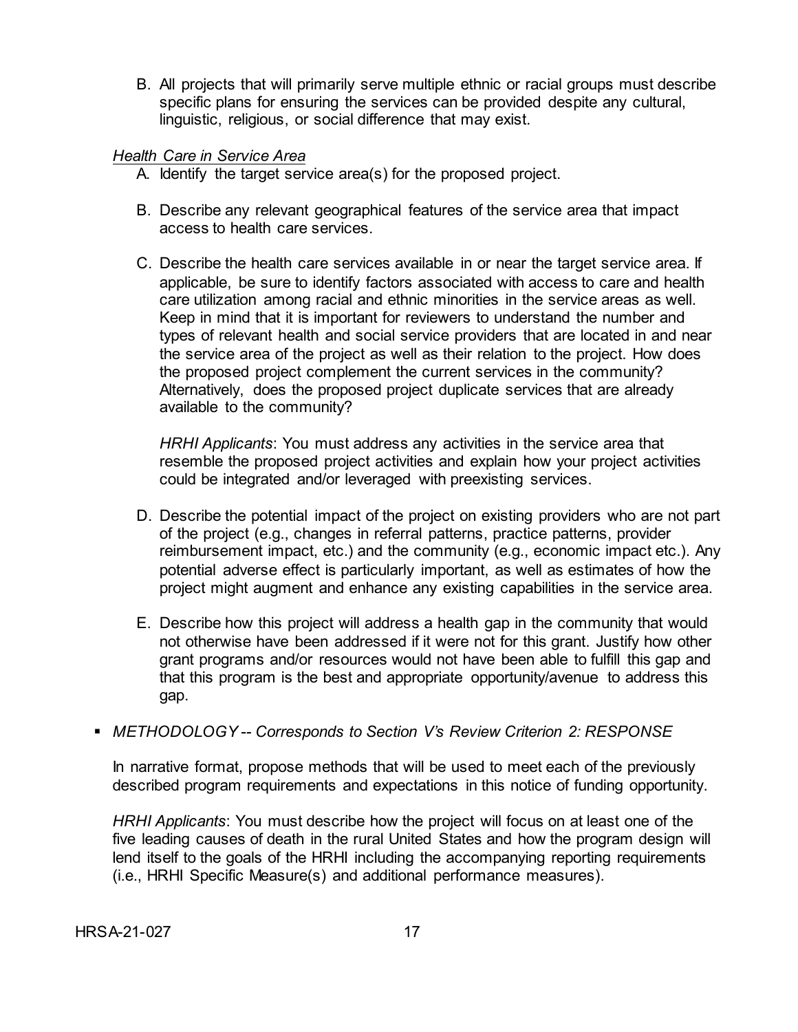B. All projects that will primarily serve multiple ethnic or racial groups must describe specific plans for ensuring the services can be provided despite any cultural, linguistic, religious, or social difference that may exist.

*Health Care in Service Area*

A. Identify the target service area(s) for the proposed project.

B. Describe any relevant geographical features of the service area that impact access to health care services.

C. Describe the health care services available in or near the target service area. If applicable, be sure to identify factors associated with access to care and health care utilization among racial and ethnic minorities in the service areas as well. Keep in mind that it is important for reviewers to understand the number and types of relevant health and social service providers that are located in and near the service area of the project as well as their relation to the project. How does the proposed project complement the current services in the community? Alternatively, does the proposed project duplicate services that are already available to the community?

   *HRHI Applicants*: You must address any activities in the service area that resemble the proposed project activities and explain how your project activities could be integrated and/or leveraged with preexisting services.

D. Describe the potential impact of the project on existing providers who are not part of the project (e.g., changes in referral patterns, practice patterns, provider reimbursement impact, etc.) and the community (e.g., economic impact etc.). Any potential adverse effect is particularly important, as well as estimates of how the project might augment and enhance any existing capabilities in the service area.

E. Describe how this project will address a health gap in the community that would not otherwise have been addressed if it were not for this grant. Justify how other grant programs and/or resources would not have been able to fulfill this gap and that this program is the best and appropriate opportunity/avenue to address this gap.

- *METHODOLOGY -- Corresponds to Section V's Review Criterion 2: RESPONSE*

  In narrative format, propose methods that will be used to meet each of the previously described program requirements and expectations in this notice of funding opportunity.

  *HRHI Applicants*: You must describe how the project will focus on at least one of the five leading causes of death in the rural United States and how the program design will lend itself to the goals of the HRHI including the accompanying reporting requirements (i.e., HRHI Specific Measure(s) and additional performance measures).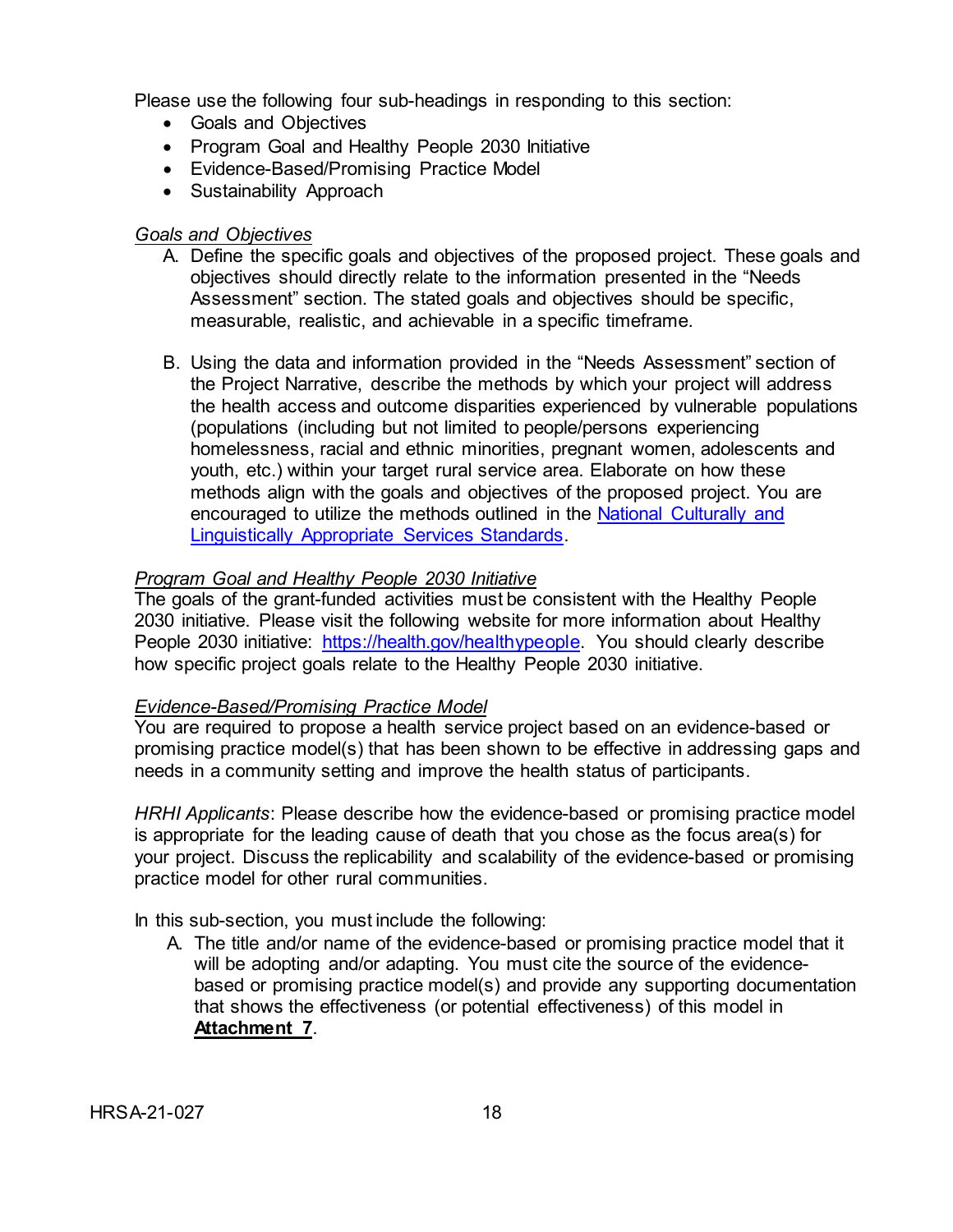Please use the following four sub-headings in responding to this section:

- Goals and Objectives
- Program Goal and Healthy People 2030 Initiative
- Evidence-Based/Promising Practice Model
- Sustainability Approach

*Goals and Objectives*

A. Define the specific goals and objectives of the proposed project. These goals and objectives should directly relate to the information presented in the “Needs Assessment” section. The stated goals and objectives should be specific, measurable, realistic, and achievable in a specific timeframe.

B. Using the data and information provided in the “Needs Assessment” section of the Project Narrative, describe the methods by which your project will address the health access and outcome disparities experienced by vulnerable populations (populations (including but not limited to people/persons experiencing homelessness, racial and ethnic minorities, pregnant women, adolescents and youth, etc.) within your target rural service area. Elaborate on how these methods align with the goals and objectives of the proposed project. You are encouraged to utilize the methods outlined in the National Culturally and Linguistically Appropriate Services Standards.

*Program Goal and Healthy People 2030 Initiative*

The goals of the grant-funded activities must be consistent with the Healthy People 2030 initiative. Please visit the following website for more information about Healthy People 2030 initiative: https://health.gov/healthypeople. You should clearly describe how specific project goals relate to the Healthy People 2030 initiative.

*Evidence-Based/Promising Practice Model*

You are required to propose a health service project based on an evidence-based or promising practice model(s) that has been shown to be effective in addressing gaps and needs in a community setting and improve the health status of participants.

*HRHI Applicants*: Please describe how the evidence-based or promising practice model is appropriate for the leading cause of death that you chose as the focus area(s) for your project. Discuss the replicability and scalability of the evidence-based or promising practice model for other rural communities.

In this sub-section, you must include the following:

A. The title and/or name of the evidence-based or promising practice model that it will be adopting and/or adapting. You must cite the source of the evidence-based or promising practice model(s) and provide any supporting documentation that shows the effectiveness (or potential effectiveness) of this model in **Attachment 7**.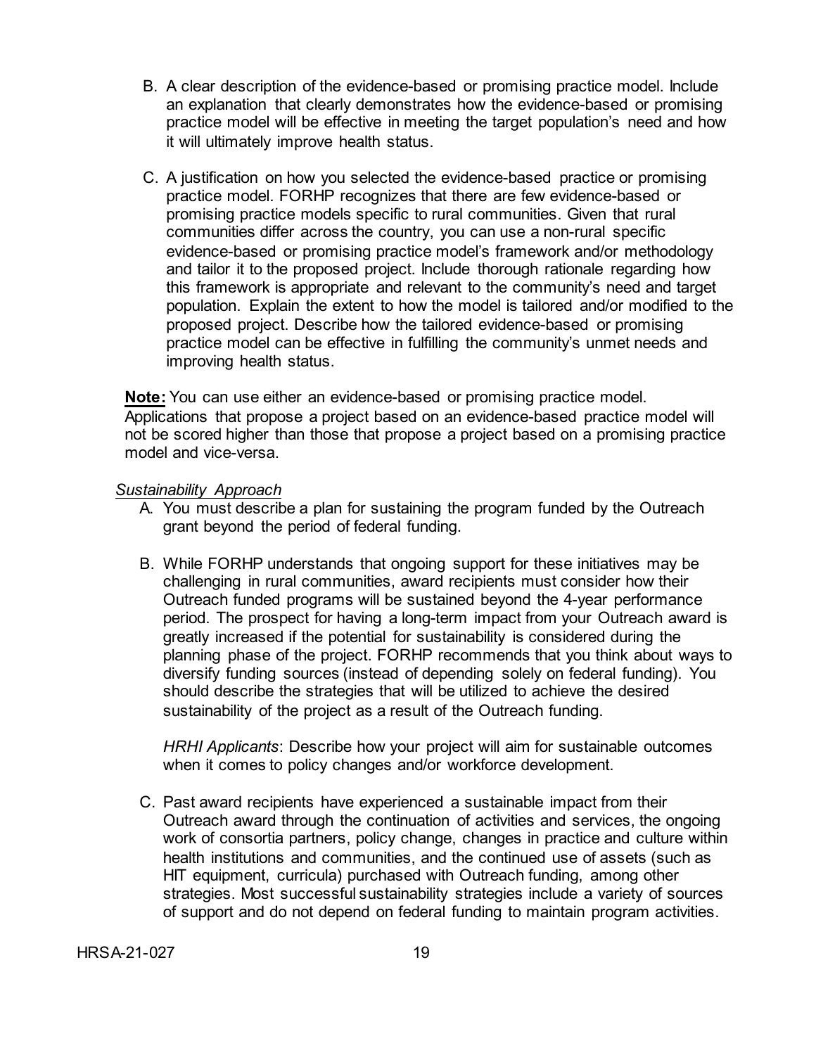B. A clear description of the evidence-based or promising practice model. Include an explanation that clearly demonstrates how the evidence-based or promising practice model will be effective in meeting the target population's need and how it will ultimately improve health status.

C. A justification on how you selected the evidence-based practice or promising practice model. FORHP recognizes that there are few evidence-based or promising practice models specific to rural communities. Given that rural communities differ across the country, you can use a non-rural specific evidence-based or promising practice model's framework and/or methodology and tailor it to the proposed project. Include thorough rationale regarding how this framework is appropriate and relevant to the community's need and target population. Explain the extent to how the model is tailored and/or modified to the proposed project. Describe how the tailored evidence-based or promising practice model can be effective in fulfilling the community's unmet needs and improving health status.

**Note:** You can use either an evidence-based or promising practice model. Applications that propose a project based on an evidence-based practice model will not be scored higher than those that propose a project based on a promising practice model and vice-versa.

*Sustainability Approach*

A. You must describe a plan for sustaining the program funded by the Outreach grant beyond the period of federal funding.

B. While FORHP understands that ongoing support for these initiatives may be challenging in rural communities, award recipients must consider how their Outreach funded programs will be sustained beyond the 4-year performance period. The prospect for having a long-term impact from your Outreach award is greatly increased if the potential for sustainability is considered during the planning phase of the project. FORHP recommends that you think about ways to diversify funding sources (instead of depending solely on federal funding). You should describe the strategies that will be utilized to achieve the desired sustainability of the project as a result of the Outreach funding.

   *HRHI Applicants*: Describe how your project will aim for sustainable outcomes when it comes to policy changes and/or workforce development.

C. Past award recipients have experienced a sustainable impact from their Outreach award through the continuation of activities and services, the ongoing work of consortia partners, policy change, changes in practice and culture within health institutions and communities, and the continued use of assets (such as HIT equipment, curricula) purchased with Outreach funding, among other strategies. Most successful sustainability strategies include a variety of sources of support and do not depend on federal funding to maintain program activities.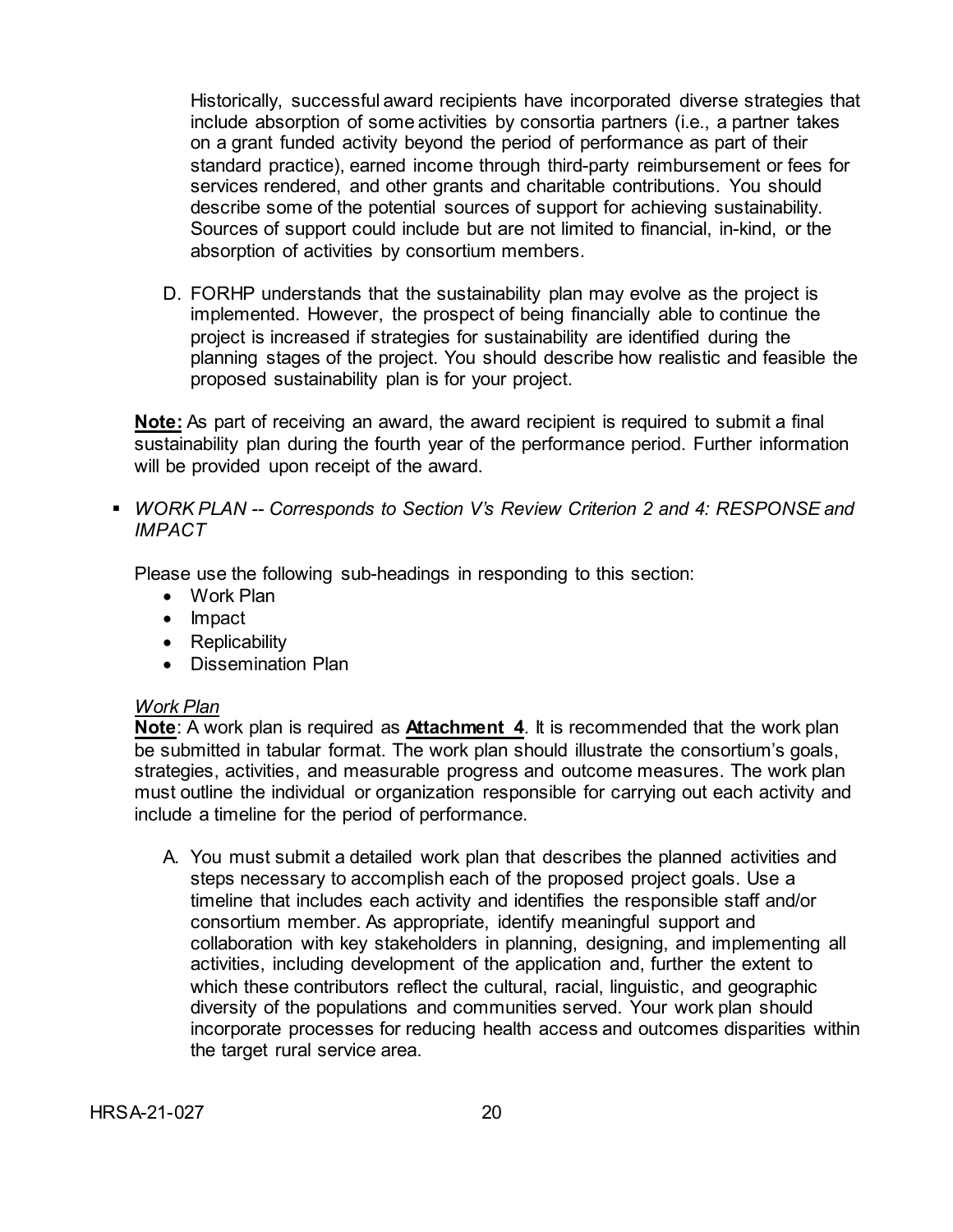Historically, successful award recipients have incorporated diverse strategies that include absorption of some activities by consortia partners (i.e., a partner takes on a grant funded activity beyond the period of performance as part of their standard practice), earned income through third-party reimbursement or fees for services rendered, and other grants and charitable contributions. You should describe some of the potential sources of support for achieving sustainability. Sources of support could include but are not limited to financial, in-kind, or the absorption of activities by consortium members.

D. FORHP understands that the sustainability plan may evolve as the project is implemented. However, the prospect of being financially able to continue the project is increased if strategies for sustainability are identified during the planning stages of the project. You should describe how realistic and feasible the proposed sustainability plan is for your project.

**Note:** As part of receiving an award, the award recipient is required to submit a final sustainability plan during the fourth year of the performance period. Further information will be provided upon receipt of the award.

- *WORK PLAN -- Corresponds to Section V's Review Criterion 2 and 4: RESPONSE and IMPACT*

  Please use the following sub-headings in responding to this section:
  - Work Plan
  - Impact
  - Replicability
  - Dissemination Plan

  *Work Plan*
  **Note**: A work plan is required as **Attachment 4**. It is recommended that the work plan be submitted in tabular format. The work plan should illustrate the consortium's goals, strategies, activities, and measurable progress and outcome measures. The work plan must outline the individual or organization responsible for carrying out each activity and include a timeline for the period of performance.

  A. You must submit a detailed work plan that describes the planned activities and steps necessary to accomplish each of the proposed project goals. Use a timeline that includes each activity and identifies the responsible staff and/or consortium member. As appropriate, identify meaningful support and collaboration with key stakeholders in planning, designing, and implementing all activities, including development of the application and, further the extent to which these contributors reflect the cultural, racial, linguistic, and geographic diversity of the populations and communities served. Your work plan should incorporate processes for reducing health access and outcomes disparities within the target rural service area.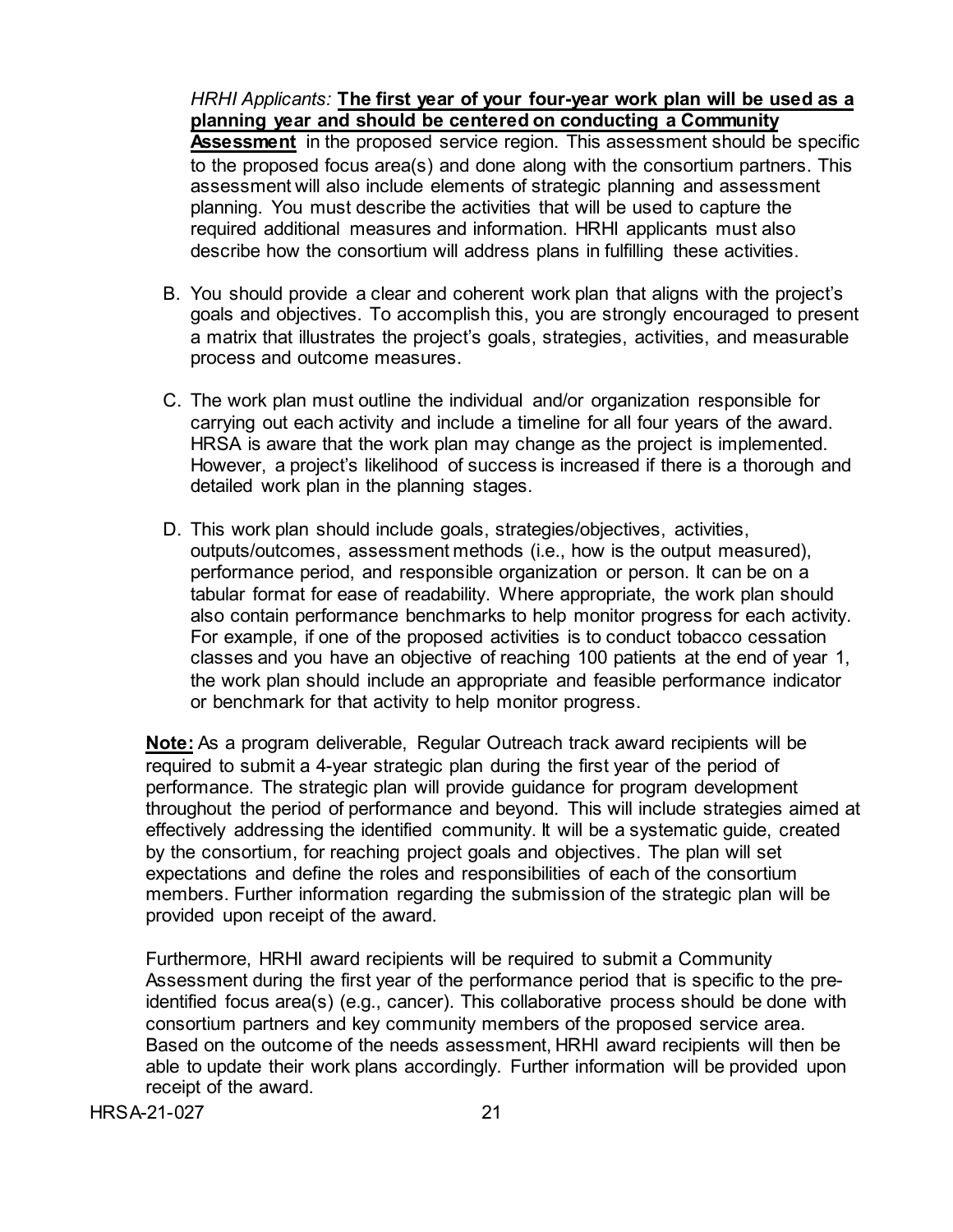*HRHI Applicants:* **The first year of your four-year work plan will be used as a planning year and should be centered on conducting a Community Assessment** in the proposed service region. This assessment should be specific to the proposed focus area(s) and done along with the consortium partners. This assessment will also include elements of strategic planning and assessment planning. You must describe the activities that will be used to capture the required additional measures and information. HRHI applicants must also describe how the consortium will address plans in fulfilling these activities.

B. You should provide a clear and coherent work plan that aligns with the project's goals and objectives. To accomplish this, you are strongly encouraged to present a matrix that illustrates the project's goals, strategies, activities, and measurable process and outcome measures.

C. The work plan must outline the individual and/or organization responsible for carrying out each activity and include a timeline for all four years of the award. HRSA is aware that the work plan may change as the project is implemented. However, a project's likelihood of success is increased if there is a thorough and detailed work plan in the planning stages.

D. This work plan should include goals, strategies/objectives, activities, outputs/outcomes, assessment methods (i.e., how is the output measured), performance period, and responsible organization or person. It can be on a tabular format for ease of readability. Where appropriate, the work plan should also contain performance benchmarks to help monitor progress for each activity. For example, if one of the proposed activities is to conduct tobacco cessation classes and you have an objective of reaching 100 patients at the end of year 1, the work plan should include an appropriate and feasible performance indicator or benchmark for that activity to help monitor progress.

**Note:** As a program deliverable, Regular Outreach track award recipients will be required to submit a 4-year strategic plan during the first year of the period of performance. The strategic plan will provide guidance for program development throughout the period of performance and beyond. This will include strategies aimed at effectively addressing the identified community. It will be a systematic guide, created by the consortium, for reaching project goals and objectives. The plan will set expectations and define the roles and responsibilities of each of the consortium members. Further information regarding the submission of the strategic plan will be provided upon receipt of the award.

Furthermore, HRHI award recipients will be required to submit a Community Assessment during the first year of the performance period that is specific to the pre-identified focus area(s) (e.g., cancer). This collaborative process should be done with consortium partners and key community members of the proposed service area. Based on the outcome of the needs assessment, HRHI award recipients will then be able to update their work plans accordingly. Further information will be provided upon receipt of the award.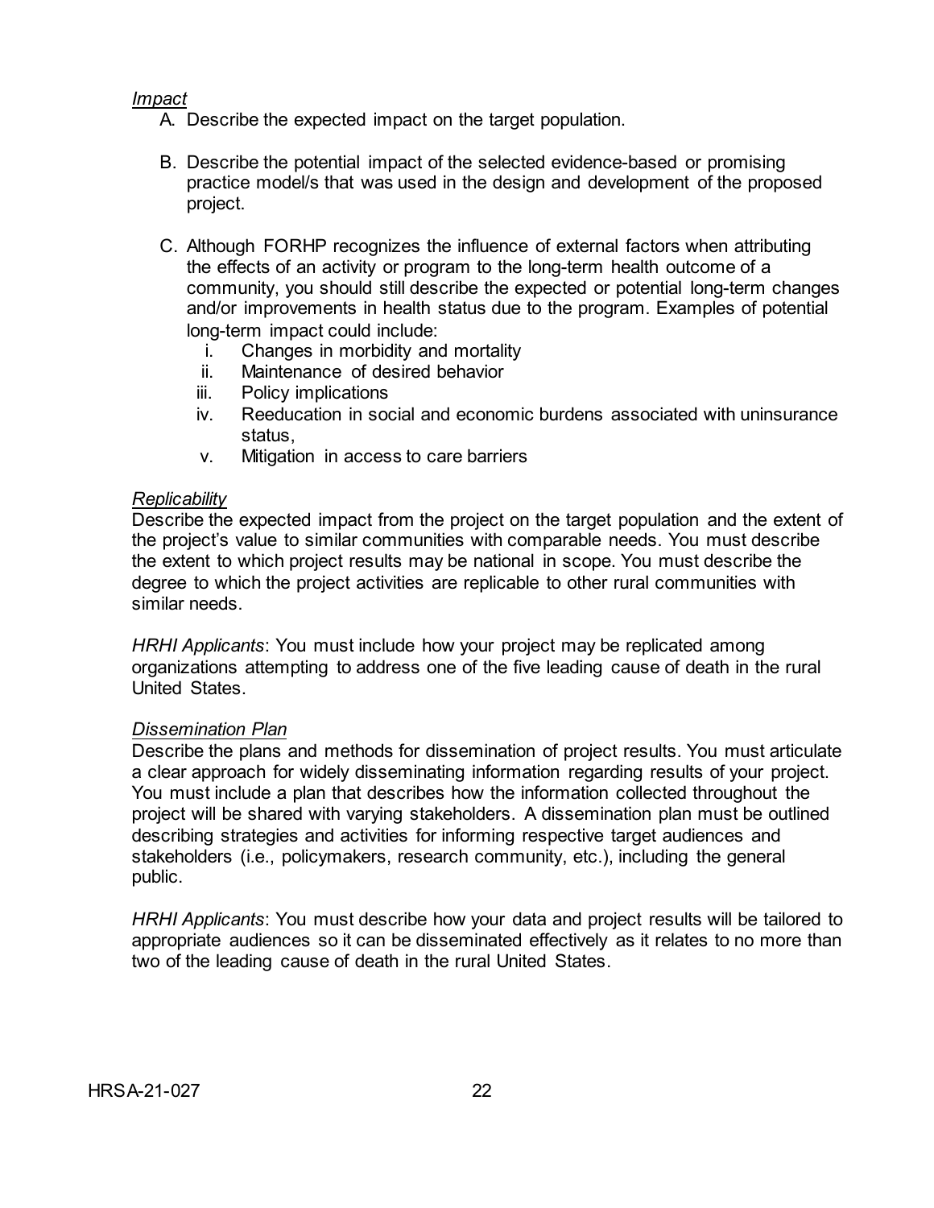*Impact*

A. Describe the expected impact on the target population.

B. Describe the potential impact of the selected evidence-based or promising practice model/s that was used in the design and development of the proposed project.

C. Although FORHP recognizes the influence of external factors when attributing the effects of an activity or program to the long-term health outcome of a community, you should still describe the expected or potential long-term changes and/or improvements in health status due to the program. Examples of potential long-term impact could include:
   i. Changes in morbidity and mortality
   ii. Maintenance of desired behavior
   iii. Policy implications
   iv. Reeducation in social and economic burdens associated with uninsurance status,
   v. Mitigation in access to care barriers

*Replicability*

Describe the expected impact from the project on the target population and the extent of the project's value to similar communities with comparable needs. You must describe the extent to which project results may be national in scope. You must describe the degree to which the project activities are replicable to other rural communities with similar needs.

*HRHI Applicants*: You must include how your project may be replicated among organizations attempting to address one of the five leading cause of death in the rural United States.

*Dissemination Plan*

Describe the plans and methods for dissemination of project results. You must articulate a clear approach for widely disseminating information regarding results of your project. You must include a plan that describes how the information collected throughout the project will be shared with varying stakeholders. A dissemination plan must be outlined describing strategies and activities for informing respective target audiences and stakeholders (i.e., policymakers, research community, etc.), including the general public.

*HRHI Applicants*: You must describe how your data and project results will be tailored to appropriate audiences so it can be disseminated effectively as it relates to no more than two of the leading cause of death in the rural United States.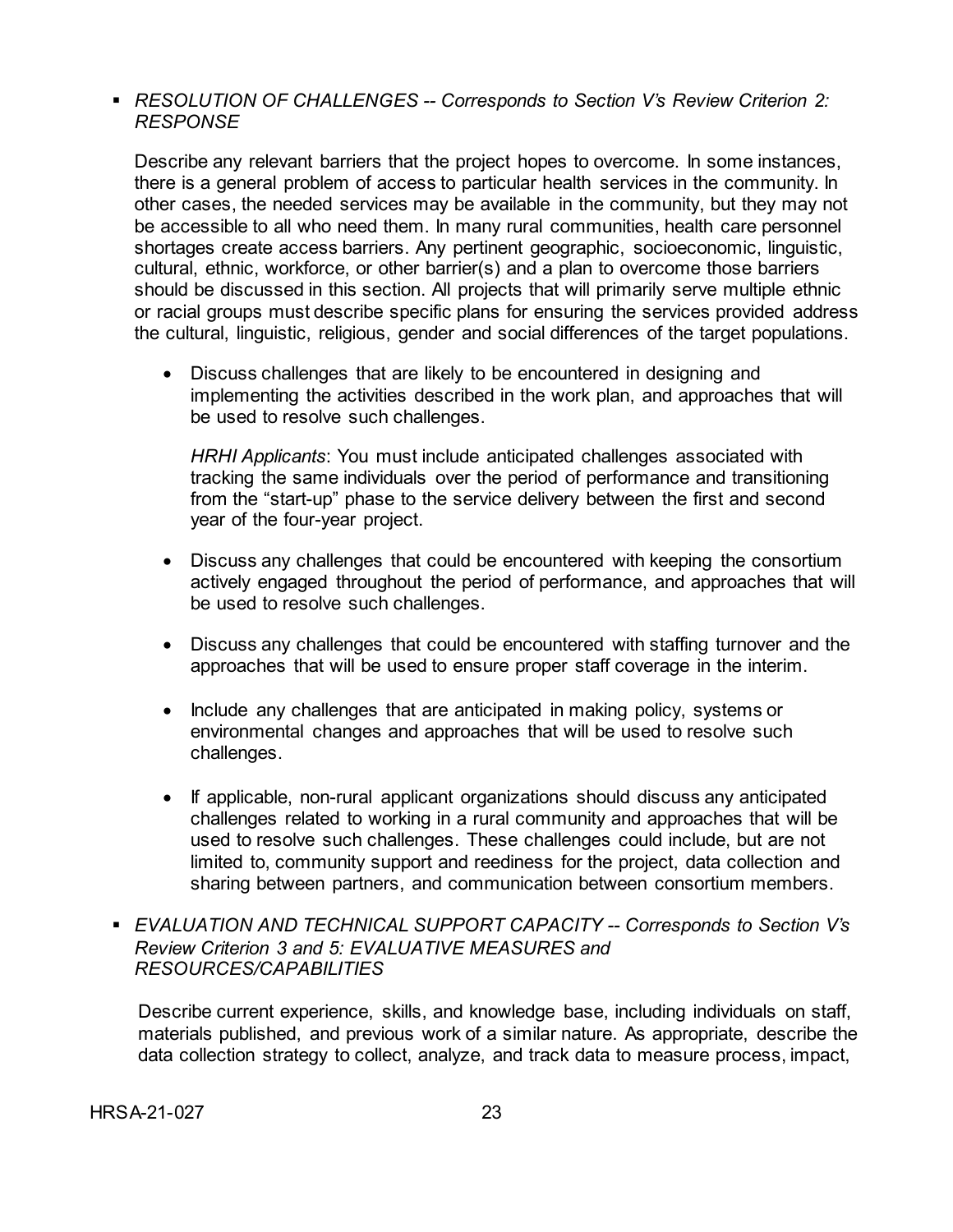- *RESOLUTION OF CHALLENGES -- Corresponds to Section V's Review Criterion 2: RESPONSE*

  Describe any relevant barriers that the project hopes to overcome. In some instances, there is a general problem of access to particular health services in the community. In other cases, the needed services may be available in the community, but they may not be accessible to all who need them. In many rural communities, health care personnel shortages create access barriers. Any pertinent geographic, socioeconomic, linguistic, cultural, ethnic, workforce, or other barrier(s) and a plan to overcome those barriers should be discussed in this section. All projects that will primarily serve multiple ethnic or racial groups must describe specific plans for ensuring the services provided address the cultural, linguistic, religious, gender and social differences of the target populations.

  - Discuss challenges that are likely to be encountered in designing and implementing the activities described in the work plan, and approaches that will be used to resolve such challenges.

    *HRHI Applicants*: You must include anticipated challenges associated with tracking the same individuals over the period of performance and transitioning from the "start-up" phase to the service delivery between the first and second year of the four-year project.

  - Discuss any challenges that could be encountered with keeping the consortium actively engaged throughout the period of performance, and approaches that will be used to resolve such challenges.

  - Discuss any challenges that could be encountered with staffing turnover and the approaches that will be used to ensure proper staff coverage in the interim.

  - Include any challenges that are anticipated in making policy, systems or environmental changes and approaches that will be used to resolve such challenges.

  - If applicable, non-rural applicant organizations should discuss any anticipated challenges related to working in a rural community and approaches that will be used to resolve such challenges. These challenges could include, but are not limited to, community support and reediness for the project, data collection and sharing between partners, and communication between consortium members.

- *EVALUATION AND TECHNICAL SUPPORT CAPACITY -- Corresponds to Section V's Review Criterion 3 and 5: EVALUATIVE MEASURES and RESOURCES/CAPABILITIES*

  Describe current experience, skills, and knowledge base, including individuals on staff, materials published, and previous work of a similar nature. As appropriate, describe the data collection strategy to collect, analyze, and track data to measure process, impact,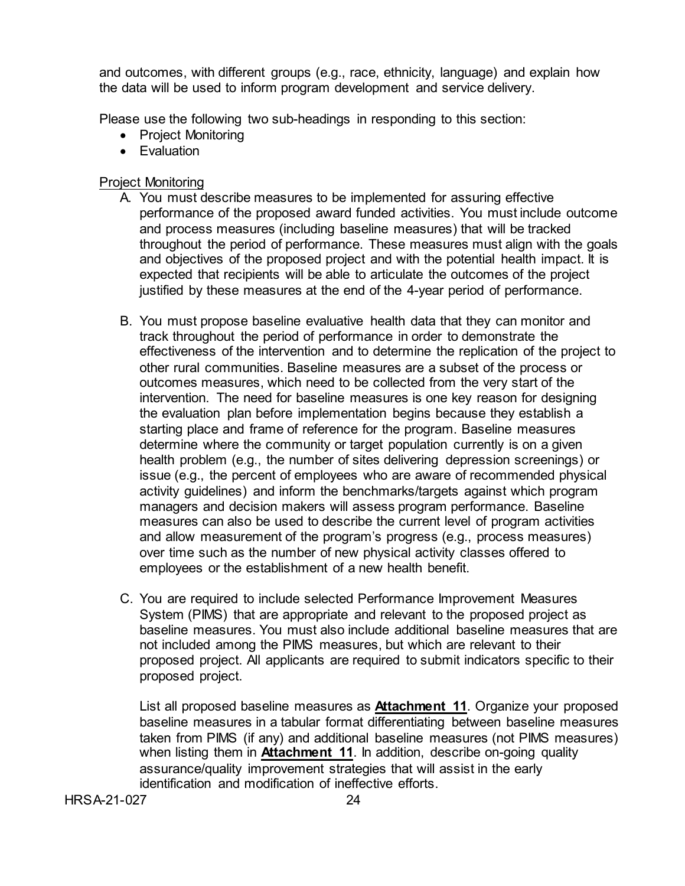and outcomes, with different groups (e.g., race, ethnicity, language) and explain how the data will be used to inform program development and service delivery.

Please use the following two sub-headings in responding to this section:

- Project Monitoring
- Evaluation

Project Monitoring

A. You must describe measures to be implemented for assuring effective performance of the proposed award funded activities. You must include outcome and process measures (including baseline measures) that will be tracked throughout the period of performance. These measures must align with the goals and objectives of the proposed project and with the potential health impact. It is expected that recipients will be able to articulate the outcomes of the project justified by these measures at the end of the 4-year period of performance.

B. You must propose baseline evaluative health data that they can monitor and track throughout the period of performance in order to demonstrate the effectiveness of the intervention and to determine the replication of the project to other rural communities. Baseline measures are a subset of the process or outcomes measures, which need to be collected from the very start of the intervention. The need for baseline measures is one key reason for designing the evaluation plan before implementation begins because they establish a starting place and frame of reference for the program. Baseline measures determine where the community or target population currently is on a given health problem (e.g., the number of sites delivering depression screenings) or issue (e.g., the percent of employees who are aware of recommended physical activity guidelines) and inform the benchmarks/targets against which program managers and decision makers will assess program performance. Baseline measures can also be used to describe the current level of program activities and allow measurement of the program's progress (e.g., process measures) over time such as the number of new physical activity classes offered to employees or the establishment of a new health benefit.

C. You are required to include selected Performance Improvement Measures System (PIMS) that are appropriate and relevant to the proposed project as baseline measures. You must also include additional baseline measures that are not included among the PIMS measures, but which are relevant to their proposed project. All applicants are required to submit indicators specific to their proposed project.

   List all proposed baseline measures as **Attachment 11**. Organize your proposed baseline measures in a tabular format differentiating between baseline measures taken from PIMS (if any) and additional baseline measures (not PIMS measures) when listing them in **Attachment 11**. In addition, describe on-going quality assurance/quality improvement strategies that will assist in the early identification and modification of ineffective efforts.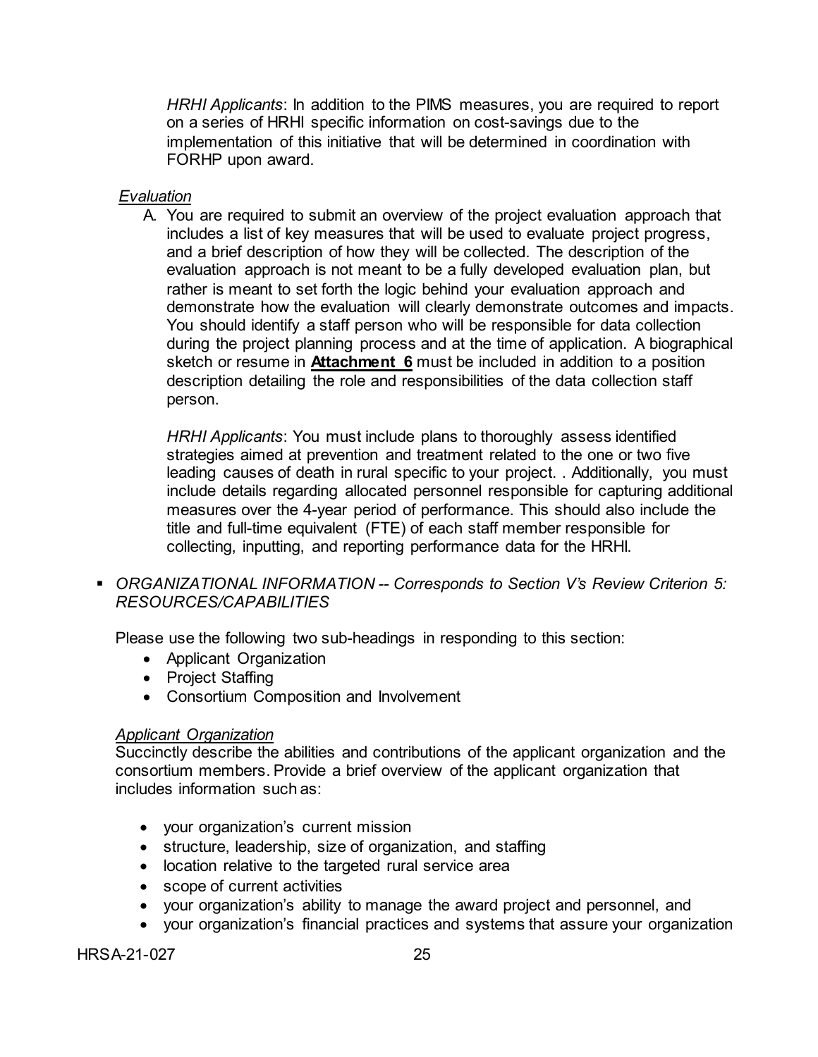*HRHI Applicants*: In addition to the PIMS measures, you are required to report on a series of HRHI specific information on cost-savings due to the implementation of this initiative that will be determined in coordination with FORHP upon award.

*Evaluation*

A. You are required to submit an overview of the project evaluation approach that includes a list of key measures that will be used to evaluate project progress, and a brief description of how they will be collected. The description of the evaluation approach is not meant to be a fully developed evaluation plan, but rather is meant to set forth the logic behind your evaluation approach and demonstrate how the evaluation will clearly demonstrate outcomes and impacts. You should identify a staff person who will be responsible for data collection during the project planning process and at the time of application. A biographical sketch or resume in **Attachment 6** must be included in addition to a position description detailing the role and responsibilities of the data collection staff person.

   *HRHI Applicants*: You must include plans to thoroughly assess identified strategies aimed at prevention and treatment related to the one or two five leading causes of death in rural specific to your project. . Additionally, you must include details regarding allocated personnel responsible for capturing additional measures over the 4-year period of performance. This should also include the title and full-time equivalent (FTE) of each staff member responsible for collecting, inputting, and reporting performance data for the HRHI.

- *ORGANIZATIONAL INFORMATION -- Corresponds to Section V's Review Criterion 5: RESOURCES/CAPABILITIES*

  Please use the following two sub-headings in responding to this section:
  - Applicant Organization
  - Project Staffing
  - Consortium Composition and Involvement

  *Applicant Organization*

  Succinctly describe the abilities and contributions of the applicant organization and the consortium members. Provide a brief overview of the applicant organization that includes information such as:

  - your organization's current mission
  - structure, leadership, size of organization, and staffing
  - location relative to the targeted rural service area
  - scope of current activities
  - your organization's ability to manage the award project and personnel, and
  - your organization's financial practices and systems that assure your organization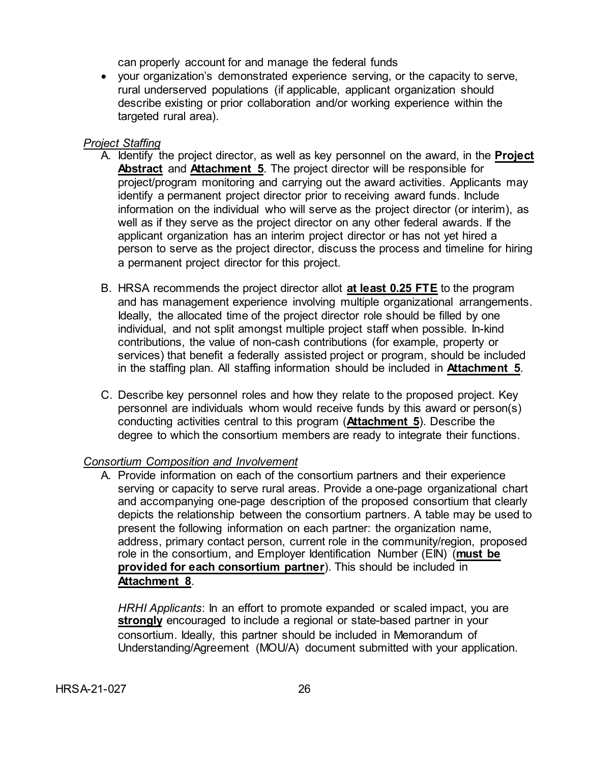can properly account for and manage the federal funds

- your organization's demonstrated experience serving, or the capacity to serve, rural underserved populations (if applicable, applicant organization should describe existing or prior collaboration and/or working experience within the targeted rural area).

*Project Staffing*

A. Identify the project director, as well as key personnel on the award, in the **Project Abstract** and **Attachment 5**. The project director will be responsible for project/program monitoring and carrying out the award activities. Applicants may identify a permanent project director prior to receiving award funds. Include information on the individual who will serve as the project director (or interim), as well as if they serve as the project director on any other federal awards. If the applicant organization has an interim project director or has not yet hired a person to serve as the project director, discuss the process and timeline for hiring a permanent project director for this project.

B. HRSA recommends the project director allot **at least 0.25 FTE** to the program and has management experience involving multiple organizational arrangements. Ideally, the allocated time of the project director role should be filled by one individual, and not split amongst multiple project staff when possible. In-kind contributions, the value of non-cash contributions (for example, property or services) that benefit a federally assisted project or program, should be included in the staffing plan. All staffing information should be included in **Attachment 5**.

C. Describe key personnel roles and how they relate to the proposed project. Key personnel are individuals whom would receive funds by this award or person(s) conducting activities central to this program (**Attachment 5**). Describe the degree to which the consortium members are ready to integrate their functions.

*Consortium Composition and Involvement*

A. Provide information on each of the consortium partners and their experience serving or capacity to serve rural areas. Provide a one-page organizational chart and accompanying one-page description of the proposed consortium that clearly depicts the relationship between the consortium partners. A table may be used to present the following information on each partner: the organization name, address, primary contact person, current role in the community/region, proposed role in the consortium, and Employer Identification Number (EIN) (**must be provided for each consortium partner**). This should be included in **Attachment 8**.

   *HRHI Applicants*: In an effort to promote expanded or scaled impact, you are **strongly** encouraged to include a regional or state-based partner in your consortium. Ideally, this partner should be included in Memorandum of Understanding/Agreement (MOU/A) document submitted with your application.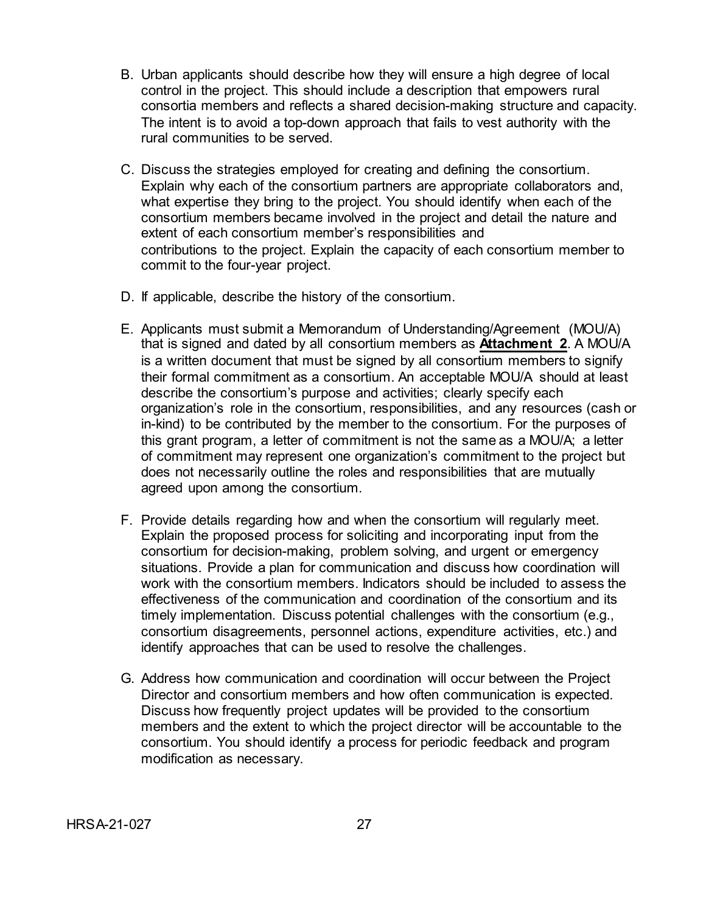B. Urban applicants should describe how they will ensure a high degree of local control in the project. This should include a description that empowers rural consortia members and reflects a shared decision-making structure and capacity. The intent is to avoid a top-down approach that fails to vest authority with the rural communities to be served.

C. Discuss the strategies employed for creating and defining the consortium. Explain why each of the consortium partners are appropriate collaborators and, what expertise they bring to the project. You should identify when each of the consortium members became involved in the project and detail the nature and extent of each consortium member's responsibilities and contributions to the project. Explain the capacity of each consortium member to commit to the four-year project.

D. If applicable, describe the history of the consortium.

E. Applicants must submit a Memorandum of Understanding/Agreement (MOU/A) that is signed and dated by all consortium members as **Attachment 2**. A MOU/A is a written document that must be signed by all consortium members to signify their formal commitment as a consortium. An acceptable MOU/A should at least describe the consortium's purpose and activities; clearly specify each organization's role in the consortium, responsibilities, and any resources (cash or in-kind) to be contributed by the member to the consortium. For the purposes of this grant program, a letter of commitment is not the same as a MOU/A; a letter of commitment may represent one organization's commitment to the project but does not necessarily outline the roles and responsibilities that are mutually agreed upon among the consortium.

F. Provide details regarding how and when the consortium will regularly meet. Explain the proposed process for soliciting and incorporating input from the consortium for decision-making, problem solving, and urgent or emergency situations. Provide a plan for communication and discuss how coordination will work with the consortium members. Indicators should be included to assess the effectiveness of the communication and coordination of the consortium and its timely implementation. Discuss potential challenges with the consortium (e.g., consortium disagreements, personnel actions, expenditure activities, etc.) and identify approaches that can be used to resolve the challenges.

G. Address how communication and coordination will occur between the Project Director and consortium members and how often communication is expected. Discuss how frequently project updates will be provided to the consortium members and the extent to which the project director will be accountable to the consortium. You should identify a process for periodic feedback and program modification as necessary.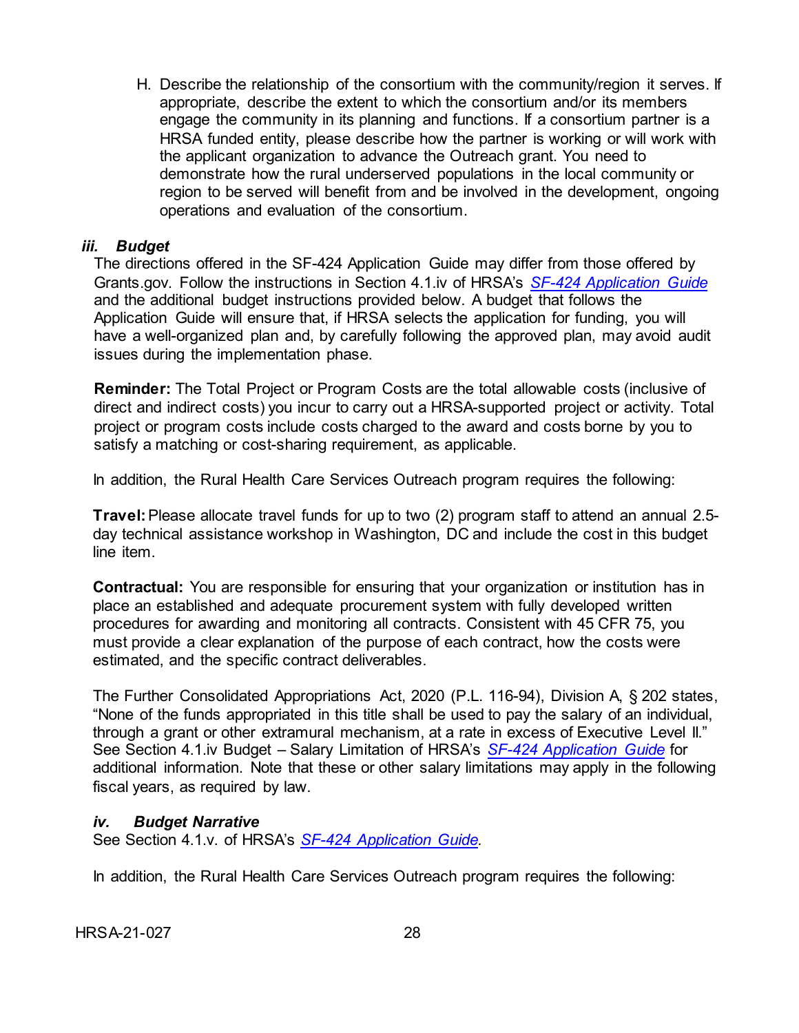H. Describe the relationship of the consortium with the community/region it serves. If appropriate, describe the extent to which the consortium and/or its members engage the community in its planning and functions. If a consortium partner is a HRSA funded entity, please describe how the partner is working or will work with the applicant organization to advance the Outreach grant. You need to demonstrate how the rural underserved populations in the local community or region to be served will benefit from and be involved in the development, ongoing operations and evaluation of the consortium.

### *iii. Budget*

The directions offered in the SF-424 Application Guide may differ from those offered by Grants.gov. Follow the instructions in Section 4.1.iv of HRSA's *SF-424 Application Guide* and the additional budget instructions provided below. A budget that follows the Application Guide will ensure that, if HRSA selects the application for funding, you will have a well-organized plan and, by carefully following the approved plan, may avoid audit issues during the implementation phase.

**Reminder:** The Total Project or Program Costs are the total allowable costs (inclusive of direct and indirect costs) you incur to carry out a HRSA-supported project or activity. Total project or program costs include costs charged to the award and costs borne by you to satisfy a matching or cost-sharing requirement, as applicable.

In addition, the Rural Health Care Services Outreach program requires the following:

**Travel:** Please allocate travel funds for up to two (2) program staff to attend an annual 2.5-day technical assistance workshop in Washington, DC and include the cost in this budget line item.

**Contractual:** You are responsible for ensuring that your organization or institution has in place an established and adequate procurement system with fully developed written procedures for awarding and monitoring all contracts. Consistent with 45 CFR 75, you must provide a clear explanation of the purpose of each contract, how the costs were estimated, and the specific contract deliverables.

The Further Consolidated Appropriations Act, 2020 (P.L. 116-94), Division A, § 202 states, "None of the funds appropriated in this title shall be used to pay the salary of an individual, through a grant or other extramural mechanism, at a rate in excess of Executive Level II." See Section 4.1.iv Budget – Salary Limitation of HRSA's *SF-424 Application Guide* for additional information. Note that these or other salary limitations may apply in the following fiscal years, as required by law.

### *iv. Budget Narrative*

See Section 4.1.v. of HRSA's *SF-424 Application Guide*.

In addition, the Rural Health Care Services Outreach program requires the following: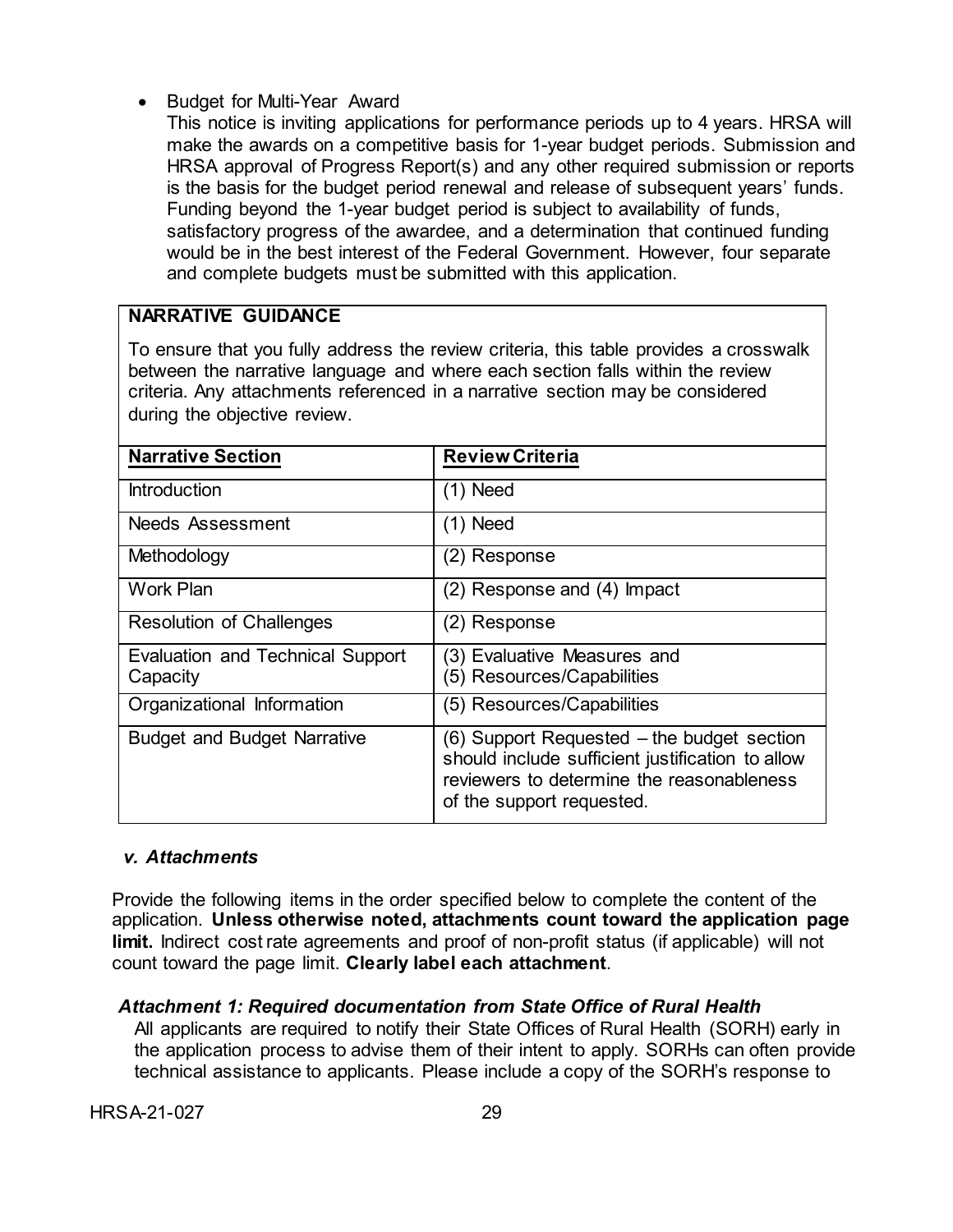- Budget for Multi-Year Award

  This notice is inviting applications for performance periods up to 4 years. HRSA will make the awards on a competitive basis for 1-year budget periods. Submission and HRSA approval of Progress Report(s) and any other required submission or reports is the basis for the budget period renewal and release of subsequent years' funds. Funding beyond the 1-year budget period is subject to availability of funds, satisfactory progress of the awardee, and a determination that continued funding would be in the best interest of the Federal Government. However, four separate and complete budgets must be submitted with this application.

**NARRATIVE GUIDANCE**

To ensure that you fully address the review criteria, this table provides a crosswalk between the narrative language and where each section falls within the review criteria. Any attachments referenced in a narrative section may be considered during the objective review.

| Narrative Section | Review Criteria |
|---|---|
| Introduction | (1) Need |
| Needs Assessment | (1) Need |
| Methodology | (2) Response |
| Work Plan | (2) Response and (4) Impact |
| Resolution of Challenges | (2) Response |
| Evaluation and Technical Support Capacity | (3) Evaluative Measures and (5) Resources/Capabilities |
| Organizational Information | (5) Resources/Capabilities |
| Budget and Budget Narrative | (6) Support Requested – the budget section should include sufficient justification to allow reviewers to determine the reasonableness of the support requested. |

### *v. Attachments*

Provide the following items in the order specified below to complete the content of the application. **Unless otherwise noted, attachments count toward the application page limit.** Indirect cost rate agreements and proof of non-profit status (if applicable) will not count toward the page limit. **Clearly label each attachment**.

#### *Attachment 1: Required documentation from State Office of Rural Health*

All applicants are required to notify their State Offices of Rural Health (SORH) early in the application process to advise them of their intent to apply. SORHs can often provide technical assistance to applicants. Please include a copy of the SORH's response to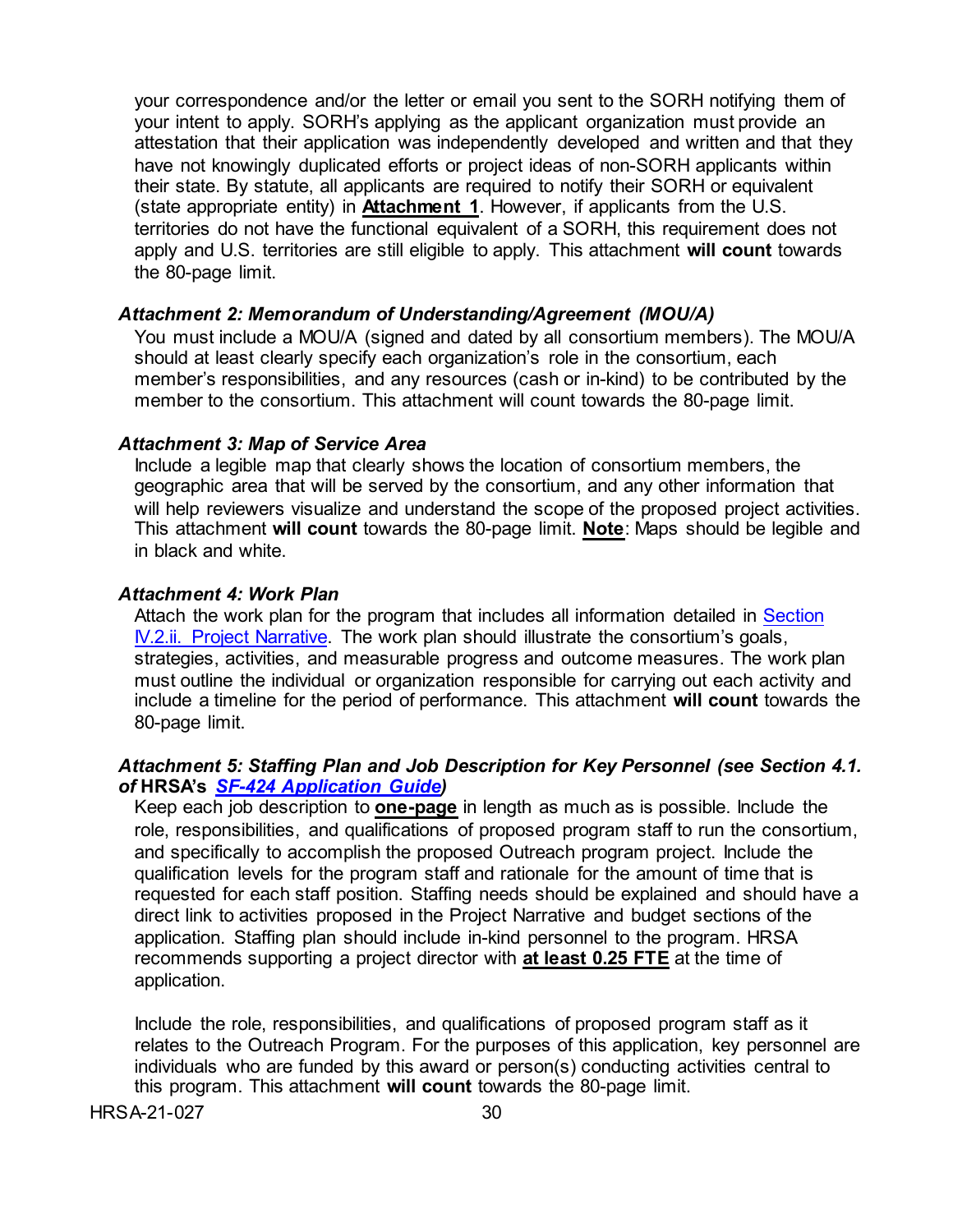your correspondence and/or the letter or email you sent to the SORH notifying them of your intent to apply. SORH's applying as the applicant organization must provide an attestation that their application was independently developed and written and that they have not knowingly duplicated efforts or project ideas of non-SORH applicants within their state. By statute, all applicants are required to notify their SORH or equivalent (state appropriate entity) in **Attachment 1**. However, if applicants from the U.S. territories do not have the functional equivalent of a SORH, this requirement does not apply and U.S. territories are still eligible to apply. This attachment **will count** towards the 80-page limit.

***Attachment 2: Memorandum of Understanding/Agreement (MOU/A)***

You must include a MOU/A (signed and dated by all consortium members). The MOU/A should at least clearly specify each organization's role in the consortium, each member's responsibilities, and any resources (cash or in-kind) to be contributed by the member to the consortium. This attachment will count towards the 80-page limit.

***Attachment 3: Map of Service Area***

Include a legible map that clearly shows the location of consortium members, the geographic area that will be served by the consortium, and any other information that will help reviewers visualize and understand the scope of the proposed project activities. This attachment **will count** towards the 80-page limit. **Note**: Maps should be legible and in black and white.

***Attachment 4: Work Plan***

Attach the work plan for the program that includes all information detailed in Section IV.2.ii. Project Narrative. The work plan should illustrate the consortium's goals, strategies, activities, and measurable progress and outcome measures. The work plan must outline the individual or organization responsible for carrying out each activity and include a timeline for the period of performance. This attachment **will count** towards the 80-page limit.

***Attachment 5: Staffing Plan and Job Description for Key Personnel (see Section 4.1. of* HRSA's *SF-424 Application Guide)***

Keep each job description to **one-page** in length as much as is possible. Include the role, responsibilities, and qualifications of proposed program staff to run the consortium, and specifically to accomplish the proposed Outreach program project. Include the qualification levels for the program staff and rationale for the amount of time that is requested for each staff position. Staffing needs should be explained and should have a direct link to activities proposed in the Project Narrative and budget sections of the application. Staffing plan should include in-kind personnel to the program. HRSA recommends supporting a project director with **at least 0.25 FTE** at the time of application.

Include the role, responsibilities, and qualifications of proposed program staff as it relates to the Outreach Program. For the purposes of this application, key personnel are individuals who are funded by this award or person(s) conducting activities central to this program. This attachment **will count** towards the 80-page limit.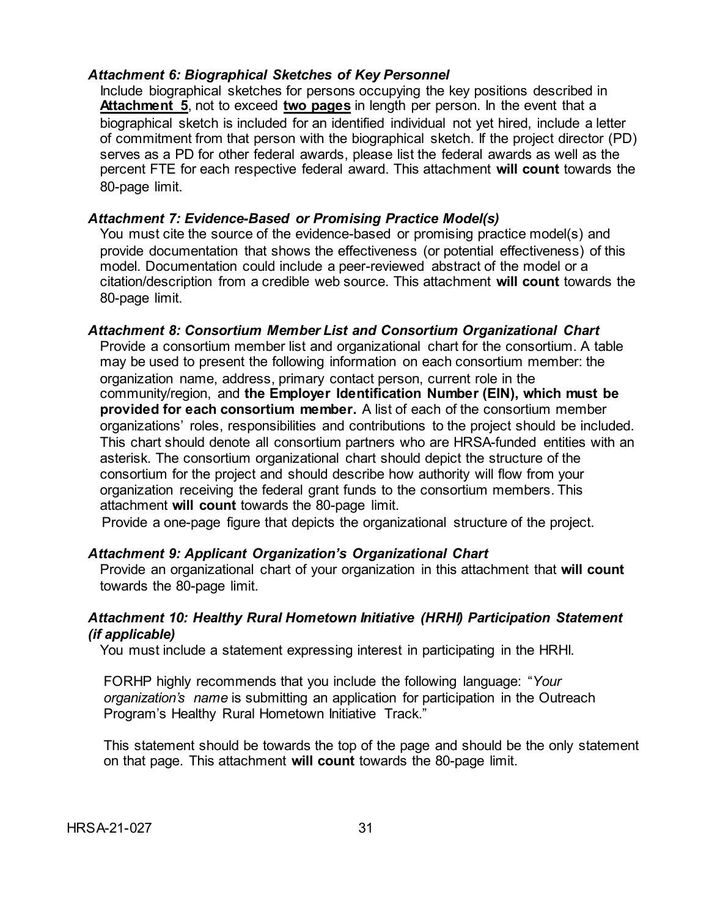***Attachment 6: Biographical Sketches of Key Personnel***

Include biographical sketches for persons occupying the key positions described in **Attachment 5**, not to exceed **two pages** in length per person. In the event that a biographical sketch is included for an identified individual not yet hired, include a letter of commitment from that person with the biographical sketch. If the project director (PD) serves as a PD for other federal awards, please list the federal awards as well as the percent FTE for each respective federal award. This attachment **will count** towards the 80-page limit.

***Attachment 7: Evidence-Based or Promising Practice Model(s)***

You must cite the source of the evidence-based or promising practice model(s) and provide documentation that shows the effectiveness (or potential effectiveness) of this model. Documentation could include a peer-reviewed abstract of the model or a citation/description from a credible web source. This attachment **will count** towards the 80-page limit.

***Attachment 8: Consortium Member List and Consortium Organizational Chart***

Provide a consortium member list and organizational chart for the consortium. A table may be used to present the following information on each consortium member: the organization name, address, primary contact person, current role in the community/region, and **the Employer Identification Number (EIN), which must be provided for each consortium member.** A list of each of the consortium member organizations' roles, responsibilities and contributions to the project should be included. This chart should denote all consortium partners who are HRSA-funded entities with an asterisk. The consortium organizational chart should depict the structure of the consortium for the project and should describe how authority will flow from your organization receiving the federal grant funds to the consortium members. This attachment **will count** towards the 80-page limit.

Provide a one-page figure that depicts the organizational structure of the project.

***Attachment 9: Applicant Organization's Organizational Chart***

Provide an organizational chart of your organization in this attachment that **will count** towards the 80-page limit.

***Attachment 10: Healthy Rural Hometown Initiative (HRHI) Participation Statement (if applicable)***

You must include a statement expressing interest in participating in the HRHI.

FORHP highly recommends that you include the following language: "*Your organization's name* is submitting an application for participation in the Outreach Program's Healthy Rural Hometown Initiative Track."

This statement should be towards the top of the page and should be the only statement on that page. This attachment **will count** towards the 80-page limit.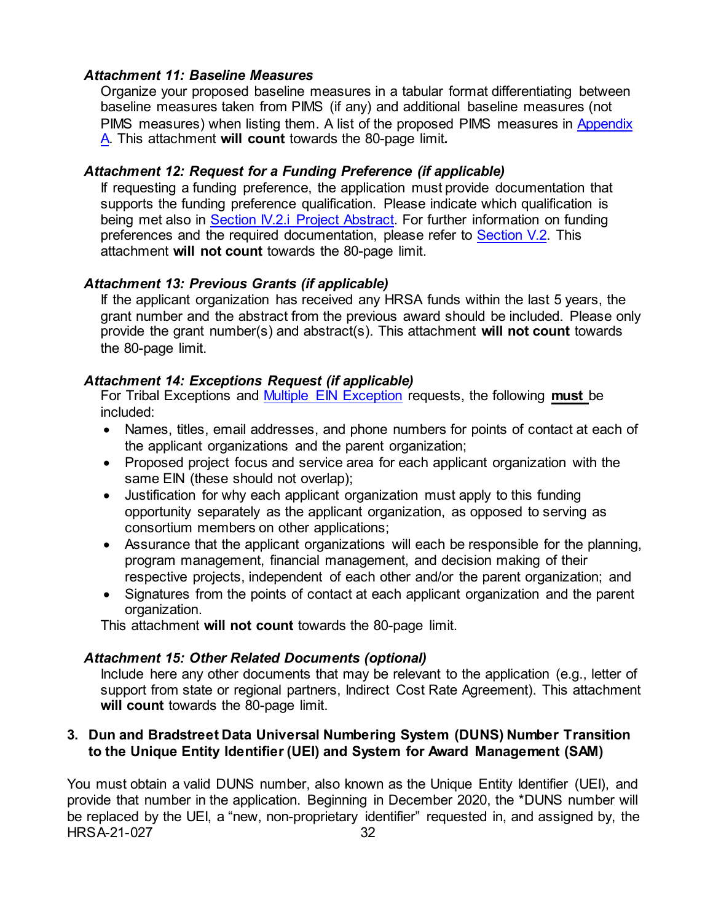*Attachment 11: Baseline Measures*

Organize your proposed baseline measures in a tabular format differentiating between baseline measures taken from PIMS (if any) and additional baseline measures (not PIMS measures) when listing them. A list of the proposed PIMS measures in Appendix A. This attachment **will count** towards the 80-page limit**.**

*Attachment 12: Request for a Funding Preference (if applicable)*

If requesting a funding preference, the application must provide documentation that supports the funding preference qualification. Please indicate which qualification is being met also in Section IV.2.i Project Abstract. For further information on funding preferences and the required documentation, please refer to Section V.2. This attachment **will not count** towards the 80-page limit.

*Attachment 13: Previous Grants (if applicable)*

If the applicant organization has received any HRSA funds within the last 5 years, the grant number and the abstract from the previous award should be included. Please only provide the grant number(s) and abstract(s). This attachment **will not count** towards the 80-page limit.

*Attachment 14: Exceptions Request (if applicable)*

For Tribal Exceptions and Multiple EIN Exception requests, the following **must** be included:

- Names, titles, email addresses, and phone numbers for points of contact at each of the applicant organizations and the parent organization;
- Proposed project focus and service area for each applicant organization with the same EIN (these should not overlap);
- Justification for why each applicant organization must apply to this funding opportunity separately as the applicant organization, as opposed to serving as consortium members on other applications;
- Assurance that the applicant organizations will each be responsible for the planning, program management, financial management, and decision making of their respective projects, independent of each other and/or the parent organization; and
- Signatures from the points of contact at each applicant organization and the parent organization.

This attachment **will not count** towards the 80-page limit.

*Attachment 15: Other Related Documents (optional)*

Include here any other documents that may be relevant to the application (e.g., letter of support from state or regional partners, Indirect Cost Rate Agreement). This attachment **will count** towards the 80-page limit.

### 3. Dun and Bradstreet Data Universal Numbering System (DUNS) Number Transition to the Unique Entity Identifier (UEI) and System for Award Management (SAM)

You must obtain a valid DUNS number, also known as the Unique Entity Identifier (UEI), and provide that number in the application. Beginning in December 2020, the *DUNS number will be replaced by the UEI, a "new, non-proprietary identifier" requested in, and assigned by, the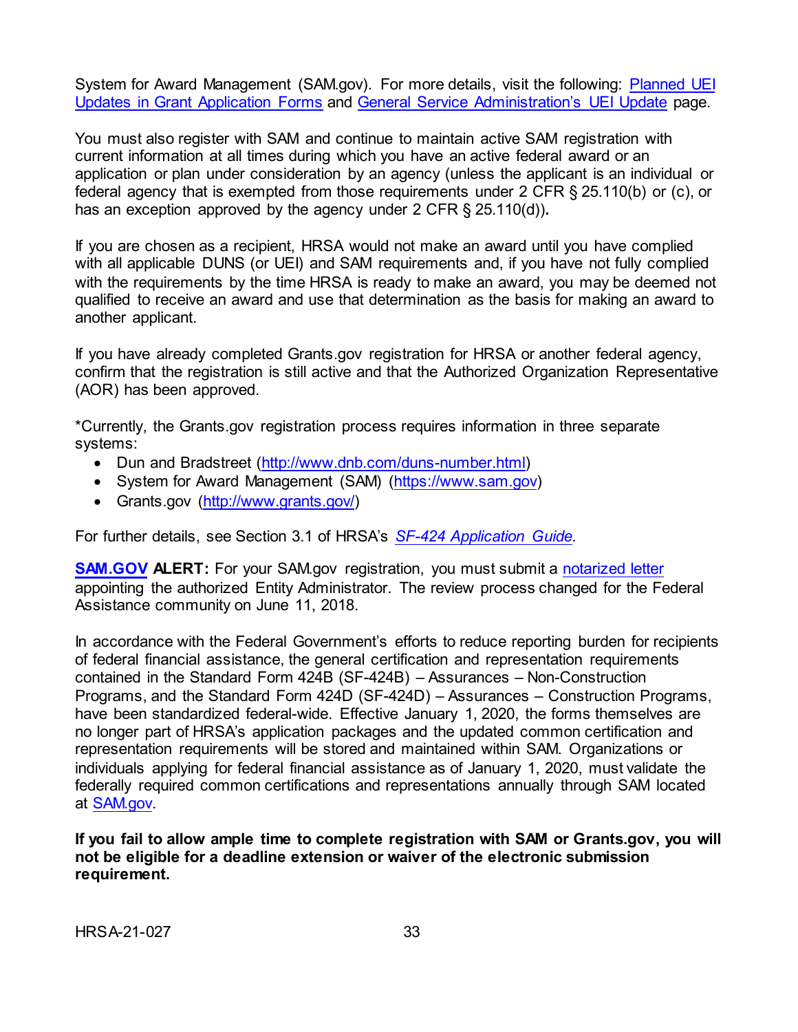System for Award Management (SAM.gov). For more details, visit the following: [Planned UEI Updates in Grant Application Forms](#) and [General Service Administration's UEI Update](#) page.

You must also register with SAM and continue to maintain active SAM registration with current information at all times during which you have an active federal award or an application or plan under consideration by an agency (unless the applicant is an individual or federal agency that is exempted from those requirements under 2 CFR § 25.110(b) or (c), or has an exception approved by the agency under 2 CFR § 25.110(d)).

If you are chosen as a recipient, HRSA would not make an award until you have complied with all applicable DUNS (or UEI) and SAM requirements and, if you have not fully complied with the requirements by the time HRSA is ready to make an award, you may be deemed not qualified to receive an award and use that determination as the basis for making an award to another applicant.

If you have already completed Grants.gov registration for HRSA or another federal agency, confirm that the registration is still active and that the Authorized Organization Representative (AOR) has been approved.

*Currently, the Grants.gov registration process requires information in three separate systems:

- Dun and Bradstreet (http://www.dnb.com/duns-number.html)
- System for Award Management (SAM) (https://www.sam.gov)
- Grants.gov (http://www.grants.gov/)

For further details, see Section 3.1 of HRSA's *SF-424 Application Guide.*

**SAM.GOV ALERT:** For your SAM.gov registration, you must submit a notarized letter appointing the authorized Entity Administrator. The review process changed for the Federal Assistance community on June 11, 2018.

In accordance with the Federal Government's efforts to reduce reporting burden for recipients of federal financial assistance, the general certification and representation requirements contained in the Standard Form 424B (SF-424B) – Assurances – Non-Construction Programs, and the Standard Form 424D (SF-424D) – Assurances – Construction Programs, have been standardized federal-wide. Effective January 1, 2020, the forms themselves are no longer part of HRSA's application packages and the updated common certification and representation requirements will be stored and maintained within SAM. Organizations or individuals applying for federal financial assistance as of January 1, 2020, must validate the federally required common certifications and representations annually through SAM located at SAM.gov.

**If you fail to allow ample time to complete registration with SAM or Grants.gov, you will not be eligible for a deadline extension or waiver of the electronic submission requirement.**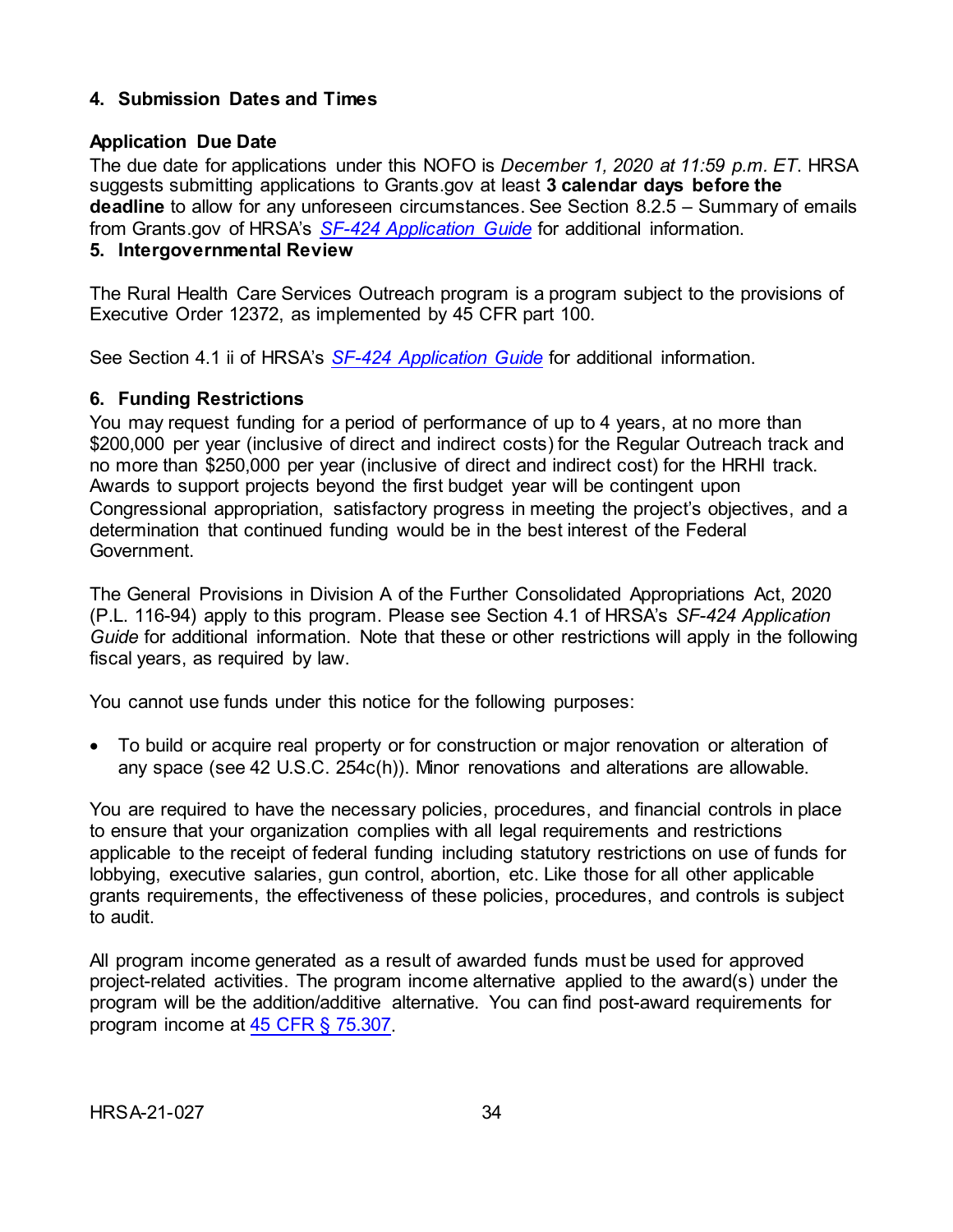### 4. Submission Dates and Times

**Application Due Date**

The due date for applications under this NOFO is *December 1, 2020 at 11:59 p.m. ET*. HRSA suggests submitting applications to Grants.gov at least **3 calendar days before the deadline** to allow for any unforeseen circumstances. See Section 8.2.5 – Summary of emails from Grants.gov of HRSA's [*SF-424 Application Guide*]() for additional information.

### 5. Intergovernmental Review

The Rural Health Care Services Outreach program is a program subject to the provisions of Executive Order 12372, as implemented by 45 CFR part 100.

See Section 4.1 ii of HRSA's [*SF-424 Application Guide*]() for additional information.

### 6. Funding Restrictions

You may request funding for a period of performance of up to 4 years, at no more than $200,000 per year (inclusive of direct and indirect costs) for the Regular Outreach track and no more than $250,000 per year (inclusive of direct and indirect cost) for the HRHI track. Awards to support projects beyond the first budget year will be contingent upon Congressional appropriation, satisfactory progress in meeting the project's objectives, and a determination that continued funding would be in the best interest of the Federal Government.

The General Provisions in Division A of the Further Consolidated Appropriations Act, 2020 (P.L. 116-94) apply to this program. Please see Section 4.1 of HRSA's *SF-424 Application Guide* for additional information. Note that these or other restrictions will apply in the following fiscal years, as required by law.

You cannot use funds under this notice for the following purposes:

- To build or acquire real property or for construction or major renovation or alteration of any space (see 42 U.S.C. 254c(h)). Minor renovations and alterations are allowable.

You are required to have the necessary policies, procedures, and financial controls in place to ensure that your organization complies with all legal requirements and restrictions applicable to the receipt of federal funding including statutory restrictions on use of funds for lobbying, executive salaries, gun control, abortion, etc. Like those for all other applicable grants requirements, the effectiveness of these policies, procedures, and controls is subject to audit.

All program income generated as a result of awarded funds must be used for approved project-related activities. The program income alternative applied to the award(s) under the program will be the addition/additive alternative. You can find post-award requirements for program income at [45 CFR § 75.307]().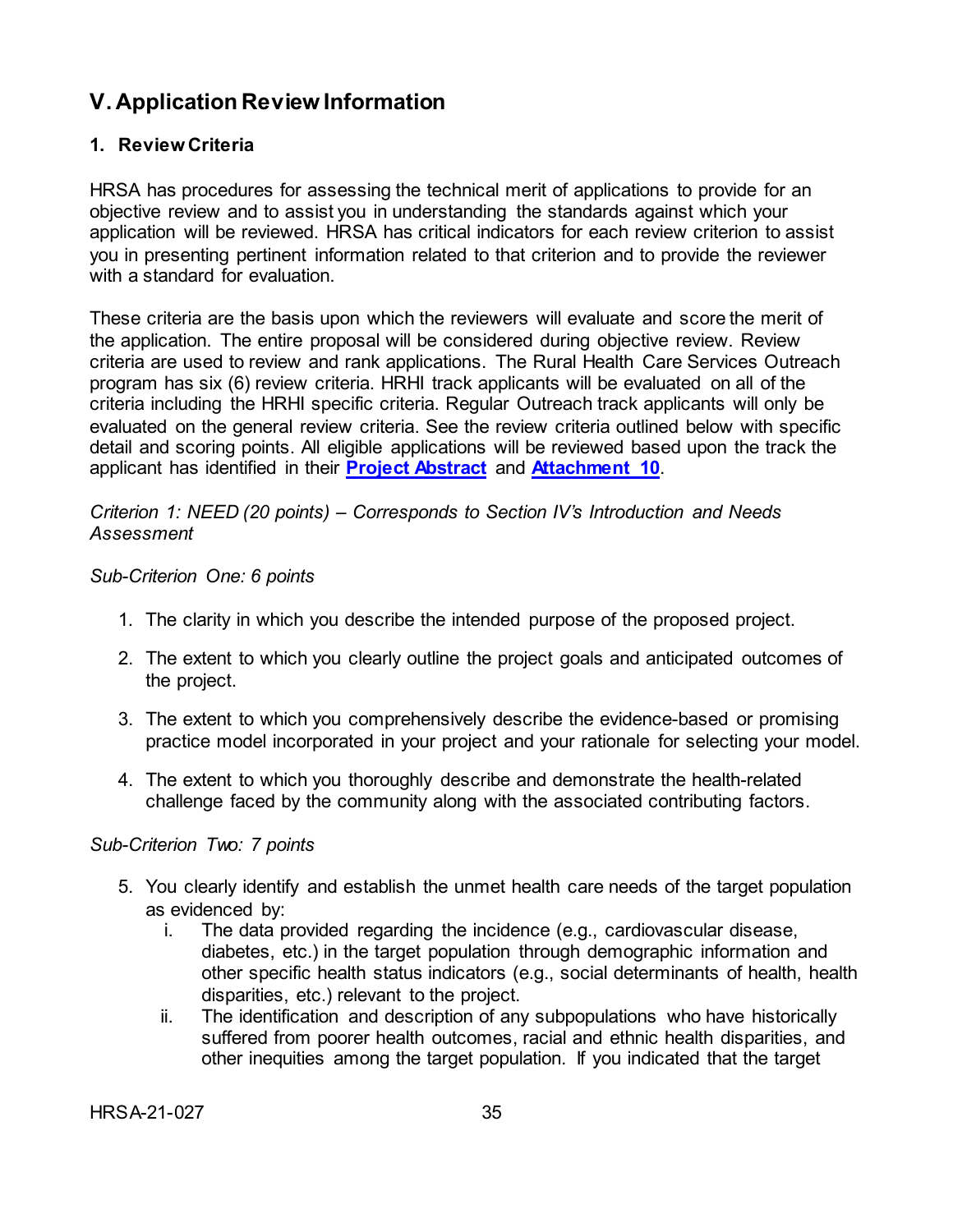## V. Application Review Information

### 1. Review Criteria

HRSA has procedures for assessing the technical merit of applications to provide for an objective review and to assist you in understanding the standards against which your application will be reviewed. HRSA has critical indicators for each review criterion to assist you in presenting pertinent information related to that criterion and to provide the reviewer with a standard for evaluation.

These criteria are the basis upon which the reviewers will evaluate and score the merit of the application. The entire proposal will be considered during objective review. Review criteria are used to review and rank applications. The Rural Health Care Services Outreach program has six (6) review criteria. HRHI track applicants will be evaluated on all of the criteria including the HRHI specific criteria. Regular Outreach track applicants will only be evaluated on the general review criteria. See the review criteria outlined below with specific detail and scoring points. All eligible applications will be reviewed based upon the track the applicant has identified in their **Project Abstract** and **Attachment 10**.

*Criterion 1: NEED (20 points) – Corresponds to Section IV's Introduction and Needs Assessment*

*Sub-Criterion One: 6 points*

1. The clarity in which you describe the intended purpose of the proposed project.
2. The extent to which you clearly outline the project goals and anticipated outcomes of the project.
3. The extent to which you comprehensively describe the evidence-based or promising practice model incorporated in your project and your rationale for selecting your model.
4. The extent to which you thoroughly describe and demonstrate the health-related challenge faced by the community along with the associated contributing factors.

*Sub-Criterion Two: 7 points*

5. You clearly identify and establish the unmet health care needs of the target population as evidenced by:
   i. The data provided regarding the incidence (e.g., cardiovascular disease, diabetes, etc.) in the target population through demographic information and other specific health status indicators (e.g., social determinants of health, health disparities, etc.) relevant to the project.
   ii. The identification and description of any subpopulations who have historically suffered from poorer health outcomes, racial and ethnic health disparities, and other inequities among the target population. If you indicated that the target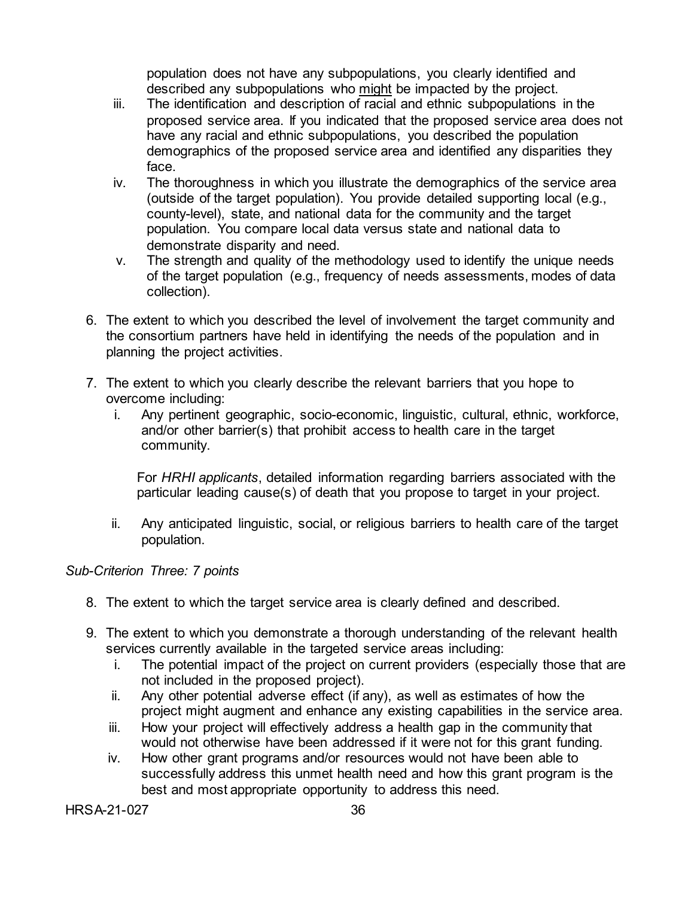population does not have any subpopulations, you clearly identified and described any subpopulations who <u>might</u> be impacted by the project.

iii. The identification and description of racial and ethnic subpopulations in the proposed service area. If you indicated that the proposed service area does not have any racial and ethnic subpopulations, you described the population demographics of the proposed service area and identified any disparities they face.

iv. The thoroughness in which you illustrate the demographics of the service area (outside of the target population). You provide detailed supporting local (e.g., county-level), state, and national data for the community and the target population. You compare local data versus state and national data to demonstrate disparity and need.

v. The strength and quality of the methodology used to identify the unique needs of the target population (e.g., frequency of needs assessments, modes of data collection).

6. The extent to which you described the level of involvement the target community and the consortium partners have held in identifying the needs of the population and in planning the project activities.

7. The extent to which you clearly describe the relevant barriers that you hope to overcome including:
   i. Any pertinent geographic, socio-economic, linguistic, cultural, ethnic, workforce, and/or other barrier(s) that prohibit access to health care in the target community.

      For *HRHI applicants*, detailed information regarding barriers associated with the particular leading cause(s) of death that you propose to target in your project.

   ii. Any anticipated linguistic, social, or religious barriers to health care of the target population.

*Sub-Criterion Three: 7 points*

8. The extent to which the target service area is clearly defined and described.

9. The extent to which you demonstrate a thorough understanding of the relevant health services currently available in the targeted service areas including:
   i. The potential impact of the project on current providers (especially those that are not included in the proposed project).
   ii. Any other potential adverse effect (if any), as well as estimates of how the project might augment and enhance any existing capabilities in the service area.
   iii. How your project will effectively address a health gap in the community that would not otherwise have been addressed if it were not for this grant funding.
   iv. How other grant programs and/or resources would not have been able to successfully address this unmet health need and how this grant program is the best and most appropriate opportunity to address this need.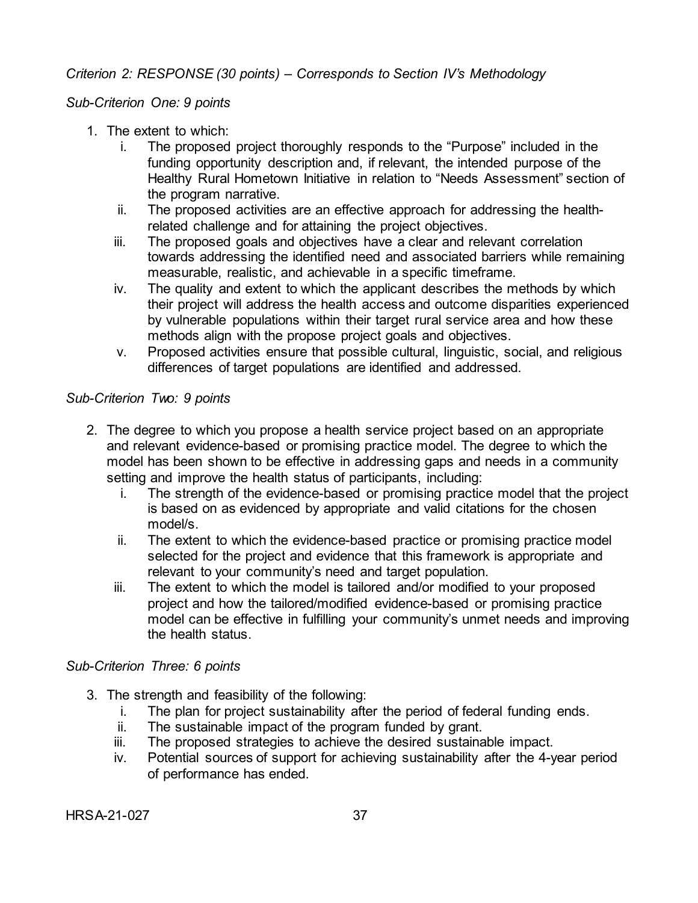*Criterion 2: RESPONSE (30 points) – Corresponds to Section IV's Methodology*

*Sub-Criterion One: 9 points*

1. The extent to which:
   i. The proposed project thoroughly responds to the "Purpose" included in the funding opportunity description and, if relevant, the intended purpose of the Healthy Rural Hometown Initiative in relation to "Needs Assessment" section of the program narrative.
   ii. The proposed activities are an effective approach for addressing the health-related challenge and for attaining the project objectives.
   iii. The proposed goals and objectives have a clear and relevant correlation towards addressing the identified need and associated barriers while remaining measurable, realistic, and achievable in a specific timeframe.
   iv. The quality and extent to which the applicant describes the methods by which their project will address the health access and outcome disparities experienced by vulnerable populations within their target rural service area and how these methods align with the propose project goals and objectives.
   v. Proposed activities ensure that possible cultural, linguistic, social, and religious differences of target populations are identified and addressed.

*Sub-Criterion Two: 9 points*

2. The degree to which you propose a health service project based on an appropriate and relevant evidence-based or promising practice model. The degree to which the model has been shown to be effective in addressing gaps and needs in a community setting and improve the health status of participants, including:
   i. The strength of the evidence-based or promising practice model that the project is based on as evidenced by appropriate and valid citations for the chosen model/s.
   ii. The extent to which the evidence-based practice or promising practice model selected for the project and evidence that this framework is appropriate and relevant to your community's need and target population.
   iii. The extent to which the model is tailored and/or modified to your proposed project and how the tailored/modified evidence-based or promising practice model can be effective in fulfilling your community's unmet needs and improving the health status.

*Sub-Criterion Three: 6 points*

3. The strength and feasibility of the following:
   i. The plan for project sustainability after the period of federal funding ends.
   ii. The sustainable impact of the program funded by grant.
   iii. The proposed strategies to achieve the desired sustainable impact.
   iv. Potential sources of support for achieving sustainability after the 4-year period of performance has ended.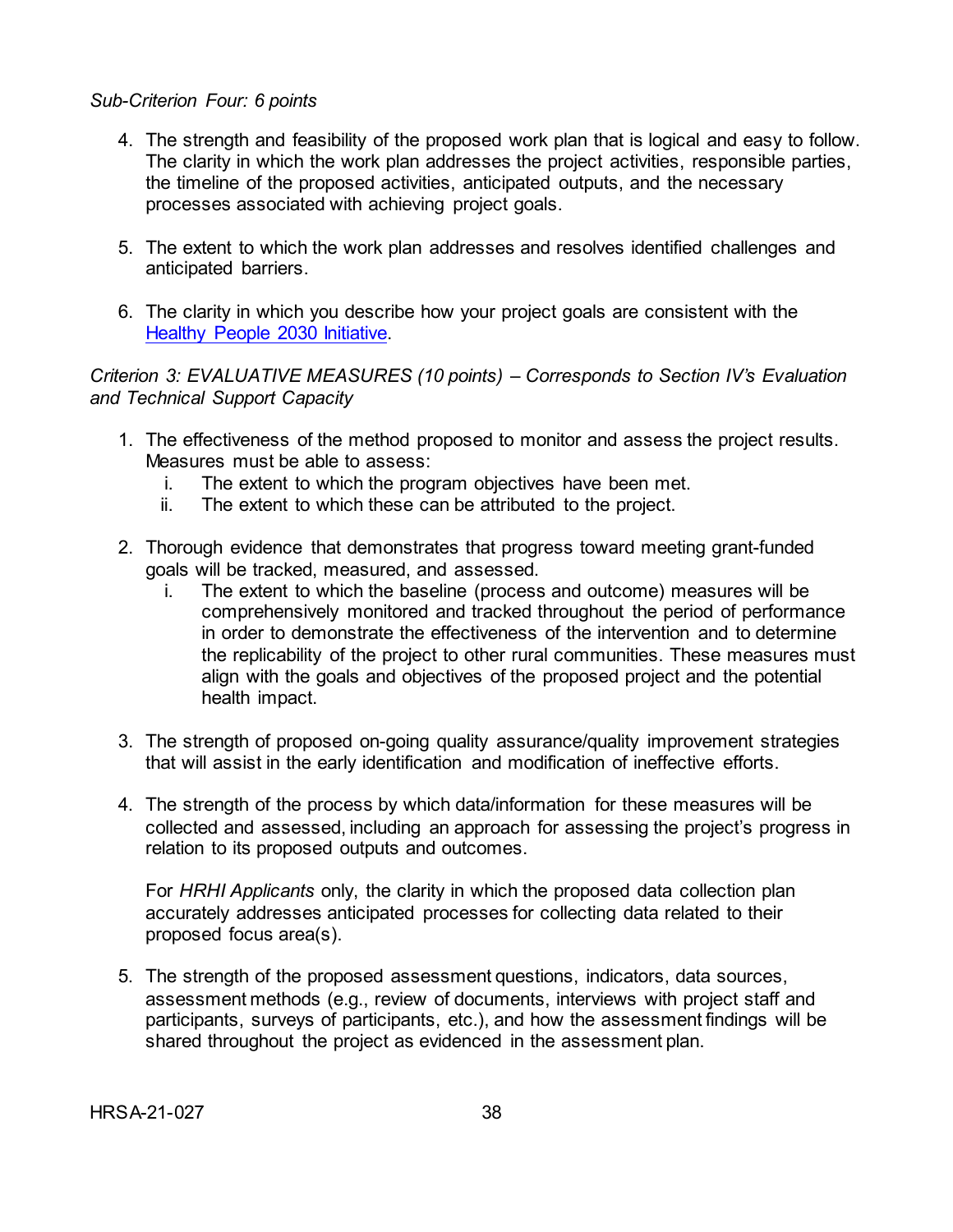*Sub-Criterion Four: 6 points*

4. The strength and feasibility of the proposed work plan that is logical and easy to follow. The clarity in which the work plan addresses the project activities, responsible parties, the timeline of the proposed activities, anticipated outputs, and the necessary processes associated with achieving project goals.

5. The extent to which the work plan addresses and resolves identified challenges and anticipated barriers.

6. The clarity in which you describe how your project goals are consistent with the [Healthy People 2030 Initiative](#).

*Criterion 3: EVALUATIVE MEASURES (10 points) – Corresponds to Section IV's Evaluation and Technical Support Capacity*

1. The effectiveness of the method proposed to monitor and assess the project results. Measures must be able to assess:
    i. The extent to which the program objectives have been met.
    ii. The extent to which these can be attributed to the project.

2. Thorough evidence that demonstrates that progress toward meeting grant-funded goals will be tracked, measured, and assessed.
    i. The extent to which the baseline (process and outcome) measures will be comprehensively monitored and tracked throughout the period of performance in order to demonstrate the effectiveness of the intervention and to determine the replicability of the project to other rural communities. These measures must align with the goals and objectives of the proposed project and the potential health impact.

3. The strength of proposed on-going quality assurance/quality improvement strategies that will assist in the early identification and modification of ineffective efforts.

4. The strength of the process by which data/information for these measures will be collected and assessed, including an approach for assessing the project's progress in relation to its proposed outputs and outcomes.

   For *HRHI Applicants* only, the clarity in which the proposed data collection plan accurately addresses anticipated processes for collecting data related to their proposed focus area(s).

5. The strength of the proposed assessment questions, indicators, data sources, assessment methods (e.g., review of documents, interviews with project staff and participants, surveys of participants, etc.), and how the assessment findings will be shared throughout the project as evidenced in the assessment plan.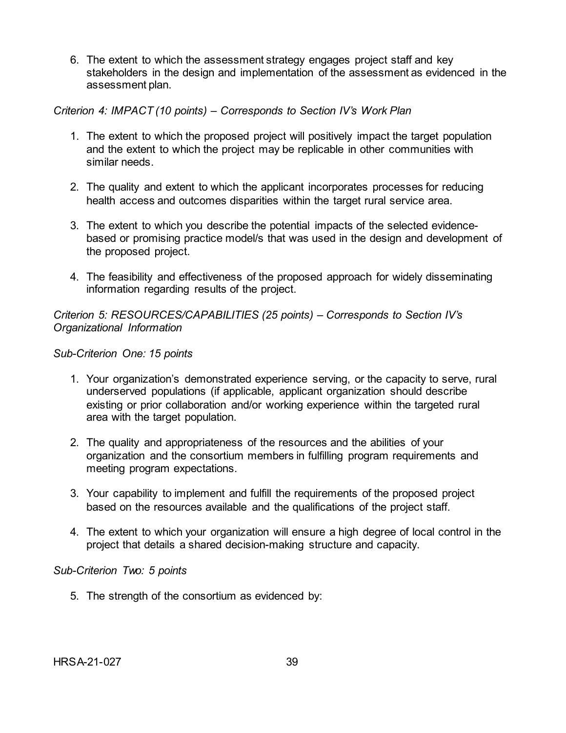6. The extent to which the assessment strategy engages project staff and key stakeholders in the design and implementation of the assessment as evidenced in the assessment plan.

*Criterion 4: IMPACT (10 points) – Corresponds to Section IV's Work Plan*

1. The extent to which the proposed project will positively impact the target population and the extent to which the project may be replicable in other communities with similar needs.

2. The quality and extent to which the applicant incorporates processes for reducing health access and outcomes disparities within the target rural service area.

3. The extent to which you describe the potential impacts of the selected evidence-based or promising practice model/s that was used in the design and development of the proposed project.

4. The feasibility and effectiveness of the proposed approach for widely disseminating information regarding results of the project.

*Criterion 5: RESOURCES/CAPABILITIES (25 points) – Corresponds to Section IV's Organizational Information*

*Sub-Criterion One: 15 points*

1. Your organization's demonstrated experience serving, or the capacity to serve, rural underserved populations (if applicable, applicant organization should describe existing or prior collaboration and/or working experience within the targeted rural area with the target population.

2. The quality and appropriateness of the resources and the abilities of your organization and the consortium members in fulfilling program requirements and meeting program expectations.

3. Your capability to implement and fulfill the requirements of the proposed project based on the resources available and the qualifications of the project staff.

4. The extent to which your organization will ensure a high degree of local control in the project that details a shared decision-making structure and capacity.

*Sub-Criterion Two: 5 points*

5. The strength of the consortium as evidenced by: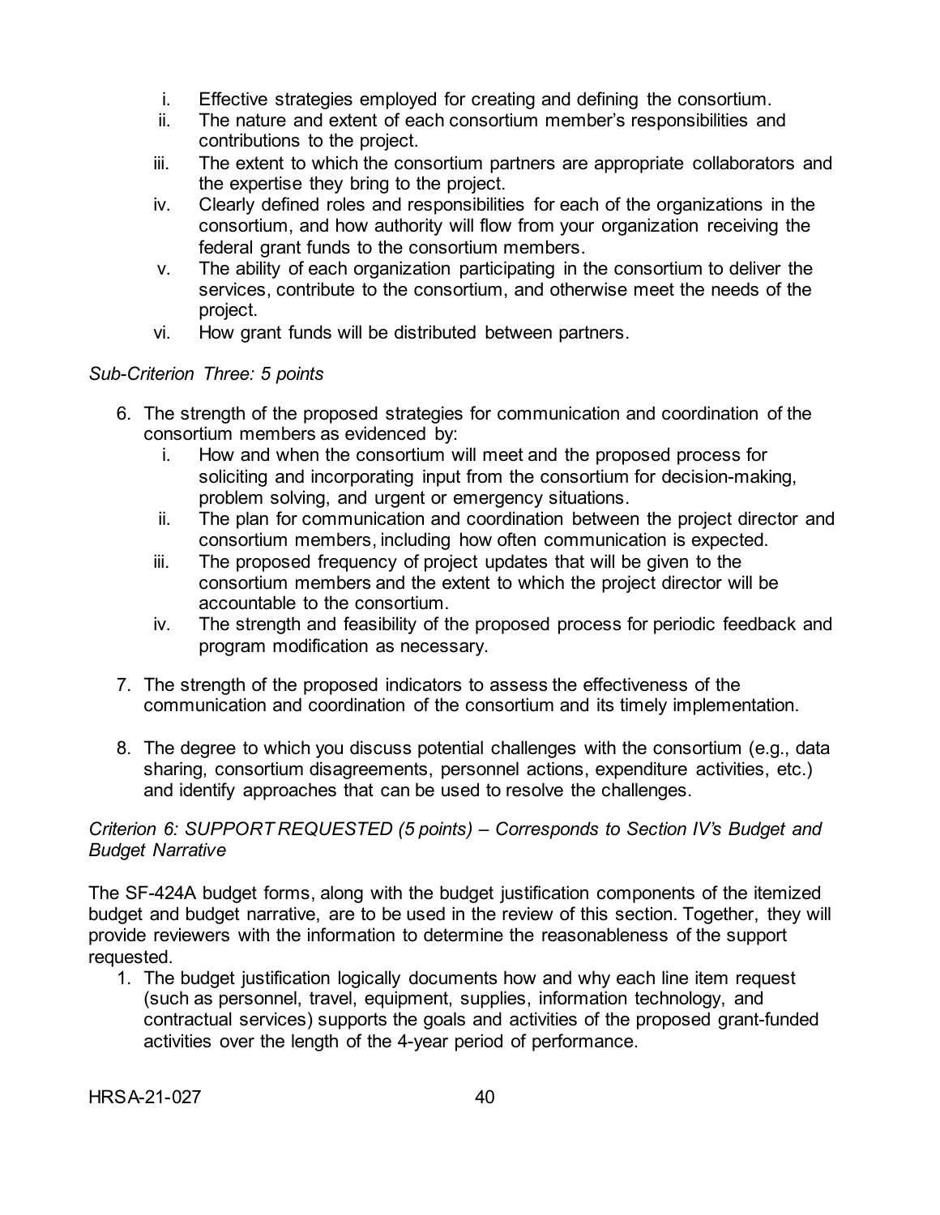i. Effective strategies employed for creating and defining the consortium.
ii. The nature and extent of each consortium member's responsibilities and contributions to the project.
iii. The extent to which the consortium partners are appropriate collaborators and the expertise they bring to the project.
iv. Clearly defined roles and responsibilities for each of the organizations in the consortium, and how authority will flow from your organization receiving the federal grant funds to the consortium members.
v. The ability of each organization participating in the consortium to deliver the services, contribute to the consortium, and otherwise meet the needs of the project.
vi. How grant funds will be distributed between partners.

*Sub-Criterion Three: 5 points*

6. The strength of the proposed strategies for communication and coordination of the consortium members as evidenced by:
   i. How and when the consortium will meet and the proposed process for soliciting and incorporating input from the consortium for decision-making, problem solving, and urgent or emergency situations.
   ii. The plan for communication and coordination between the project director and consortium members, including how often communication is expected.
   iii. The proposed frequency of project updates that will be given to the consortium members and the extent to which the project director will be accountable to the consortium.
   iv. The strength and feasibility of the proposed process for periodic feedback and program modification as necessary.

7. The strength of the proposed indicators to assess the effectiveness of the communication and coordination of the consortium and its timely implementation.

8. The degree to which you discuss potential challenges with the consortium (e.g., data sharing, consortium disagreements, personnel actions, expenditure activities, etc.) and identify approaches that can be used to resolve the challenges.

*Criterion 6: SUPPORT REQUESTED (5 points) – Corresponds to Section IV's Budget and Budget Narrative*

The SF-424A budget forms, along with the budget justification components of the itemized budget and budget narrative, are to be used in the review of this section. Together, they will provide reviewers with the information to determine the reasonableness of the support requested.

1. The budget justification logically documents how and why each line item request (such as personnel, travel, equipment, supplies, information technology, and contractual services) supports the goals and activities of the proposed grant-funded activities over the length of the 4-year period of performance.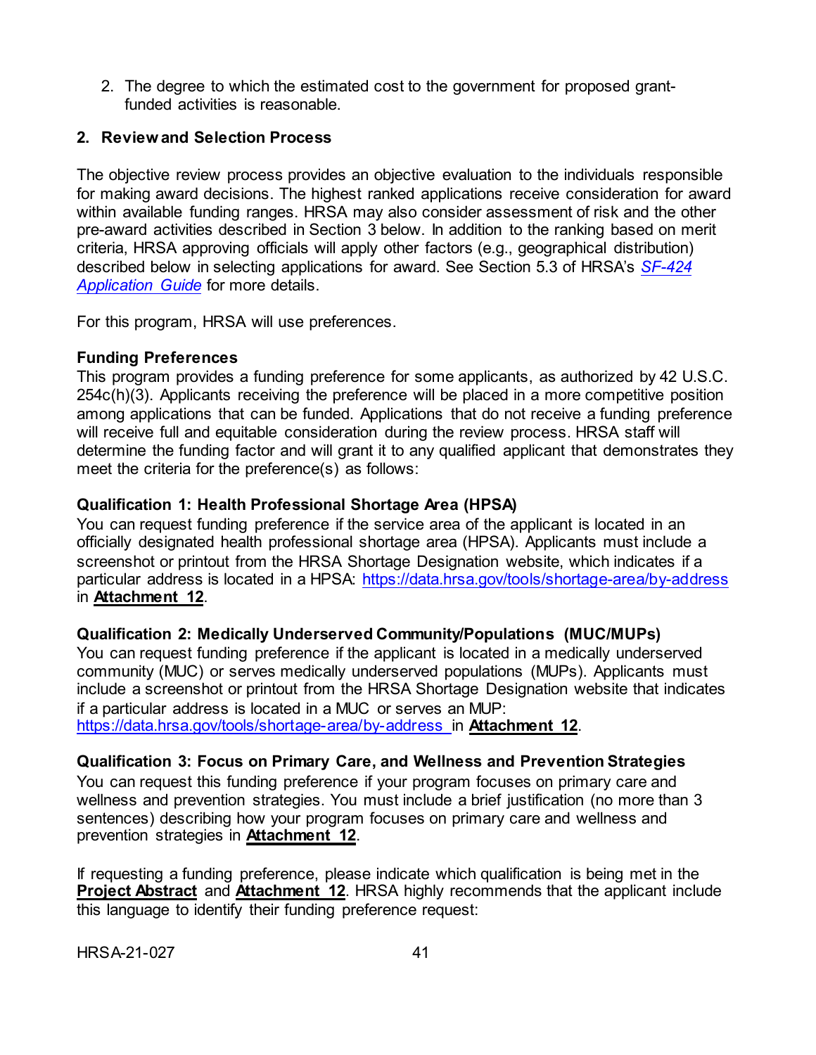2. The degree to which the estimated cost to the government for proposed grant-funded activities is reasonable.

## 2. Review and Selection Process

The objective review process provides an objective evaluation to the individuals responsible for making award decisions. The highest ranked applications receive consideration for award within available funding ranges. HRSA may also consider assessment of risk and the other pre-award activities described in Section 3 below. In addition to the ranking based on merit criteria, HRSA approving officials will apply other factors (e.g., geographical distribution) described below in selecting applications for award. See Section 5.3 of HRSA's [*SF-424 Application Guide*]() for more details.

For this program, HRSA will use preferences.

**Funding Preferences**

This program provides a funding preference for some applicants, as authorized by 42 U.S.C. 254c(h)(3). Applicants receiving the preference will be placed in a more competitive position among applications that can be funded. Applications that do not receive a funding preference will receive full and equitable consideration during the review process. HRSA staff will determine the funding factor and will grant it to any qualified applicant that demonstrates they meet the criteria for the preference(s) as follows:

**Qualification 1: Health Professional Shortage Area (HPSA)**

You can request funding preference if the service area of the applicant is located in an officially designated health professional shortage area (HPSA). Applicants must include a screenshot or printout from the HRSA Shortage Designation website, which indicates if a particular address is located in a HPSA: [https://data.hrsa.gov/tools/shortage-area/by-address](https://data.hrsa.gov/tools/shortage-area/by-address) in **Attachment 12**.

**Qualification 2: Medically Underserved Community/Populations (MUC/MUPs)**

You can request funding preference if the applicant is located in a medically underserved community (MUC) or serves medically underserved populations (MUPs). Applicants must include a screenshot or printout from the HRSA Shortage Designation website that indicates if a particular address is located in a MUC or serves an MUP: [https://data.hrsa.gov/tools/shortage-area/by-address](https://data.hrsa.gov/tools/shortage-area/by-address) in **Attachment 12**.

**Qualification 3: Focus on Primary Care, and Wellness and Prevention Strategies**

You can request this funding preference if your program focuses on primary care and wellness and prevention strategies. You must include a brief justification (no more than 3 sentences) describing how your program focuses on primary care and wellness and prevention strategies in **Attachment 12**.

If requesting a funding preference, please indicate which qualification is being met in the **Project Abstract** and **Attachment 12**. HRSA highly recommends that the applicant include this language to identify their funding preference request: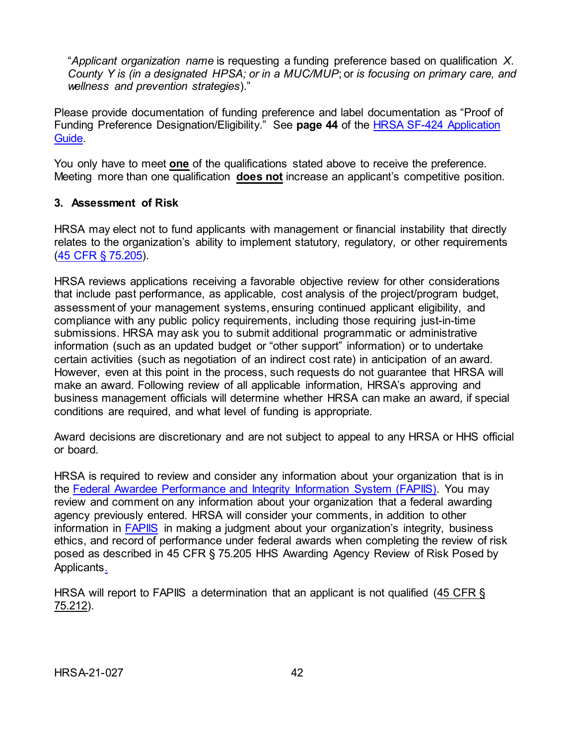"*Applicant organization name* is requesting a funding preference based on qualification *X*. *County Y is (in a designated HPSA; or in a MUC/MUP*; or *is focusing on primary care, and wellness and prevention strategies*)."

Please provide documentation of funding preference and label documentation as "Proof of Funding Preference Designation/Eligibility." See **page 44** of the HRSA SF-424 Application Guide.

You only have to meet **one** of the qualifications stated above to receive the preference. Meeting more than one qualification **does not** increase an applicant's competitive position.

### 3. Assessment of Risk

HRSA may elect not to fund applicants with management or financial instability that directly relates to the organization's ability to implement statutory, regulatory, or other requirements (45 CFR § 75.205).

HRSA reviews applications receiving a favorable objective review for other considerations that include past performance, as applicable, cost analysis of the project/program budget, assessment of your management systems, ensuring continued applicant eligibility, and compliance with any public policy requirements, including those requiring just-in-time submissions. HRSA may ask you to submit additional programmatic or administrative information (such as an updated budget or "other support" information) or to undertake certain activities (such as negotiation of an indirect cost rate) in anticipation of an award. However, even at this point in the process, such requests do not guarantee that HRSA will make an award. Following review of all applicable information, HRSA's approving and business management officials will determine whether HRSA can make an award, if special conditions are required, and what level of funding is appropriate.

Award decisions are discretionary and are not subject to appeal to any HRSA or HHS official or board.

HRSA is required to review and consider any information about your organization that is in the Federal Awardee Performance and Integrity Information System (FAPIIS). You may review and comment on any information about your organization that a federal awarding agency previously entered. HRSA will consider your comments, in addition to other information in FAPIIS in making a judgment about your organization's integrity, business ethics, and record of performance under federal awards when completing the review of risk posed as described in 45 CFR § 75.205 HHS Awarding Agency Review of Risk Posed by Applicants.

HRSA will report to FAPIIS a determination that an applicant is not qualified (45 CFR § 75.212).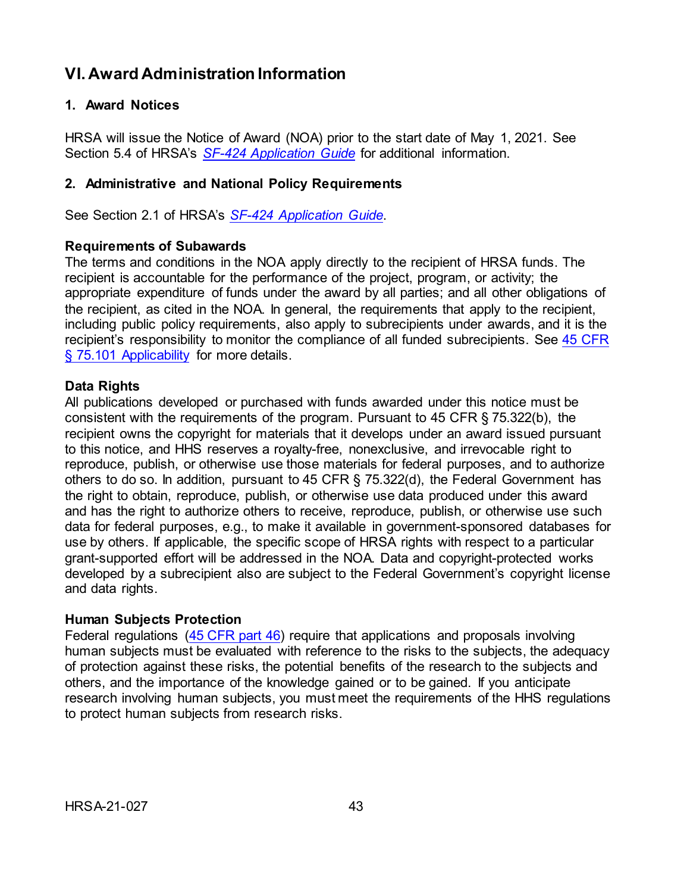## VI. Award Administration Information

### 1. Award Notices

HRSA will issue the Notice of Award (NOA) prior to the start date of May 1, 2021. See Section 5.4 of HRSA's *SF-424 Application Guide* for additional information.

### 2. Administrative and National Policy Requirements

See Section 2.1 of HRSA's *SF-424 Application Guide*.

**Requirements of Subawards**

The terms and conditions in the NOA apply directly to the recipient of HRSA funds. The recipient is accountable for the performance of the project, program, or activity; the appropriate expenditure of funds under the award by all parties; and all other obligations of the recipient, as cited in the NOA. In general, the requirements that apply to the recipient, including public policy requirements, also apply to subrecipients under awards, and it is the recipient's responsibility to monitor the compliance of all funded subrecipients. See 45 CFR § 75.101 Applicability for more details.

**Data Rights**

All publications developed or purchased with funds awarded under this notice must be consistent with the requirements of the program. Pursuant to 45 CFR § 75.322(b), the recipient owns the copyright for materials that it develops under an award issued pursuant to this notice, and HHS reserves a royalty-free, nonexclusive, and irrevocable right to reproduce, publish, or otherwise use those materials for federal purposes, and to authorize others to do so. In addition, pursuant to 45 CFR § 75.322(d), the Federal Government has the right to obtain, reproduce, publish, or otherwise use data produced under this award and has the right to authorize others to receive, reproduce, publish, or otherwise use such data for federal purposes, e.g., to make it available in government-sponsored databases for use by others. If applicable, the specific scope of HRSA rights with respect to a particular grant-supported effort will be addressed in the NOA. Data and copyright-protected works developed by a subrecipient also are subject to the Federal Government's copyright license and data rights.

**Human Subjects Protection**

Federal regulations (45 CFR part 46) require that applications and proposals involving human subjects must be evaluated with reference to the risks to the subjects, the adequacy of protection against these risks, the potential benefits of the research to the subjects and others, and the importance of the knowledge gained or to be gained. If you anticipate research involving human subjects, you must meet the requirements of the HHS regulations to protect human subjects from research risks.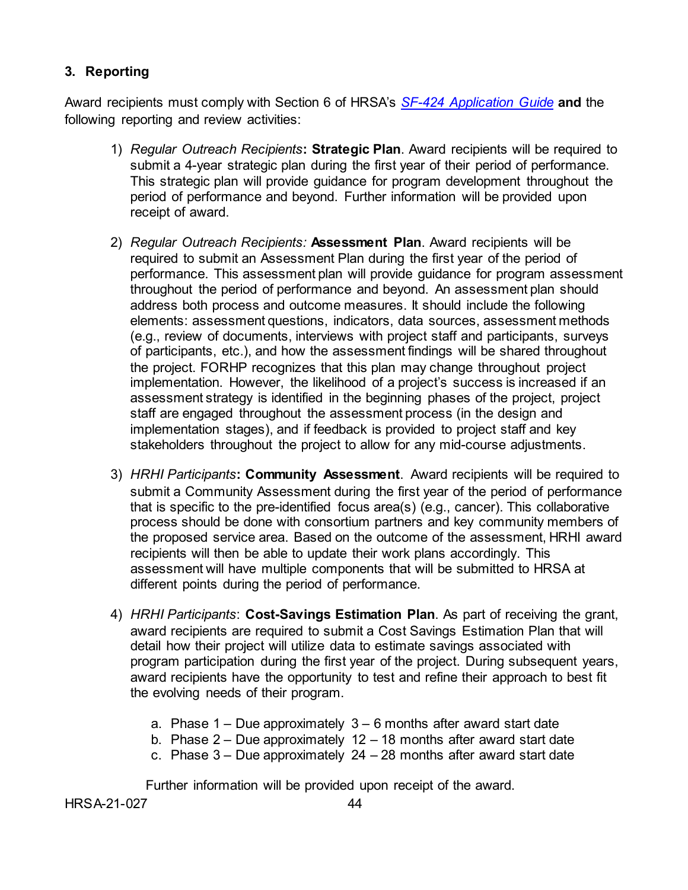### 3. Reporting

Award recipients must comply with Section 6 of HRSA's [*SF-424 Application Guide*]() **and** the following reporting and review activities:

1) *Regular Outreach Recipients*: **Strategic Plan**. Award recipients will be required to submit a 4-year strategic plan during the first year of their period of performance. This strategic plan will provide guidance for program development throughout the period of performance and beyond. Further information will be provided upon receipt of award.

2) *Regular Outreach Recipients:* **Assessment Plan**. Award recipients will be required to submit an Assessment Plan during the first year of the period of performance. This assessment plan will provide guidance for program assessment throughout the period of performance and beyond. An assessment plan should address both process and outcome measures. It should include the following elements: assessment questions, indicators, data sources, assessment methods (e.g., review of documents, interviews with project staff and participants, surveys of participants, etc.), and how the assessment findings will be shared throughout the project. FORHP recognizes that this plan may change throughout project implementation. However, the likelihood of a project's success is increased if an assessment strategy is identified in the beginning phases of the project, project staff are engaged throughout the assessment process (in the design and implementation stages), and if feedback is provided to project staff and key stakeholders throughout the project to allow for any mid-course adjustments.

3) *HRHI Participants*: **Community Assessment**. Award recipients will be required to submit a Community Assessment during the first year of the period of performance that is specific to the pre-identified focus area(s) (e.g., cancer). This collaborative process should be done with consortium partners and key community members of the proposed service area. Based on the outcome of the assessment, HRHI award recipients will then be able to update their work plans accordingly. This assessment will have multiple components that will be submitted to HRSA at different points during the period of performance.

4) *HRHI Participants*: **Cost-Savings Estimation Plan**. As part of receiving the grant, award recipients are required to submit a Cost Savings Estimation Plan that will detail how their project will utilize data to estimate savings associated with program participation during the first year of the project. During subsequent years, award recipients have the opportunity to test and refine their approach to best fit the evolving needs of their program.

   a. Phase 1 – Due approximately 3 – 6 months after award start date
   b. Phase 2 – Due approximately 12 – 18 months after award start date
   c. Phase 3 – Due approximately 24 – 28 months after award start date

   Further information will be provided upon receipt of the award.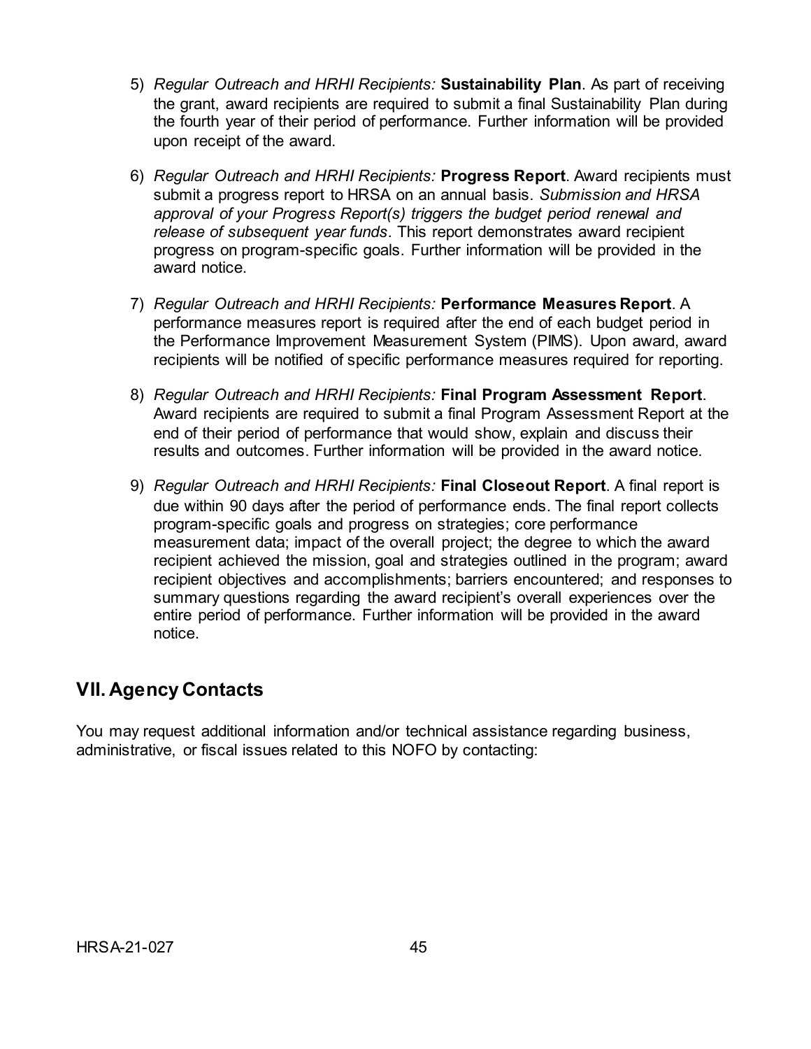5) *Regular Outreach and HRHI Recipients:* **Sustainability Plan**. As part of receiving the grant, award recipients are required to submit a final Sustainability Plan during the fourth year of their period of performance. Further information will be provided upon receipt of the award.

6) *Regular Outreach and HRHI Recipients:* **Progress Report**. Award recipients must submit a progress report to HRSA on an annual basis. *Submission and HRSA approval of your Progress Report(s) triggers the budget period renewal and release of subsequent year funds*. This report demonstrates award recipient progress on program-specific goals. Further information will be provided in the award notice.

7) *Regular Outreach and HRHI Recipients:* **Performance Measures Report**. A performance measures report is required after the end of each budget period in the Performance Improvement Measurement System (PIMS). Upon award, award recipients will be notified of specific performance measures required for reporting.

8) *Regular Outreach and HRHI Recipients:* **Final Program Assessment Report**. Award recipients are required to submit a final Program Assessment Report at the end of their period of performance that would show, explain and discuss their results and outcomes. Further information will be provided in the award notice.

9) *Regular Outreach and HRHI Recipients:* **Final Closeout Report**. A final report is due within 90 days after the period of performance ends. The final report collects program-specific goals and progress on strategies; core performance measurement data; impact of the overall project; the degree to which the award recipient achieved the mission, goal and strategies outlined in the program; award recipient objectives and accomplishments; barriers encountered; and responses to summary questions regarding the award recipient's overall experiences over the entire period of performance. Further information will be provided in the award notice.

## VII. Agency Contacts

You may request additional information and/or technical assistance regarding business, administrative, or fiscal issues related to this NOFO by contacting: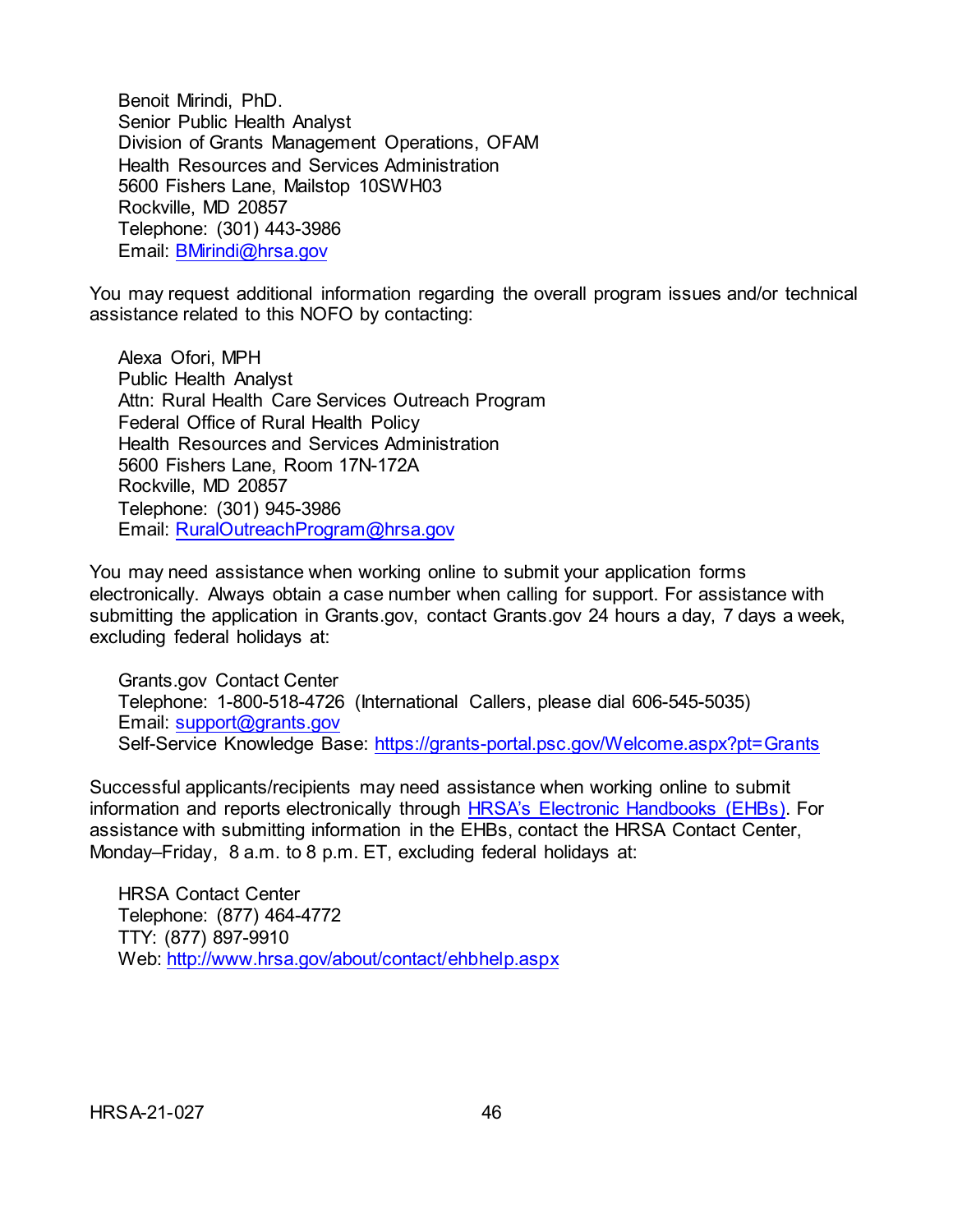Benoit Mirindi, PhD.
Senior Public Health Analyst
Division of Grants Management Operations, OFAM
Health Resources and Services Administration
5600 Fishers Lane, Mailstop 10SWH03
Rockville, MD 20857
Telephone: (301) 443-3986
Email: [BMirindi@hrsa.gov](mailto:BMirindi@hrsa.gov)

You may request additional information regarding the overall program issues and/or technical assistance related to this NOFO by contacting:

Alexa Ofori, MPH
Public Health Analyst
Attn: Rural Health Care Services Outreach Program
Federal Office of Rural Health Policy
Health Resources and Services Administration
5600 Fishers Lane, Room 17N-172A
Rockville, MD 20857
Telephone: (301) 945-3986
Email: [RuralOutreachProgram@hrsa.gov](mailto:RuralOutreachProgram@hrsa.gov)

You may need assistance when working online to submit your application forms electronically. Always obtain a case number when calling for support. For assistance with submitting the application in Grants.gov, contact Grants.gov 24 hours a day, 7 days a week, excluding federal holidays at:

Grants.gov Contact Center
Telephone: 1-800-518-4726 (International Callers, please dial 606-545-5035)
Email: [support@grants.gov](mailto:support@grants.gov)
Self-Service Knowledge Base: [https://grants-portal.psc.gov/Welcome.aspx?pt=Grants](https://grants-portal.psc.gov/Welcome.aspx?pt=Grants)

Successful applicants/recipients may need assistance when working online to submit information and reports electronically through HRSA's Electronic Handbooks (EHBs). For assistance with submitting information in the EHBs, contact the HRSA Contact Center, Monday–Friday, 8 a.m. to 8 p.m. ET, excluding federal holidays at:

HRSA Contact Center
Telephone: (877) 464-4772
TTY: (877) 897-9910
Web: [http://www.hrsa.gov/about/contact/ehbhelp.aspx](http://www.hrsa.gov/about/contact/ehbhelp.aspx)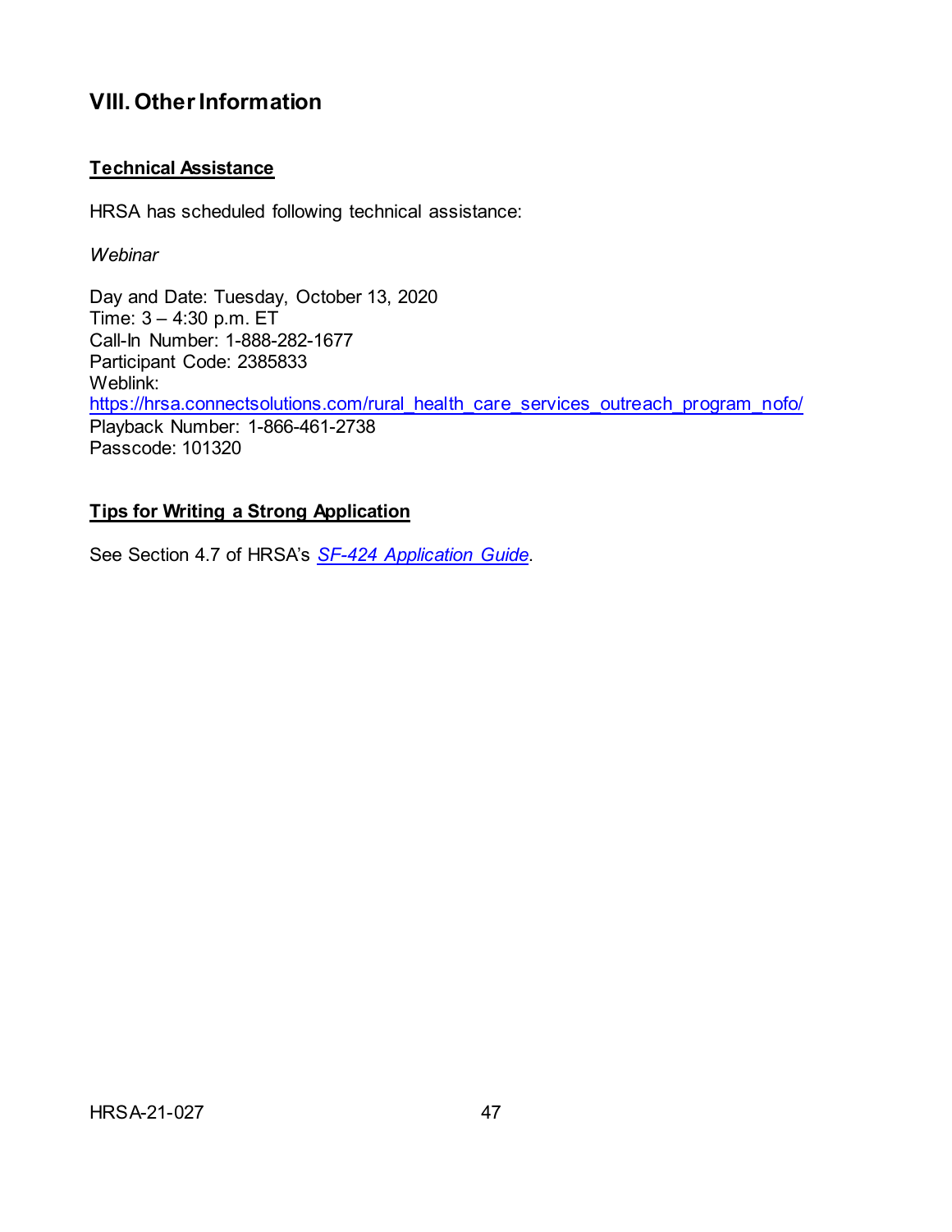## VIII. Other Information

### Technical Assistance

HRSA has scheduled following technical assistance:

*Webinar*

Day and Date: Tuesday, October 13, 2020
Time: 3 – 4:30 p.m. ET
Call-In Number: 1-888-282-1677
Participant Code: 2385833
Weblink:
https://hrsa.connectsolutions.com/rural_health_care_services_outreach_program_nofo/
Playback Number: 1-866-461-2738
Passcode: 101320

### Tips for Writing a Strong Application

See Section 4.7 of HRSA's *SF-424 Application Guide*.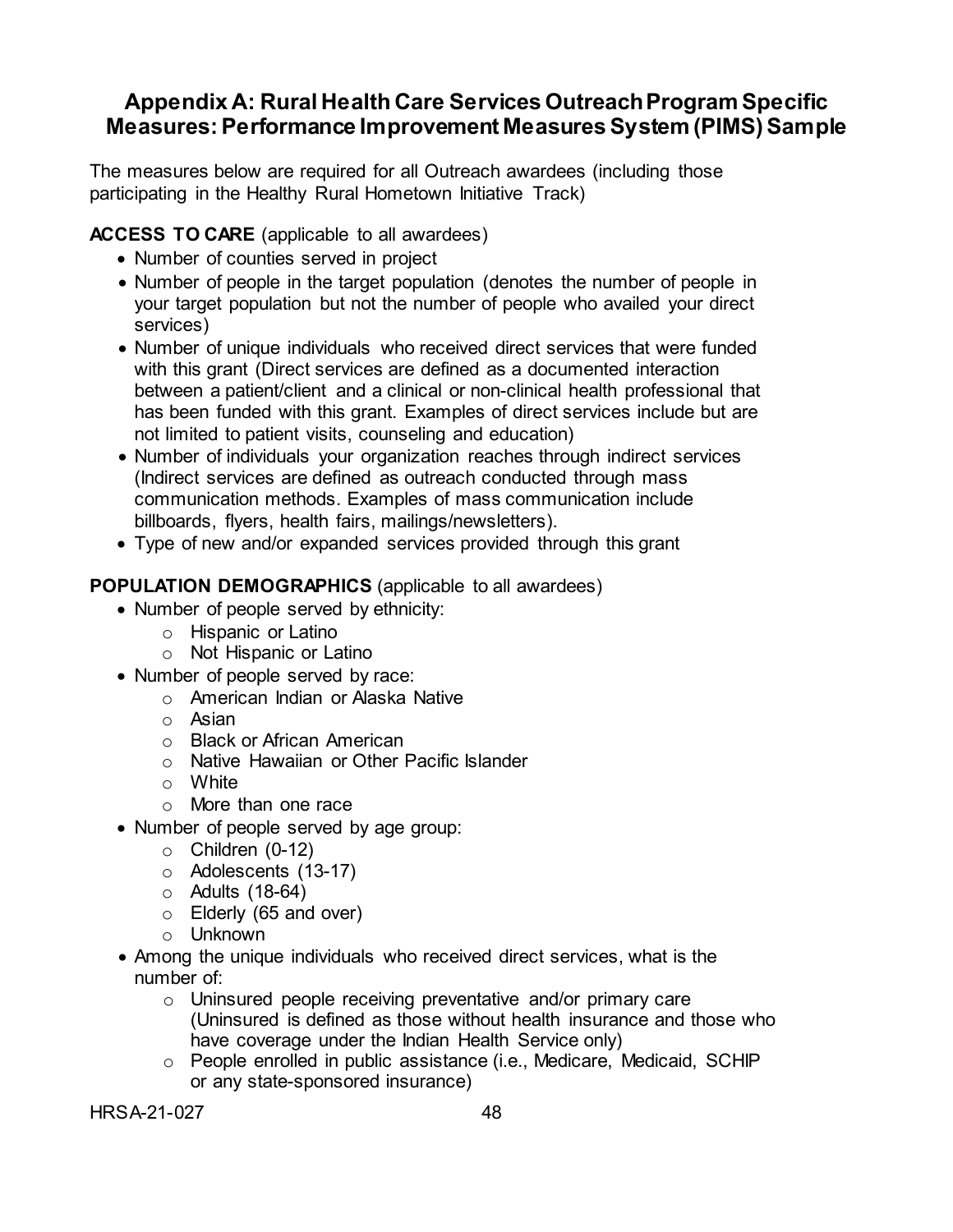## Appendix A: Rural Health Care Services Outreach Program Specific Measures: Performance Improvement Measures System (PIMS) Sample

The measures below are required for all Outreach awardees (including those participating in the Healthy Rural Hometown Initiative Track)

**ACCESS TO CARE** (applicable to all awardees)

- Number of counties served in project
- Number of people in the target population (denotes the number of people in your target population but not the number of people who availed your direct services)
- Number of unique individuals who received direct services that were funded with this grant (Direct services are defined as a documented interaction between a patient/client and a clinical or non-clinical health professional that has been funded with this grant. Examples of direct services include but are not limited to patient visits, counseling and education)
- Number of individuals your organization reaches through indirect services (Indirect services are defined as outreach conducted through mass communication methods. Examples of mass communication include billboards, flyers, health fairs, mailings/newsletters).
- Type of new and/or expanded services provided through this grant

**POPULATION DEMOGRAPHICS** (applicable to all awardees)

- Number of people served by ethnicity:
  - Hispanic or Latino
  - Not Hispanic or Latino
- Number of people served by race:
  - American Indian or Alaska Native
  - Asian
  - Black or African American
  - Native Hawaiian or Other Pacific Islander
  - White
  - More than one race
- Number of people served by age group:
  - Children (0-12)
  - Adolescents (13-17)
  - Adults (18-64)
  - Elderly (65 and over)
  - Unknown
- Among the unique individuals who received direct services, what is the number of:
  - Uninsured people receiving preventative and/or primary care (Uninsured is defined as those without health insurance and those who have coverage under the Indian Health Service only)
  - People enrolled in public assistance (i.e., Medicare, Medicaid, SCHIP or any state-sponsored insurance)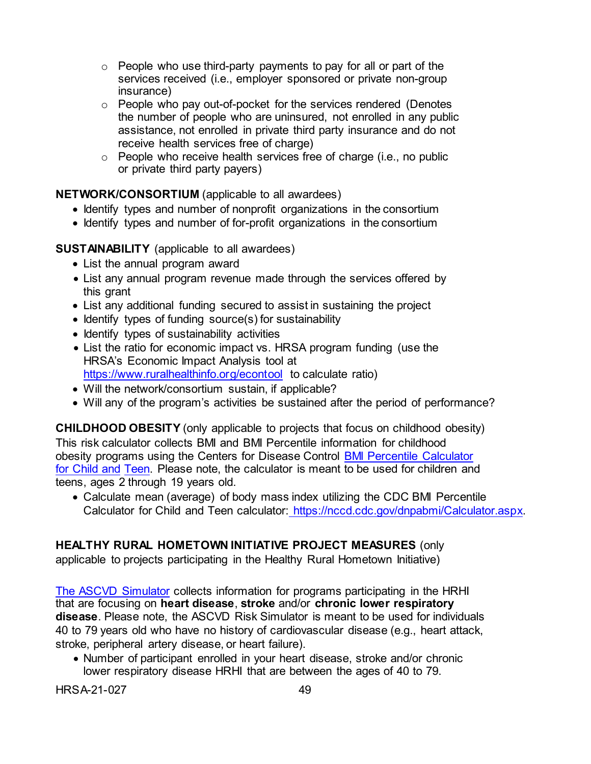- People who use third-party payments to pay for all or part of the services received (i.e., employer sponsored or private non-group insurance)
  - People who pay out-of-pocket for the services rendered (Denotes the number of people who are uninsured, not enrolled in any public assistance, not enrolled in private third party insurance and do not receive health services free of charge)
  - People who receive health services free of charge (i.e., no public or private third party payers)

**NETWORK/CONSORTIUM** (applicable to all awardees)

- Identify types and number of nonprofit organizations in the consortium
- Identify types and number of for-profit organizations in the consortium

**SUSTAINABILITY** (applicable to all awardees)

- List the annual program award
- List any annual program revenue made through the services offered by this grant
- List any additional funding secured to assist in sustaining the project
- Identify types of funding source(s) for sustainability
- Identify types of sustainability activities
- List the ratio for economic impact vs. HRSA program funding (use the HRSA's Economic Impact Analysis tool at [https://www.ruralhealthinfo.org/econtool](https://www.ruralhealthinfo.org/econtool) to calculate ratio)
- Will the network/consortium sustain, if applicable?
- Will any of the program's activities be sustained after the period of performance?

**CHILDHOOD OBESITY** (only applicable to projects that focus on childhood obesity)
This risk calculator collects BMI and BMI Percentile information for childhood obesity programs using the Centers for Disease Control BMI Percentile Calculator for Child and Teen. Please note, the calculator is meant to be used for children and teens, ages 2 through 19 years old.

- Calculate mean (average) of body mass index utilizing the CDC BMI Percentile Calculator for Child and Teen calculator: [https://nccd.cdc.gov/dnpabmi/Calculator.aspx](https://nccd.cdc.gov/dnpabmi/Calculator.aspx).

**HEALTHY RURAL HOMETOWN INITIATIVE PROJECT MEASURES** (only applicable to projects participating in the Healthy Rural Hometown Initiative)

The ASCVD Simulator collects information for programs participating in the HRHI that are focusing on **heart disease**, **stroke** and/or **chronic lower respiratory disease**. Please note, the ASCVD Risk Simulator is meant to be used for individuals 40 to 79 years old who have no history of cardiovascular disease (e.g., heart attack, stroke, peripheral artery disease, or heart failure).

- Number of participant enrolled in your heart disease, stroke and/or chronic lower respiratory disease HRHI that are between the ages of 40 to 79.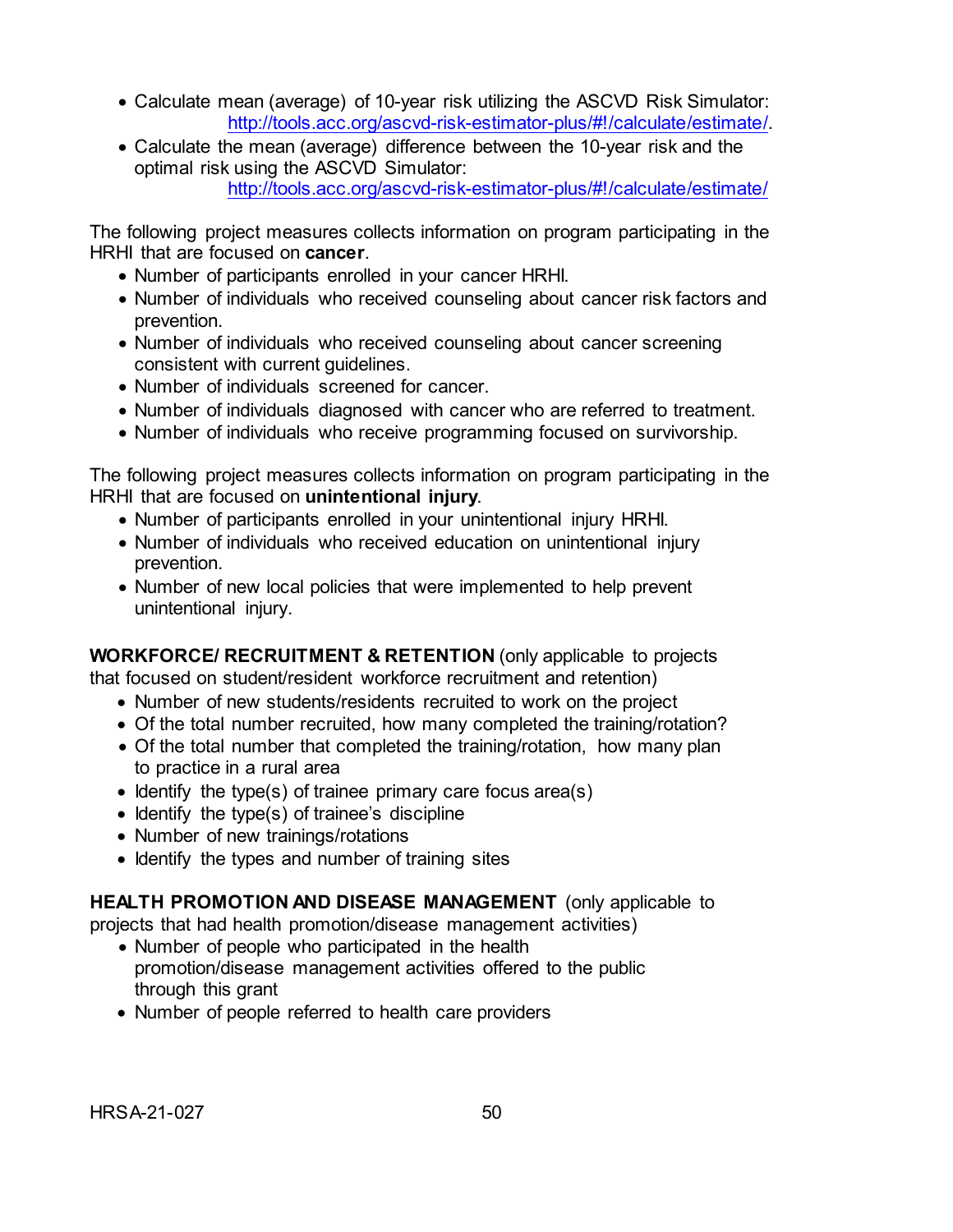- Calculate mean (average) of 10-year risk utilizing the ASCVD Risk Simulator: http://tools.acc.org/ascvd-risk-estimator-plus/#!/calculate/estimate/.
- Calculate the mean (average) difference between the 10-year risk and the optimal risk using the ASCVD Simulator: http://tools.acc.org/ascvd-risk-estimator-plus/#!/calculate/estimate/

The following project measures collects information on program participating in the HRHI that are focused on **cancer**.

- Number of participants enrolled in your cancer HRHI.
- Number of individuals who received counseling about cancer risk factors and prevention.
- Number of individuals who received counseling about cancer screening consistent with current guidelines.
- Number of individuals screened for cancer.
- Number of individuals diagnosed with cancer who are referred to treatment.
- Number of individuals who receive programming focused on survivorship.

The following project measures collects information on program participating in the HRHI that are focused on **unintentional injury**.

- Number of participants enrolled in your unintentional injury HRHI.
- Number of individuals who received education on unintentional injury prevention.
- Number of new local policies that were implemented to help prevent unintentional injury.

**WORKFORCE/ RECRUITMENT & RETENTION** (only applicable to projects that focused on student/resident workforce recruitment and retention)

- Number of new students/residents recruited to work on the project
- Of the total number recruited, how many completed the training/rotation?
- Of the total number that completed the training/rotation, how many plan to practice in a rural area
- Identify the type(s) of trainee primary care focus area(s)
- Identify the type(s) of trainee's discipline
- Number of new trainings/rotations
- Identify the types and number of training sites

**HEALTH PROMOTION AND DISEASE MANAGEMENT** (only applicable to projects that had health promotion/disease management activities)

- Number of people who participated in the health promotion/disease management activities offered to the public through this grant
- Number of people referred to health care providers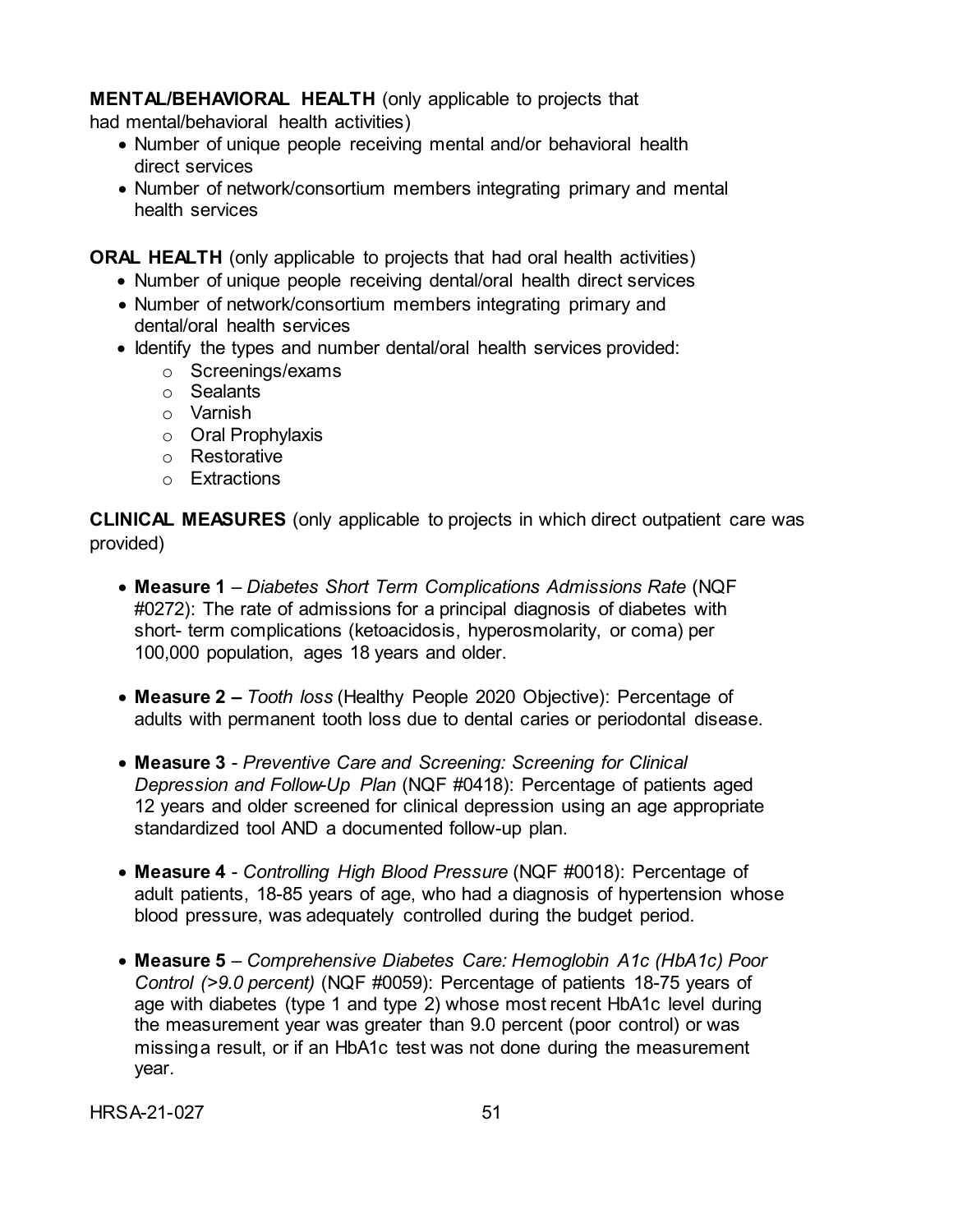**MENTAL/BEHAVIORAL HEALTH** (only applicable to projects that had mental/behavioral health activities)

- Number of unique people receiving mental and/or behavioral health direct services
- Number of network/consortium members integrating primary and mental health services

**ORAL HEALTH** (only applicable to projects that had oral health activities)

- Number of unique people receiving dental/oral health direct services
- Number of network/consortium members integrating primary and dental/oral health services
- Identify the types and number dental/oral health services provided:
  - Screenings/exams
  - Sealants
  - Varnish
  - Oral Prophylaxis
  - Restorative
  - Extractions

**CLINICAL MEASURES** (only applicable to projects in which direct outpatient care was provided)

- **Measure 1** – *Diabetes Short Term Complications Admissions Rate* (NQF #0272): The rate of admissions for a principal diagnosis of diabetes with short- term complications (ketoacidosis, hyperosmolarity, or coma) per 100,000 population, ages 18 years and older.

- **Measure 2 –** *Tooth loss* (Healthy People 2020 Objective): Percentage of adults with permanent tooth loss due to dental caries or periodontal disease.

- **Measure 3** - *Preventive Care and Screening: Screening for Clinical Depression and Follow-Up Plan* (NQF #0418): Percentage of patients aged 12 years and older screened for clinical depression using an age appropriate standardized tool AND a documented follow-up plan.

- **Measure 4** - *Controlling High Blood Pressure* (NQF #0018): Percentage of adult patients, 18-85 years of age, who had a diagnosis of hypertension whose blood pressure, was adequately controlled during the budget period.

- **Measure 5** – *Comprehensive Diabetes Care: Hemoglobin A1c (HbA1c) Poor Control (>9.0 percent)* (NQF #0059): Percentage of patients 18-75 years of age with diabetes (type 1 and type 2) whose most recent HbA1c level during the measurement year was greater than 9.0 percent (poor control) or was missing a result, or if an HbA1c test was not done during the measurement year.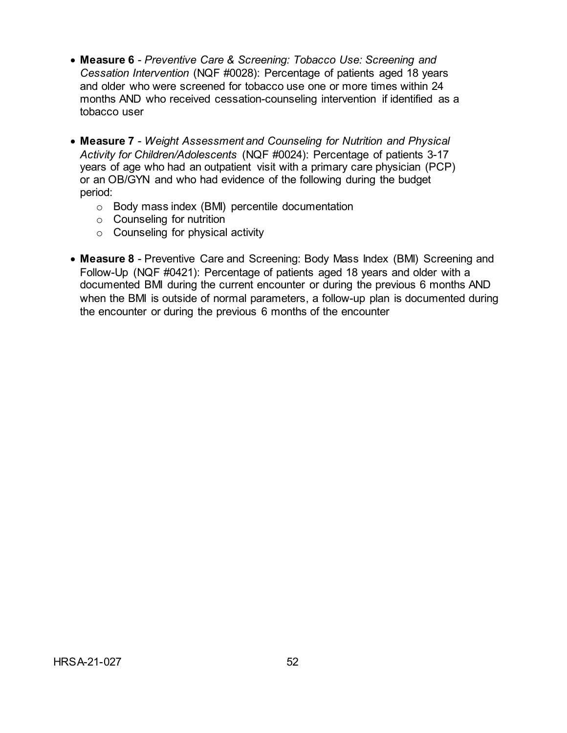- **Measure 6** - *Preventive Care & Screening: Tobacco Use: Screening and Cessation Intervention* (NQF #0028): Percentage of patients aged 18 years and older who were screened for tobacco use one or more times within 24 months AND who received cessation-counseling intervention if identified as a tobacco user

- **Measure 7** - *Weight Assessment and Counseling for Nutrition and Physical Activity for Children/Adolescents* (NQF #0024): Percentage of patients 3-17 years of age who had an outpatient visit with a primary care physician (PCP) or an OB/GYN and who had evidence of the following during the budget period:
  - Body mass index (BMI) percentile documentation
  - Counseling for nutrition
  - Counseling for physical activity

- **Measure 8** - Preventive Care and Screening: Body Mass Index (BMI) Screening and Follow-Up (NQF #0421): Percentage of patients aged 18 years and older with a documented BMI during the current encounter or during the previous 6 months AND when the BMI is outside of normal parameters, a follow-up plan is documented during the encounter or during the previous 6 months of the encounter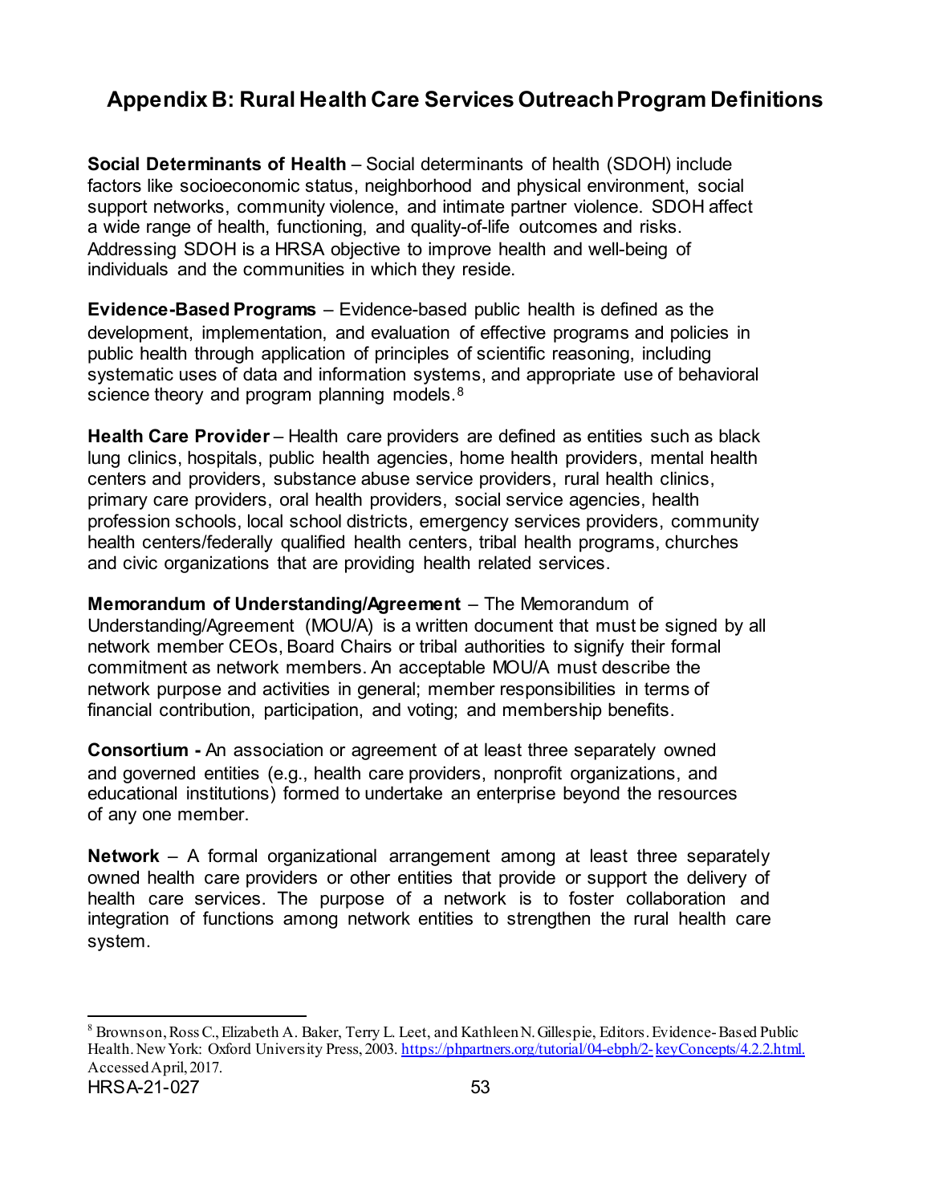## Appendix B: Rural Health Care Services Outreach Program Definitions

**Social Determinants of Health** – Social determinants of health (SDOH) include factors like socioeconomic status, neighborhood and physical environment, social support networks, community violence, and intimate partner violence. SDOH affect a wide range of health, functioning, and quality-of-life outcomes and risks. Addressing SDOH is a HRSA objective to improve health and well-being of individuals and the communities in which they reside.

**Evidence-Based Programs** – Evidence-based public health is defined as the development, implementation, and evaluation of effective programs and policies in public health through application of principles of scientific reasoning, including systematic uses of data and information systems, and appropriate use of behavioral science theory and program planning models.[8]

**Health Care Provider** – Health care providers are defined as entities such as black lung clinics, hospitals, public health agencies, home health providers, mental health centers and providers, substance abuse service providers, rural health clinics, primary care providers, oral health providers, social service agencies, health profession schools, local school districts, emergency services providers, community health centers/federally qualified health centers, tribal health programs, churches and civic organizations that are providing health related services.

**Memorandum of Understanding/Agreement** – The Memorandum of Understanding/Agreement (MOU/A) is a written document that must be signed by all network member CEOs, Board Chairs or tribal authorities to signify their formal commitment as network members. An acceptable MOU/A must describe the network purpose and activities in general; member responsibilities in terms of financial contribution, participation, and voting; and membership benefits.

**Consortium -** An association or agreement of at least three separately owned and governed entities (e.g., health care providers, nonprofit organizations, and educational institutions) formed to undertake an enterprise beyond the resources of any one member.

**Network** – A formal organizational arrangement among at least three separately owned health care providers or other entities that provide or support the delivery of health care services. The purpose of a network is to foster collaboration and integration of functions among network entities to strengthen the rural health care system.

---

[8] Brownson, Ross C., Elizabeth A. Baker, Terry L. Leet, and Kathleen N. Gillespie, Editors. Evidence-Based Public Health. New York: Oxford University Press, 2003. https://phpartners.org/tutorial/04-ebph/2-keyConcepts/4.2.2.html. Accessed April, 2017.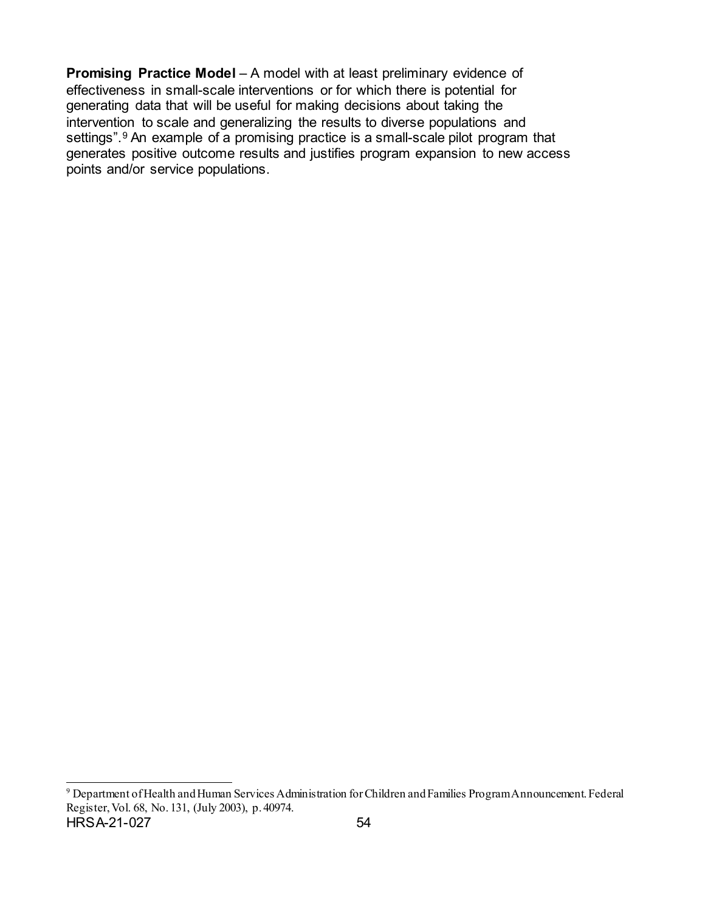**Promising Practice Model** – A model with at least preliminary evidence of effectiveness in small-scale interventions or for which there is potential for generating data that will be useful for making decisions about taking the intervention to scale and generalizing the results to diverse populations and settings”.[9] An example of a promising practice is a small-scale pilot program that generates positive outcome results and justifies program expansion to new access points and/or service populations.

---

[9] Department of Health and Human Services Administration for Children and Families Program Announcement. Federal Register, Vol. 68, No. 131, (July 2003), p. 40974.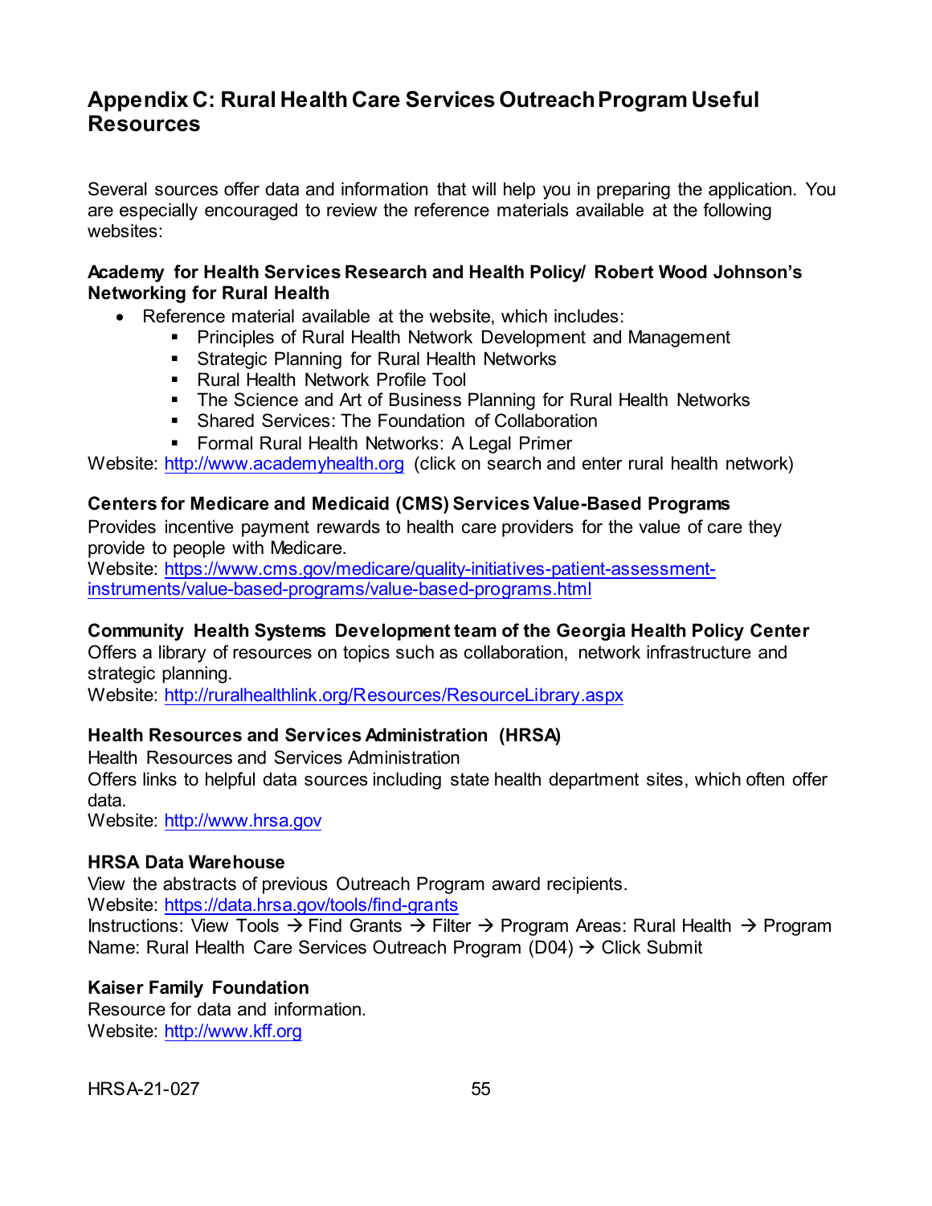## Appendix C: Rural Health Care Services Outreach Program Useful Resources

Several sources offer data and information that will help you in preparing the application. You are especially encouraged to review the reference materials available at the following websites:

**Academy for Health Services Research and Health Policy/ Robert Wood Johnson's Networking for Rural Health**

- Reference material available at the website, which includes:
  - Principles of Rural Health Network Development and Management
  - Strategic Planning for Rural Health Networks
  - Rural Health Network Profile Tool
  - The Science and Art of Business Planning for Rural Health Networks
  - Shared Services: The Foundation of Collaboration
  - Formal Rural Health Networks: A Legal Primer

Website: http://www.academyhealth.org (click on search and enter rural health network)

**Centers for Medicare and Medicaid (CMS) Services Value-Based Programs**
Provides incentive payment rewards to health care providers for the value of care they provide to people with Medicare.
Website: https://www.cms.gov/medicare/quality-initiatives-patient-assessment-instruments/value-based-programs/value-based-programs.html

**Community Health Systems Development team of the Georgia Health Policy Center**
Offers a library of resources on topics such as collaboration, network infrastructure and strategic planning.
Website: http://ruralhealthlink.org/Resources/ResourceLibrary.aspx

**Health Resources and Services Administration (HRSA)**
Health Resources and Services Administration
Offers links to helpful data sources including state health department sites, which often offer data.
Website: http://www.hrsa.gov

**HRSA Data Warehouse**
View the abstracts of previous Outreach Program award recipients.
Website: https://data.hrsa.gov/tools/find-grants
Instructions: View Tools → Find Grants → Filter → Program Areas: Rural Health → Program Name: Rural Health Care Services Outreach Program (D04) → Click Submit

**Kaiser Family Foundation**
Resource for data and information.
Website: http://www.kff.org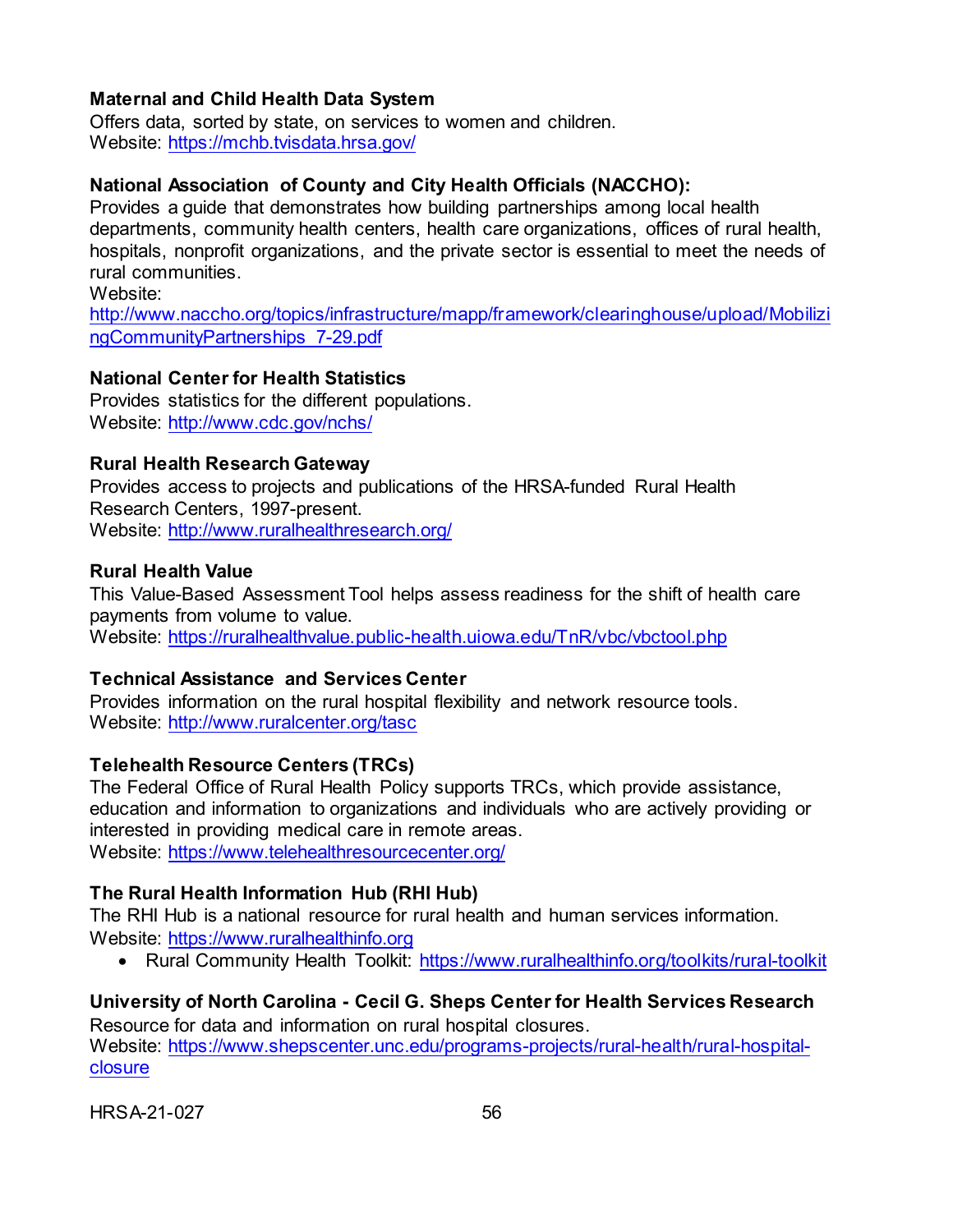**Maternal and Child Health Data System**
Offers data, sorted by state, on services to women and children.
Website: https://mchb.tvisdata.hrsa.gov/

**National Association of County and City Health Officials (NACCHO):**
Provides a guide that demonstrates how building partnerships among local health departments, community health centers, health care organizations, offices of rural health, hospitals, nonprofit organizations, and the private sector is essential to meet the needs of rural communities.
Website:
http://www.naccho.org/topics/infrastructure/mapp/framework/clearinghouse/upload/MobilizingCommunityPartnerships_7-29.pdf

**National Center for Health Statistics**
Provides statistics for the different populations.
Website: http://www.cdc.gov/nchs/

**Rural Health Research Gateway**
Provides access to projects and publications of the HRSA-funded Rural Health Research Centers, 1997-present.
Website: http://www.ruralhealthresearch.org/

**Rural Health Value**
This Value-Based Assessment Tool helps assess readiness for the shift of health care payments from volume to value.
Website: https://ruralhealthvalue.public-health.uiowa.edu/TnR/vbc/vbctool.php

**Technical Assistance and Services Center**
Provides information on the rural hospital flexibility and network resource tools.
Website: http://www.ruralcenter.org/tasc

**Telehealth Resource Centers (TRCs)**
The Federal Office of Rural Health Policy supports TRCs, which provide assistance, education and information to organizations and individuals who are actively providing or interested in providing medical care in remote areas.
Website: https://www.telehealthresourcecenter.org/

**The Rural Health Information Hub (RHI Hub)**
The RHI Hub is a national resource for rural health and human services information.
Website: https://www.ruralhealthinfo.org

- Rural Community Health Toolkit: https://www.ruralhealthinfo.org/toolkits/rural-toolkit

**University of North Carolina - Cecil G. Sheps Center for Health Services Research**
Resource for data and information on rural hospital closures.
Website: https://www.shepscenter.unc.edu/programs-projects/rural-health/rural-hospital-closure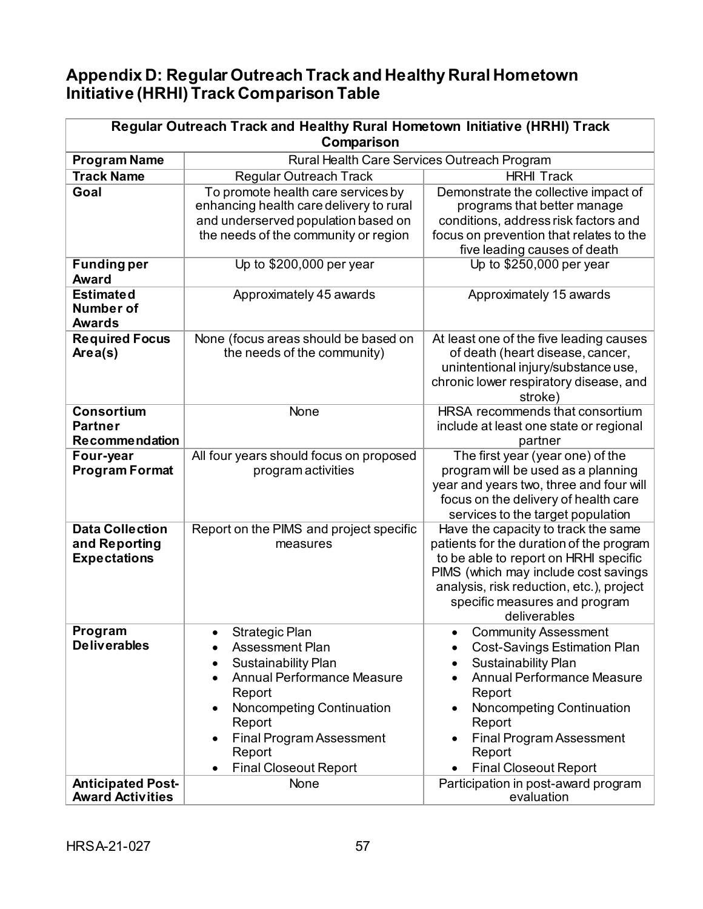## Appendix D: Regular Outreach Track and Healthy Rural Hometown Initiative (HRHI) Track Comparison Table

| Regular Outreach Track and Healthy Rural Hometown Initiative (HRHI) Track Comparison | | |
|---|---|---|
| **Program Name** | Rural Health Care Services Outreach Program | |
| **Track Name** | Regular Outreach Track | HRHI Track |
| **Goal** | To promote health care services by enhancing health care delivery to rural and underserved population based on the needs of the community or region | Demonstrate the collective impact of programs that better manage conditions, address risk factors and focus on prevention that relates to the five leading causes of death |
| **Funding per Award** | Up to $200,000 per year | Up to $250,000 per year |
| **Estimated Number of Awards** | Approximately 45 awards | Approximately 15 awards |
| **Required Focus Area(s)** | None (focus areas should be based on the needs of the community) | At least one of the five leading causes of death (heart disease, cancer, unintentional injury/substance use, chronic lower respiratory disease, and stroke) |
| **Consortium Partner Recommendation** | None | HRSA recommends that consortium include at least one state or regional partner |
| **Four-year Program Format** | All four years should focus on proposed program activities | The first year (year one) of the program will be used as a planning year and years two, three and four will focus on the delivery of health care services to the target population |
| **Data Collection and Reporting Expectations** | Report on the PIMS and project specific measures | Have the capacity to track the same patients for the duration of the program to be able to report on HRHI specific PIMS (which may include cost savings analysis, risk reduction, etc.), project specific measures and program deliverables |
| **Program Deliverables** | • Strategic Plan<br>• Assessment Plan<br>• Sustainability Plan<br>• Annual Performance Measure Report<br>• Noncompeting Continuation Report<br>• Final Program Assessment Report<br>• Final Closeout Report | • Community Assessment<br>• Cost-Savings Estimation Plan<br>• Sustainability Plan<br>• Annual Performance Measure Report<br>• Noncompeting Continuation Report<br>• Final Program Assessment Report<br>• Final Closeout Report |
| **Anticipated Post-Award Activities** | None | Participation in post-award program evaluation |